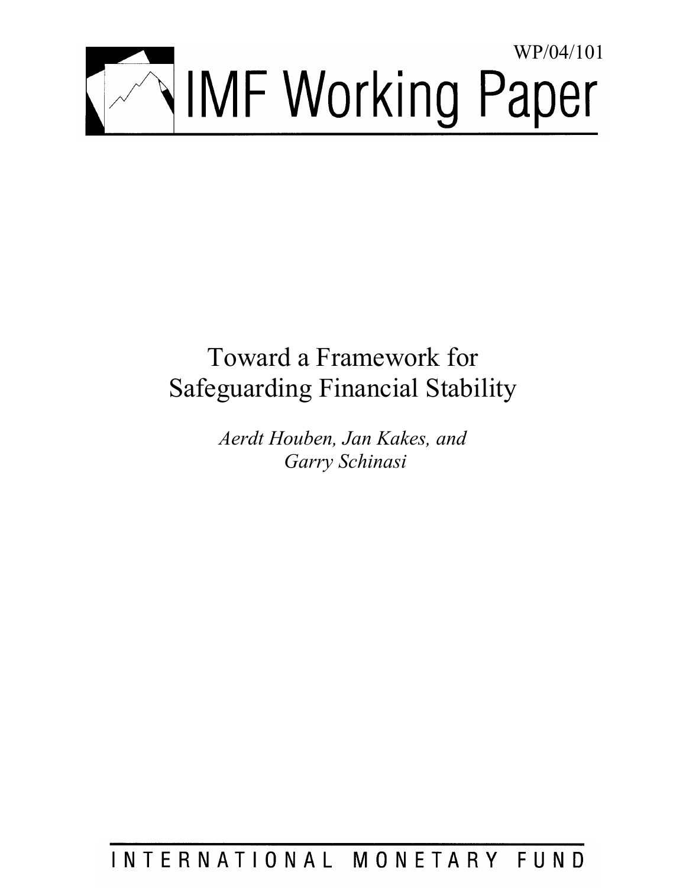WP/04/101

# IMF Working Paper

# Toward a Framework for Safeguarding Financial Stability

*Aerdt Houben, Jan Kakes, and Garry Schinasi*

INTERNATIONAL MONETARY FUND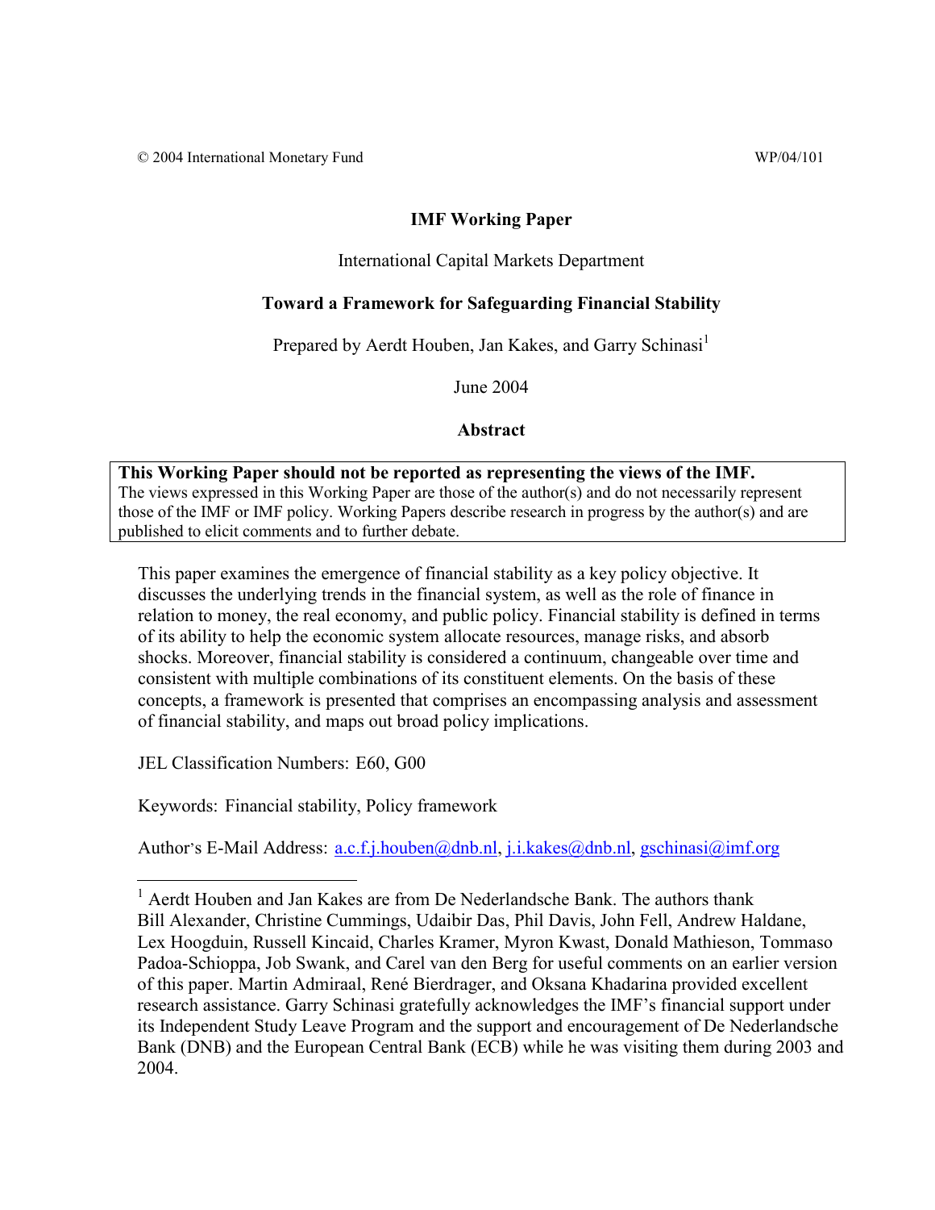© 2004 International Monetary Fund WP/04/101

# IMF Working Paper

International Capital Markets Department

## Toward a Framework for Safeguarding Financial Stability

Prepared by Aerdt Houben, Jan Kakes, and Garry Schinasi[1]

June 2004

### Abstract

**This Working Paper should not be reported as representing the views of the IMF.**
The views expressed in this Working Paper are those of the author(s) and do not necessarily represent those of the IMF or IMF policy. Working Papers describe research in progress by the author(s) and are published to elicit comments and to further debate.

This paper examines the emergence of financial stability as a key policy objective. It discusses the underlying trends in the financial system, as well as the role of finance in relation to money, the real economy, and public policy. Financial stability is defined in terms of its ability to help the economic system allocate resources, manage risks, and absorb shocks. Moreover, financial stability is considered a continuum, changeable over time and consistent with multiple combinations of its constituent elements. On the basis of these concepts, a framework is presented that comprises an encompassing analysis and assessment of financial stability, and maps out broad policy implications.

JEL Classification Numbers: E60, G00

Keywords: Financial stability, Policy framework

Author's E-Mail Address: a.c.f.j.houben@dnb.nl, j.i.kakes@dnb.nl, gschinasi@imf.org

[1] Aerdt Houben and Jan Kakes are from De Nederlandsche Bank. The authors thank Bill Alexander, Christine Cummings, Udaibir Das, Phil Davis, John Fell, Andrew Haldane, Lex Hoogduin, Russell Kincaid, Charles Kramer, Myron Kwast, Donald Mathieson, Tommaso Padoa-Schioppa, Job Swank, and Carel van den Berg for useful comments on an earlier version of this paper. Martin Admiraal, René Bierdrager, and Oksana Khadarina provided excellent research assistance. Garry Schinasi gratefully acknowledges the IMF's financial support under its Independent Study Leave Program and the support and encouragement of De Nederlandsche Bank (DNB) and the European Central Bank (ECB) while he was visiting them during 2003 and 2004.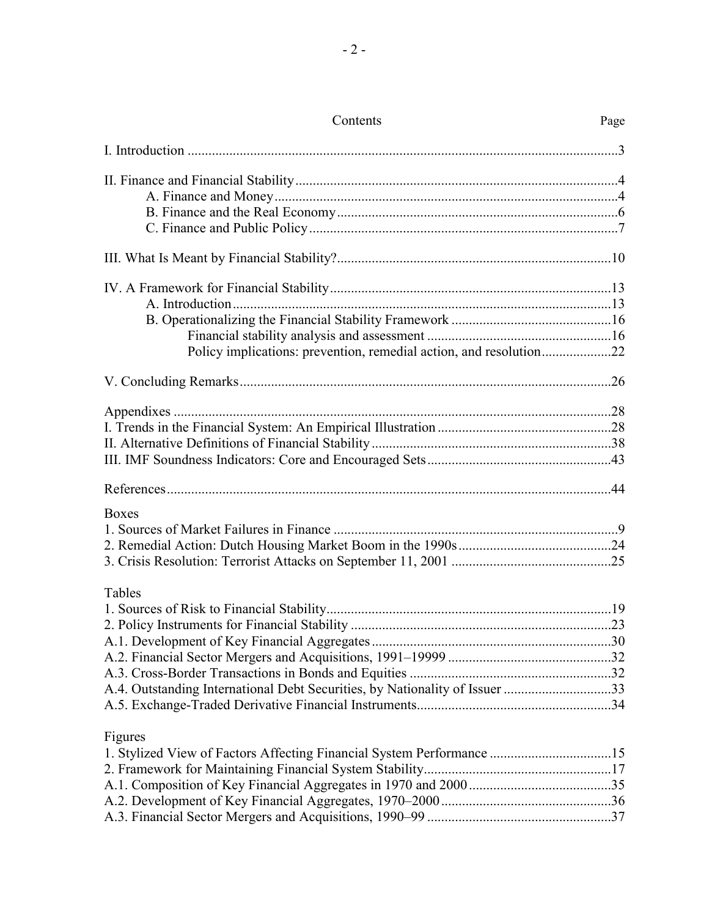# Contents

| | Page |
|---|---|
| I. Introduction | 3 |
| II. Finance and Financial Stability | 4 |
| A. Finance and Money | 4 |
| B. Finance and the Real Economy | 6 |
| C. Finance and Public Policy | 7 |
| III. What Is Meant by Financial Stability? | 10 |
| IV. A Framework for Financial Stability | 13 |
| A. Introduction | 13 |
| B. Operationalizing the Financial Stability Framework | 16 |
| Financial stability analysis and assessment | 16 |
| Policy implications: prevention, remedial action, and resolution | 22 |
| V. Concluding Remarks | 26 |
| Appendixes | 28 |
| I. Trends in the Financial System: An Empirical Illustration | 28 |
| II. Alternative Definitions of Financial Stability | 38 |
| III. IMF Soundness Indicators: Core and Encouraged Sets | 43 |
| References | 44 |
| **Boxes** | |
| 1. Sources of Market Failures in Finance | 9 |
| 2. Remedial Action: Dutch Housing Market Boom in the 1990s | 24 |
| 3. Crisis Resolution: Terrorist Attacks on September 11, 2001 | 25 |
| **Tables** | |
| 1. Sources of Risk to Financial Stability | 19 |
| 2. Policy Instruments for Financial Stability | 23 |
| A.1. Development of Key Financial Aggregates | 30 |
| A.2. Financial Sector Mergers and Acquisitions, 1991–19999 | 32 |
| A.3. Cross-Border Transactions in Bonds and Equities | 32 |
| A.4. Outstanding International Debt Securities, by Nationality of Issuer | 33 |
| A.5. Exchange-Traded Derivative Financial Instruments | 34 |
| **Figures** | |
| 1. Stylized View of Factors Affecting Financial System Performance | 15 |
| 2. Framework for Maintaining Financial System Stability | 17 |
| A.1. Composition of Key Financial Aggregates in 1970 and 2000 | 35 |
| A.2. Development of Key Financial Aggregates, 1970–2000 | 36 |
| A.3. Financial Sector Mergers and Acquisitions, 1990–99 | 37 |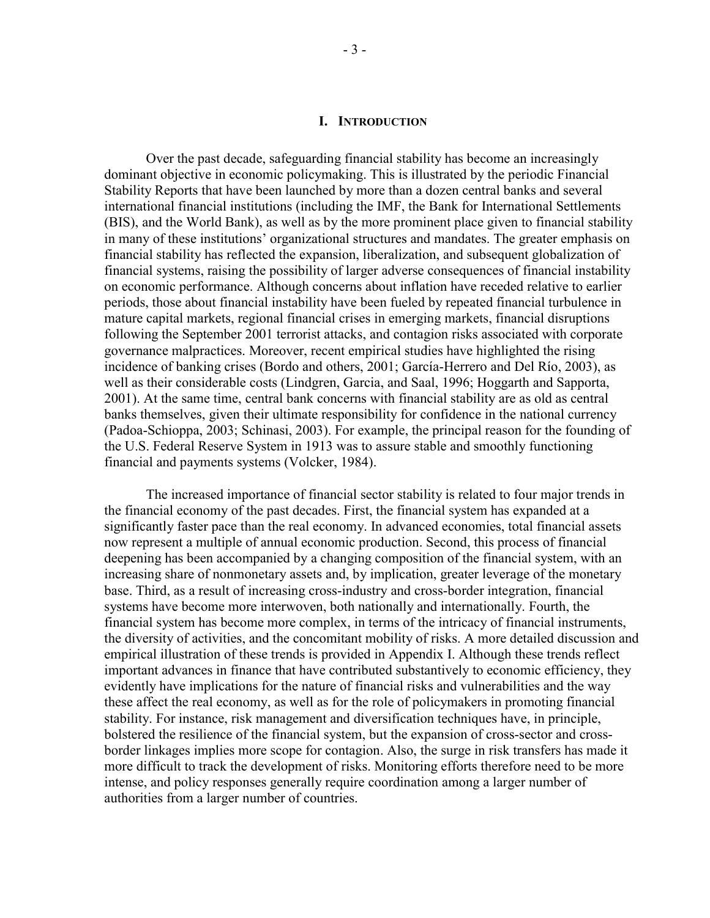# I. Introduction

Over the past decade, safeguarding financial stability has become an increasingly dominant objective in economic policymaking. This is illustrated by the periodic Financial Stability Reports that have been launched by more than a dozen central banks and several international financial institutions (including the IMF, the Bank for International Settlements (BIS), and the World Bank), as well as by the more prominent place given to financial stability in many of these institutions' organizational structures and mandates. The greater emphasis on financial stability has reflected the expansion, liberalization, and subsequent globalization of financial systems, raising the possibility of larger adverse consequences of financial instability on economic performance. Although concerns about inflation have receded relative to earlier periods, those about financial instability have been fueled by repeated financial turbulence in mature capital markets, regional financial crises in emerging markets, financial disruptions following the September 2001 terrorist attacks, and contagion risks associated with corporate governance malpractices. Moreover, recent empirical studies have highlighted the rising incidence of banking crises (Bordo and others, 2001; García-Herrero and Del Río, 2003), as well as their considerable costs (Lindgren, Garcia, and Saal, 1996; Hoggarth and Sapporta, 2001). At the same time, central bank concerns with financial stability are as old as central banks themselves, given their ultimate responsibility for confidence in the national currency (Padoa-Schioppa, 2003; Schinasi, 2003). For example, the principal reason for the founding of the U.S. Federal Reserve System in 1913 was to assure stable and smoothly functioning financial and payments systems (Volcker, 1984).

The increased importance of financial sector stability is related to four major trends in the financial economy of the past decades. First, the financial system has expanded at a significantly faster pace than the real economy. In advanced economies, total financial assets now represent a multiple of annual economic production. Second, this process of financial deepening has been accompanied by a changing composition of the financial system, with an increasing share of nonmonetary assets and, by implication, greater leverage of the monetary base. Third, as a result of increasing cross-industry and cross-border integration, financial systems have become more interwoven, both nationally and internationally. Fourth, the financial system has become more complex, in terms of the intricacy of financial instruments, the diversity of activities, and the concomitant mobility of risks. A more detailed discussion and empirical illustration of these trends is provided in Appendix I. Although these trends reflect important advances in finance that have contributed substantively to economic efficiency, they evidently have implications for the nature of financial risks and vulnerabilities and the way these affect the real economy, as well as for the role of policymakers in promoting financial stability. For instance, risk management and diversification techniques have, in principle, bolstered the resilience of the financial system, but the expansion of cross-sector and cross-border linkages implies more scope for contagion. Also, the surge in risk transfers has made it more difficult to track the development of risks. Monitoring efforts therefore need to be more intense, and policy responses generally require coordination among a larger number of authorities from a larger number of countries.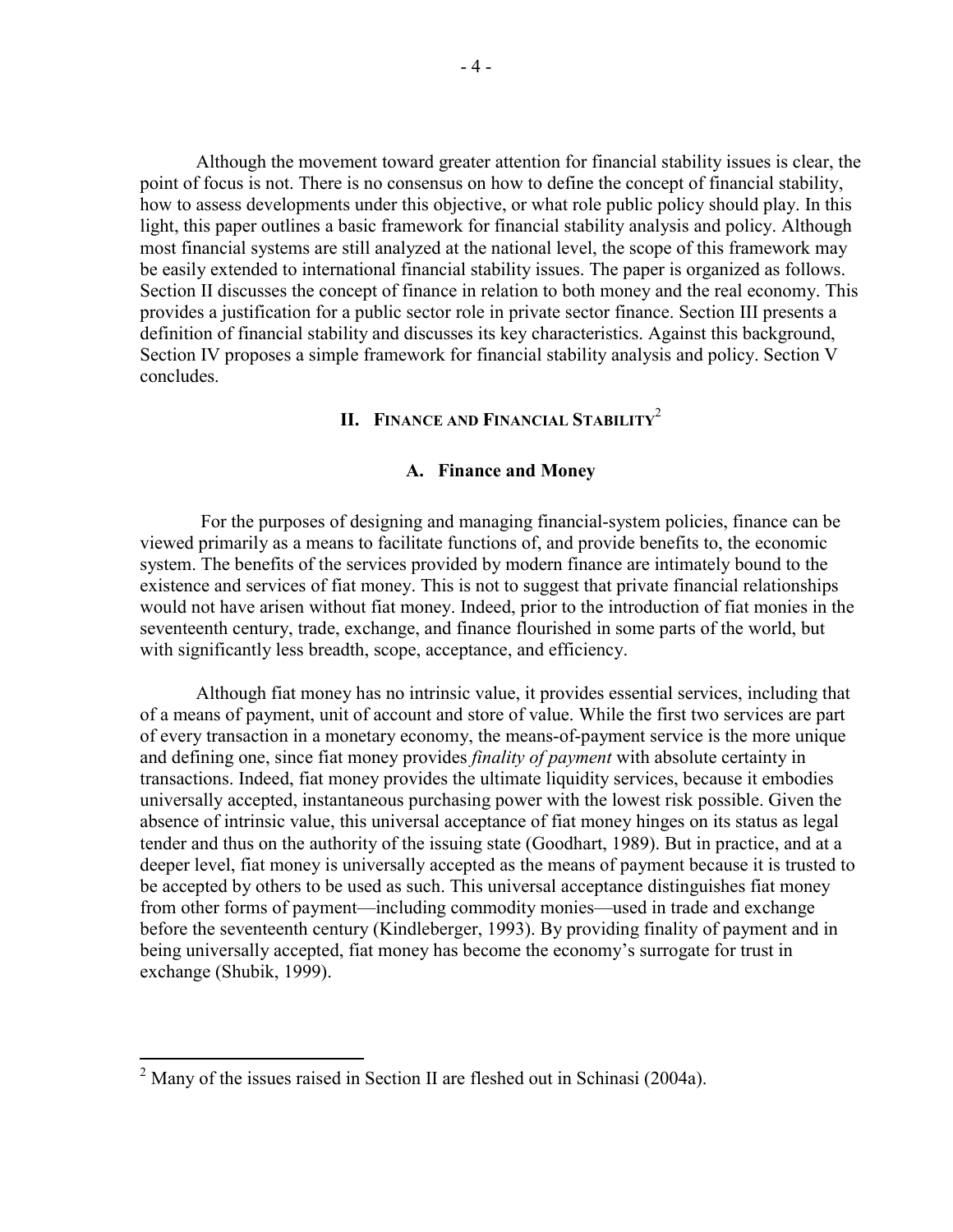Although the movement toward greater attention for financial stability issues is clear, the point of focus is not. There is no consensus on how to define the concept of financial stability, how to assess developments under this objective, or what role public policy should play. In this light, this paper outlines a basic framework for financial stability analysis and policy. Although most financial systems are still analyzed at the national level, the scope of this framework may be easily extended to international financial stability issues. The paper is organized as follows. Section II discusses the concept of finance in relation to both money and the real economy. This provides a justification for a public sector role in private sector finance. Section III presents a definition of financial stability and discusses its key characteristics. Against this background, Section IV proposes a simple framework for financial stability analysis and policy. Section V concludes.

## II. Finance and Financial Stability[2]

### A. Finance and Money

For the purposes of designing and managing financial-system policies, finance can be viewed primarily as a means to facilitate functions of, and provide benefits to, the economic system. The benefits of the services provided by modern finance are intimately bound to the existence and services of fiat money. This is not to suggest that private financial relationships would not have arisen without fiat money. Indeed, prior to the introduction of fiat monies in the seventeenth century, trade, exchange, and finance flourished in some parts of the world, but with significantly less breadth, scope, acceptance, and efficiency.

Although fiat money has no intrinsic value, it provides essential services, including that of a means of payment, unit of account and store of value. While the first two services are part of every transaction in a monetary economy, the means-of-payment service is the more unique and defining one, since fiat money provides *finality of payment* with absolute certainty in transactions. Indeed, fiat money provides the ultimate liquidity services, because it embodies universally accepted, instantaneous purchasing power with the lowest risk possible. Given the absence of intrinsic value, this universal acceptance of fiat money hinges on its status as legal tender and thus on the authority of the issuing state (Goodhart, 1989). But in practice, and at a deeper level, fiat money is universally accepted as the means of payment because it is trusted to be accepted by others to be used as such. This universal acceptance distinguishes fiat money from other forms of payment—including commodity monies—used in trade and exchange before the seventeenth century (Kindleberger, 1993). By providing finality of payment and in being universally accepted, fiat money has become the economy's surrogate for trust in exchange (Shubik, 1999).

---

[2] Many of the issues raised in Section II are fleshed out in Schinasi (2004a).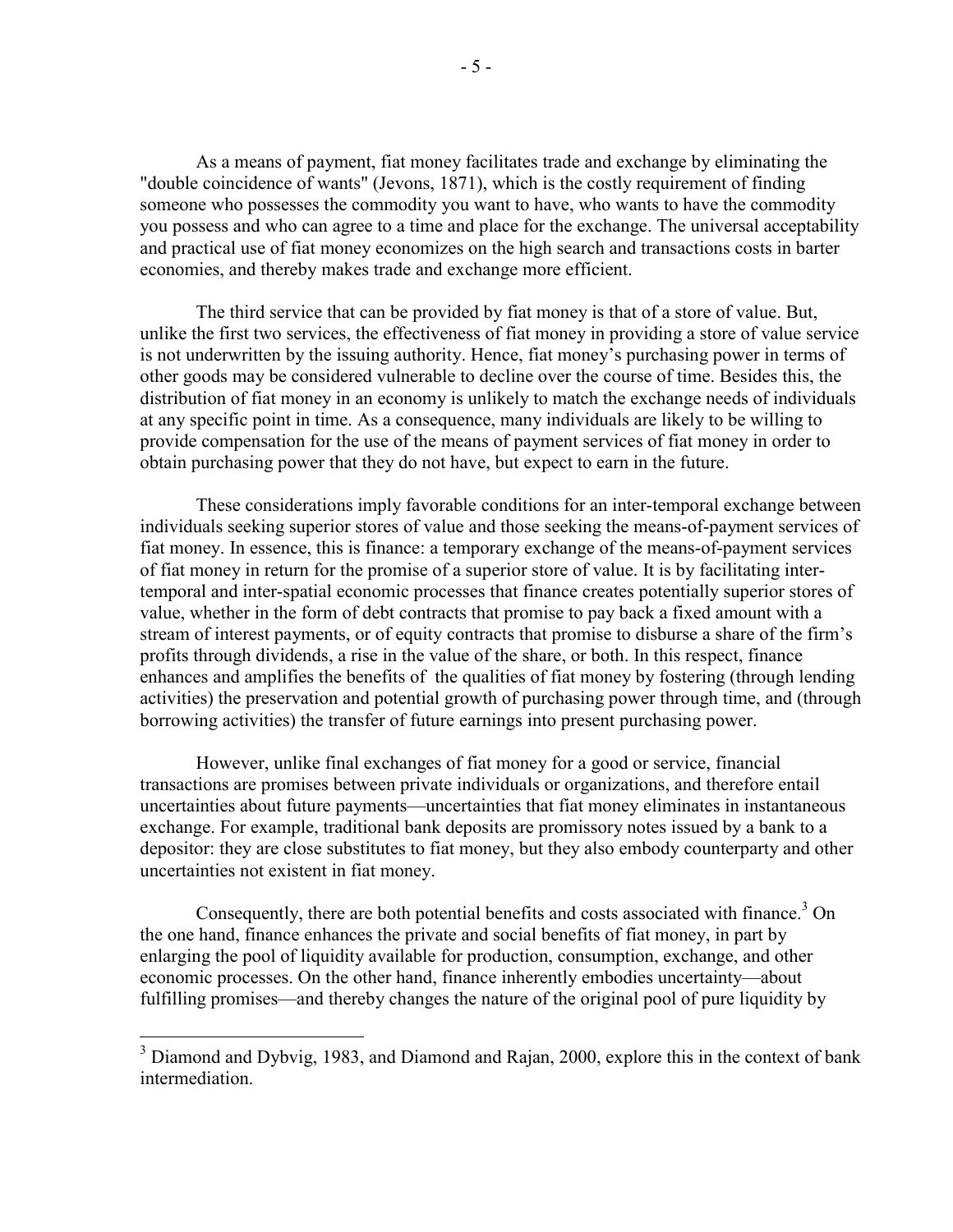As a means of payment, fiat money facilitates trade and exchange by eliminating the "double coincidence of wants" (Jevons, 1871), which is the costly requirement of finding someone who possesses the commodity you want to have, who wants to have the commodity you possess and who can agree to a time and place for the exchange. The universal acceptability and practical use of fiat money economizes on the high search and transactions costs in barter economies, and thereby makes trade and exchange more efficient.

The third service that can be provided by fiat money is that of a store of value. But, unlike the first two services, the effectiveness of fiat money in providing a store of value service is not underwritten by the issuing authority. Hence, fiat money's purchasing power in terms of other goods may be considered vulnerable to decline over the course of time. Besides this, the distribution of fiat money in an economy is unlikely to match the exchange needs of individuals at any specific point in time. As a consequence, many individuals are likely to be willing to provide compensation for the use of the means of payment services of fiat money in order to obtain purchasing power that they do not have, but expect to earn in the future.

These considerations imply favorable conditions for an inter-temporal exchange between individuals seeking superior stores of value and those seeking the means-of-payment services of fiat money. In essence, this is finance: a temporary exchange of the means-of-payment services of fiat money in return for the promise of a superior store of value. It is by facilitating inter-temporal and inter-spatial economic processes that finance creates potentially superior stores of value, whether in the form of debt contracts that promise to pay back a fixed amount with a stream of interest payments, or of equity contracts that promise to disburse a share of the firm's profits through dividends, a rise in the value of the share, or both. In this respect, finance enhances and amplifies the benefits of the qualities of fiat money by fostering (through lending activities) the preservation and potential growth of purchasing power through time, and (through borrowing activities) the transfer of future earnings into present purchasing power.

However, unlike final exchanges of fiat money for a good or service, financial transactions are promises between private individuals or organizations, and therefore entail uncertainties about future payments—uncertainties that fiat money eliminates in instantaneous exchange. For example, traditional bank deposits are promissory notes issued by a bank to a depositor: they are close substitutes to fiat money, but they also embody counterparty and other uncertainties not existent in fiat money.

Consequently, there are both potential benefits and costs associated with finance.[3] On the one hand, finance enhances the private and social benefits of fiat money, in part by enlarging the pool of liquidity available for production, consumption, exchange, and other economic processes. On the other hand, finance inherently embodies uncertainty—about fulfilling promises—and thereby changes the nature of the original pool of pure liquidity by

[3] Diamond and Dybvig, 1983, and Diamond and Rajan, 2000, explore this in the context of bank intermediation.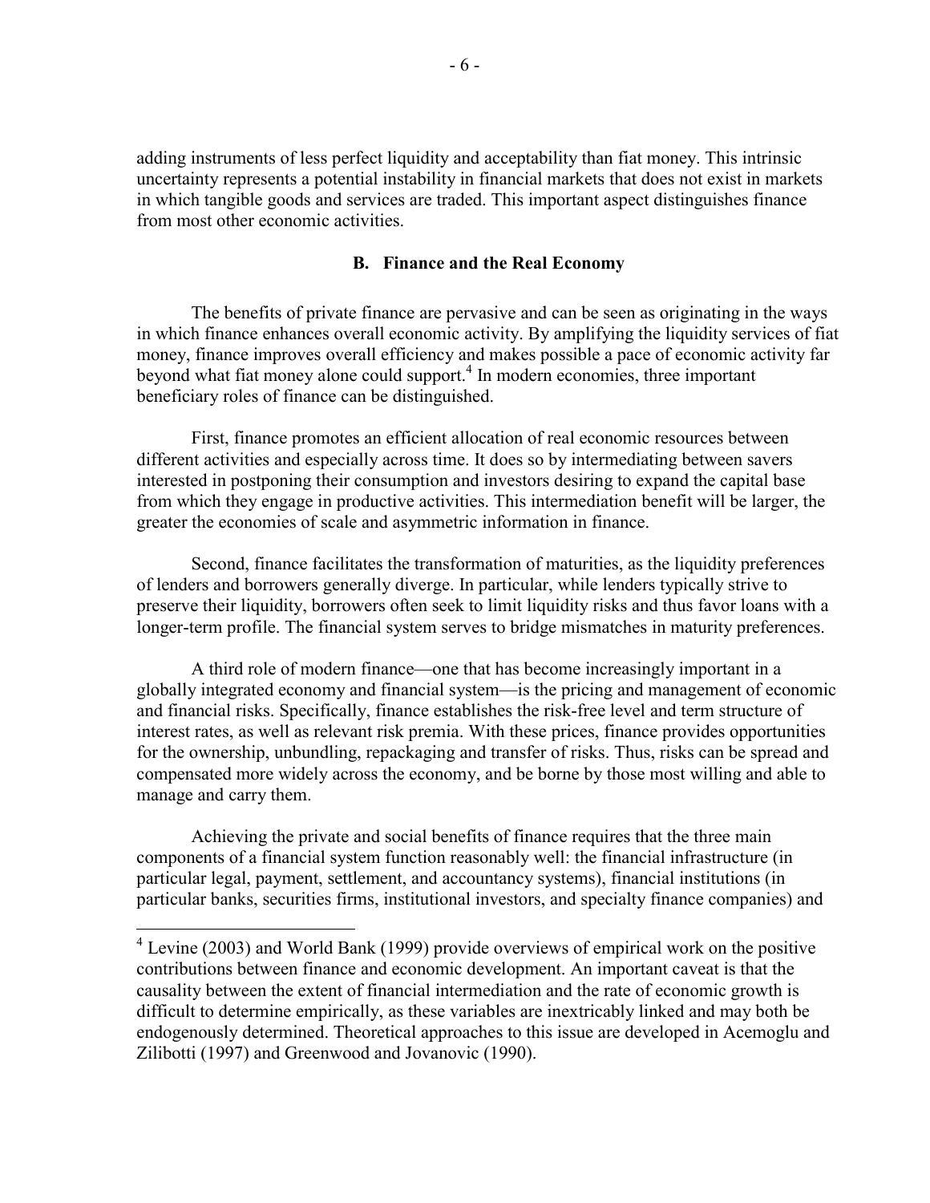adding instruments of less perfect liquidity and acceptability than fiat money. This intrinsic uncertainty represents a potential instability in financial markets that does not exist in markets in which tangible goods and services are traded. This important aspect distinguishes finance from most other economic activities.

### B. Finance and the Real Economy

The benefits of private finance are pervasive and can be seen as originating in the ways in which finance enhances overall economic activity. By amplifying the liquidity services of fiat money, finance improves overall efficiency and makes possible a pace of economic activity far beyond what fiat money alone could support.[4] In modern economies, three important beneficiary roles of finance can be distinguished.

First, finance promotes an efficient allocation of real economic resources between different activities and especially across time. It does so by intermediating between savers interested in postponing their consumption and investors desiring to expand the capital base from which they engage in productive activities. This intermediation benefit will be larger, the greater the economies of scale and asymmetric information in finance.

Second, finance facilitates the transformation of maturities, as the liquidity preferences of lenders and borrowers generally diverge. In particular, while lenders typically strive to preserve their liquidity, borrowers often seek to limit liquidity risks and thus favor loans with a longer-term profile. The financial system serves to bridge mismatches in maturity preferences.

A third role of modern finance—one that has become increasingly important in a globally integrated economy and financial system—is the pricing and management of economic and financial risks. Specifically, finance establishes the risk-free level and term structure of interest rates, as well as relevant risk premia. With these prices, finance provides opportunities for the ownership, unbundling, repackaging and transfer of risks. Thus, risks can be spread and compensated more widely across the economy, and be borne by those most willing and able to manage and carry them.

Achieving the private and social benefits of finance requires that the three main components of a financial system function reasonably well: the financial infrastructure (in particular legal, payment, settlement, and accountancy systems), financial institutions (in particular banks, securities firms, institutional investors, and specialty finance companies) and

---

[4] Levine (2003) and World Bank (1999) provide overviews of empirical work on the positive contributions between finance and economic development. An important caveat is that the causality between the extent of financial intermediation and the rate of economic growth is difficult to determine empirically, as these variables are inextricably linked and may both be endogenously determined. Theoretical approaches to this issue are developed in Acemoglu and Zilibotti (1997) and Greenwood and Jovanovic (1990).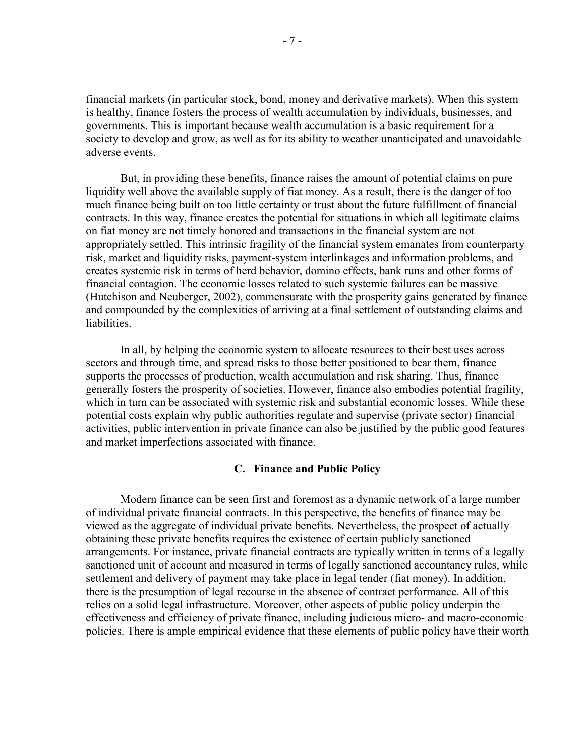financial markets (in particular stock, bond, money and derivative markets). When this system is healthy, finance fosters the process of wealth accumulation by individuals, businesses, and governments. This is important because wealth accumulation is a basic requirement for a society to develop and grow, as well as for its ability to weather unanticipated and unavoidable adverse events.

But, in providing these benefits, finance raises the amount of potential claims on pure liquidity well above the available supply of fiat money. As a result, there is the danger of too much finance being built on too little certainty or trust about the future fulfillment of financial contracts. In this way, finance creates the potential for situations in which all legitimate claims on fiat money are not timely honored and transactions in the financial system are not appropriately settled. This intrinsic fragility of the financial system emanates from counterparty risk, market and liquidity risks, payment-system interlinkages and information problems, and creates systemic risk in terms of herd behavior, domino effects, bank runs and other forms of financial contagion. The economic losses related to such systemic failures can be massive (Hutchison and Neuberger, 2002), commensurate with the prosperity gains generated by finance and compounded by the complexities of arriving at a final settlement of outstanding claims and liabilities.

In all, by helping the economic system to allocate resources to their best uses across sectors and through time, and spread risks to those better positioned to bear them, finance supports the processes of production, wealth accumulation and risk sharing. Thus, finance generally fosters the prosperity of societies. However, finance also embodies potential fragility, which in turn can be associated with systemic risk and substantial economic losses. While these potential costs explain why public authorities regulate and supervise (private sector) financial activities, public intervention in private finance can also be justified by the public good features and market imperfections associated with finance.

### C. Finance and Public Policy

Modern finance can be seen first and foremost as a dynamic network of a large number of individual private financial contracts. In this perspective, the benefits of finance may be viewed as the aggregate of individual private benefits. Nevertheless, the prospect of actually obtaining these private benefits requires the existence of certain publicly sanctioned arrangements. For instance, private financial contracts are typically written in terms of a legally sanctioned unit of account and measured in terms of legally sanctioned accountancy rules, while settlement and delivery of payment may take place in legal tender (fiat money). In addition, there is the presumption of legal recourse in the absence of contract performance. All of this relies on a solid legal infrastructure. Moreover, other aspects of public policy underpin the effectiveness and efficiency of private finance, including judicious micro- and macro-economic policies. There is ample empirical evidence that these elements of public policy have their worth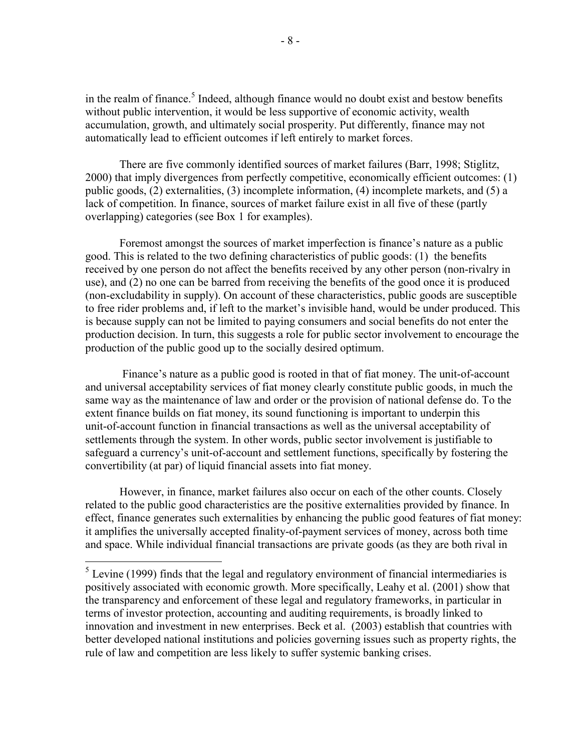in the realm of finance.[5] Indeed, although finance would no doubt exist and bestow benefits without public intervention, it would be less supportive of economic activity, wealth accumulation, growth, and ultimately social prosperity. Put differently, finance may not automatically lead to efficient outcomes if left entirely to market forces.

There are five commonly identified sources of market failures (Barr, 1998; Stiglitz, 2000) that imply divergences from perfectly competitive, economically efficient outcomes: (1) public goods, (2) externalities, (3) incomplete information, (4) incomplete markets, and (5) a lack of competition. In finance, sources of market failure exist in all five of these (partly overlapping) categories (see Box 1 for examples).

Foremost amongst the sources of market imperfection is finance's nature as a public good. This is related to the two defining characteristics of public goods: (1) the benefits received by one person do not affect the benefits received by any other person (non-rivalry in use), and (2) no one can be barred from receiving the benefits of the good once it is produced (non-excludability in supply). On account of these characteristics, public goods are susceptible to free rider problems and, if left to the market's invisible hand, would be under produced. This is because supply can not be limited to paying consumers and social benefits do not enter the production decision. In turn, this suggests a role for public sector involvement to encourage the production of the public good up to the socially desired optimum.

Finance's nature as a public good is rooted in that of fiat money. The unit-of-account and universal acceptability services of fiat money clearly constitute public goods, in much the same way as the maintenance of law and order or the provision of national defense do. To the extent finance builds on fiat money, its sound functioning is important to underpin this unit-of-account function in financial transactions as well as the universal acceptability of settlements through the system. In other words, public sector involvement is justifiable to safeguard a currency's unit-of-account and settlement functions, specifically by fostering the convertibility (at par) of liquid financial assets into fiat money.

However, in finance, market failures also occur on each of the other counts. Closely related to the public good characteristics are the positive externalities provided by finance. In effect, finance generates such externalities by enhancing the public good features of fiat money: it amplifies the universally accepted finality-of-payment services of money, across both time and space. While individual financial transactions are private goods (as they are both rival in

[5] Levine (1999) finds that the legal and regulatory environment of financial intermediaries is positively associated with economic growth. More specifically, Leahy et al. (2001) show that the transparency and enforcement of these legal and regulatory frameworks, in particular in terms of investor protection, accounting and auditing requirements, is broadly linked to innovation and investment in new enterprises. Beck et al. (2003) establish that countries with better developed national institutions and policies governing issues such as property rights, the rule of law and competition are less likely to suffer systemic banking crises.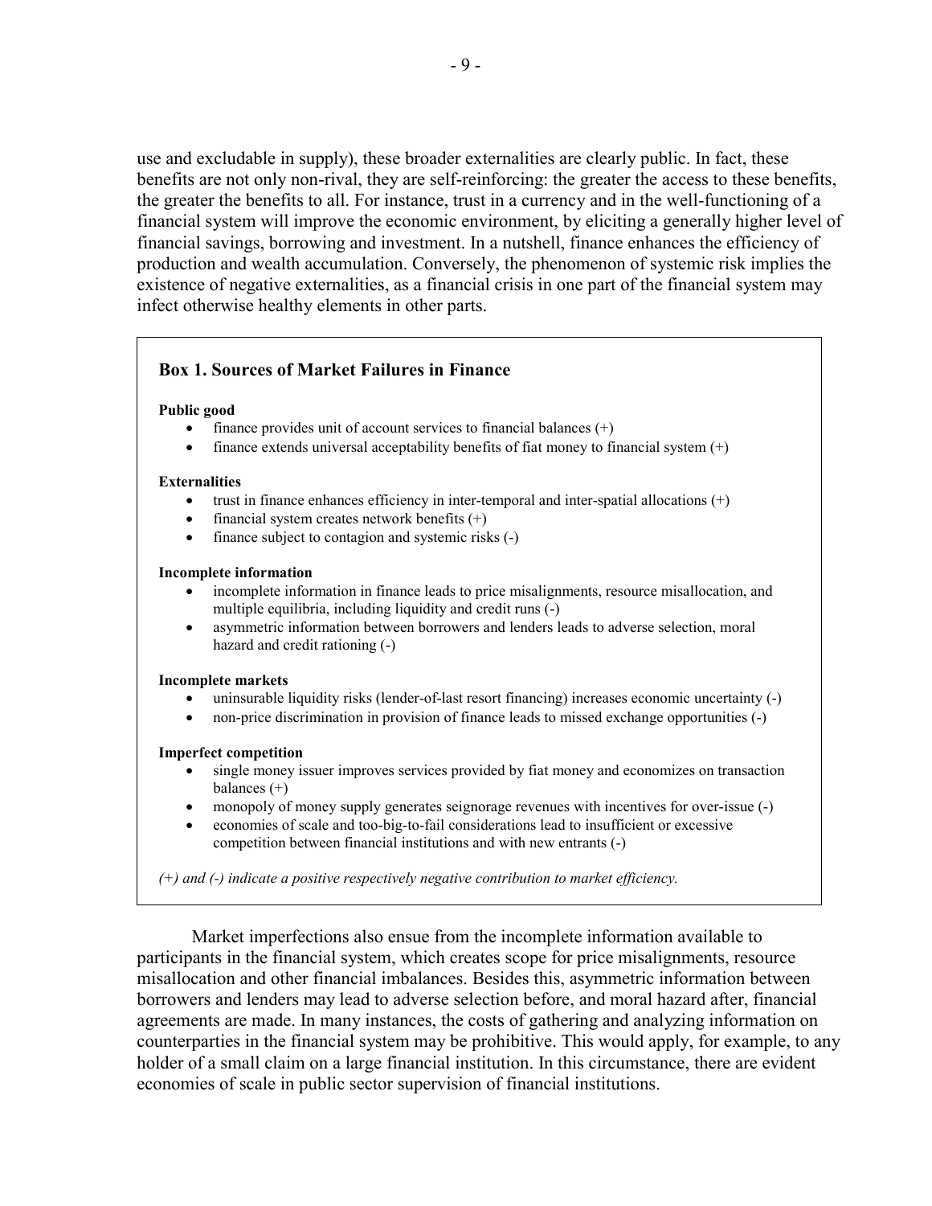use and excludable in supply), these broader externalities are clearly public. In fact, these benefits are not only non-rival, they are self-reinforcing: the greater the access to these benefits, the greater the benefits to all. For instance, trust in a currency and in the well-functioning of a financial system will improve the economic environment, by eliciting a generally higher level of financial savings, borrowing and investment. In a nutshell, finance enhances the efficiency of production and wealth accumulation. Conversely, the phenomenon of systemic risk implies the existence of negative externalities, as a financial crisis in one part of the financial system may infect otherwise healthy elements in other parts.

### Box 1. Sources of Market Failures in Finance

**Public good**

- finance provides unit of account services to financial balances (+)
- finance extends universal acceptability benefits of fiat money to financial system (+)

**Externalities**

- trust in finance enhances efficiency in inter-temporal and inter-spatial allocations (+)
- financial system creates network benefits (+)
- finance subject to contagion and systemic risks (-)

**Incomplete information**

- incomplete information in finance leads to price misalignments, resource misallocation, and multiple equilibria, including liquidity and credit runs (-)
- asymmetric information between borrowers and lenders leads to adverse selection, moral hazard and credit rationing (-)

**Incomplete markets**

- uninsurable liquidity risks (lender-of-last resort financing) increases economic uncertainty (-)
- non-price discrimination in provision of finance leads to missed exchange opportunities (-)

**Imperfect competition**

- single money issuer improves services provided by fiat money and economizes on transaction balances (+)
- monopoly of money supply generates seignorage revenues with incentives for over-issue (-)
- economies of scale and too-big-to-fail considerations lead to insufficient or excessive competition between financial institutions and with new entrants (-)

*(+) and (-) indicate a positive respectively negative contribution to market efficiency.*

Market imperfections also ensue from the incomplete information available to participants in the financial system, which creates scope for price misalignments, resource misallocation and other financial imbalances. Besides this, asymmetric information between borrowers and lenders may lead to adverse selection before, and moral hazard after, financial agreements are made. In many instances, the costs of gathering and analyzing information on counterparties in the financial system may be prohibitive. This would apply, for example, to any holder of a small claim on a large financial institution. In this circumstance, there are evident economies of scale in public sector supervision of financial institutions.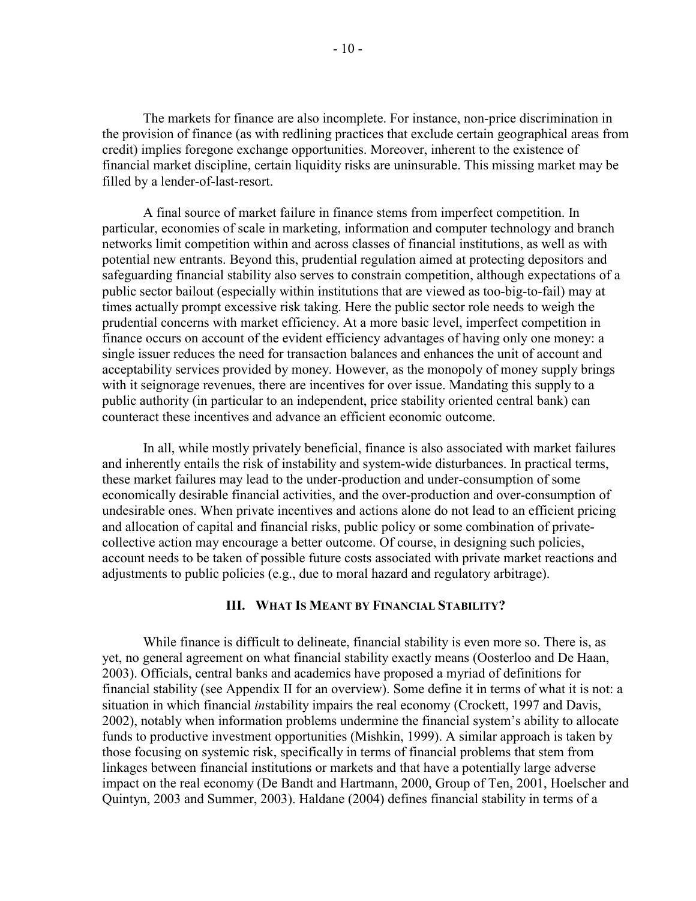The markets for finance are also incomplete. For instance, non-price discrimination in the provision of finance (as with redlining practices that exclude certain geographical areas from credit) implies foregone exchange opportunities. Moreover, inherent to the existence of financial market discipline, certain liquidity risks are uninsurable. This missing market may be filled by a lender-of-last-resort.

A final source of market failure in finance stems from imperfect competition. In particular, economies of scale in marketing, information and computer technology and branch networks limit competition within and across classes of financial institutions, as well as with potential new entrants. Beyond this, prudential regulation aimed at protecting depositors and safeguarding financial stability also serves to constrain competition, although expectations of a public sector bailout (especially within institutions that are viewed as too-big-to-fail) may at times actually prompt excessive risk taking. Here the public sector role needs to weigh the prudential concerns with market efficiency. At a more basic level, imperfect competition in finance occurs on account of the evident efficiency advantages of having only one money: a single issuer reduces the need for transaction balances and enhances the unit of account and acceptability services provided by money. However, as the monopoly of money supply brings with it seignorage revenues, there are incentives for over issue. Mandating this supply to a public authority (in particular to an independent, price stability oriented central bank) can counteract these incentives and advance an efficient economic outcome.

In all, while mostly privately beneficial, finance is also associated with market failures and inherently entails the risk of instability and system-wide disturbances. In practical terms, these market failures may lead to the under-production and under-consumption of some economically desirable financial activities, and the over-production and over-consumption of undesirable ones. When private incentives and actions alone do not lead to an efficient pricing and allocation of capital and financial risks, public policy or some combination of private-collective action may encourage a better outcome. Of course, in designing such policies, account needs to be taken of possible future costs associated with private market reactions and adjustments to public policies (e.g., due to moral hazard and regulatory arbitrage).

## III. What Is Meant by Financial Stability?

While finance is difficult to delineate, financial stability is even more so. There is, as yet, no general agreement on what financial stability exactly means (Oosterloo and De Haan, 2003). Officials, central banks and academics have proposed a myriad of definitions for financial stability (see Appendix II for an overview). Some define it in terms of what it is not: a situation in which financial *in*stability impairs the real economy (Crockett, 1997 and Davis, 2002), notably when information problems undermine the financial system's ability to allocate funds to productive investment opportunities (Mishkin, 1999). A similar approach is taken by those focusing on systemic risk, specifically in terms of financial problems that stem from linkages between financial institutions or markets and that have a potentially large adverse impact on the real economy (De Bandt and Hartmann, 2000, Group of Ten, 2001, Hoelscher and Quintyn, 2003 and Summer, 2003). Haldane (2004) defines financial stability in terms of a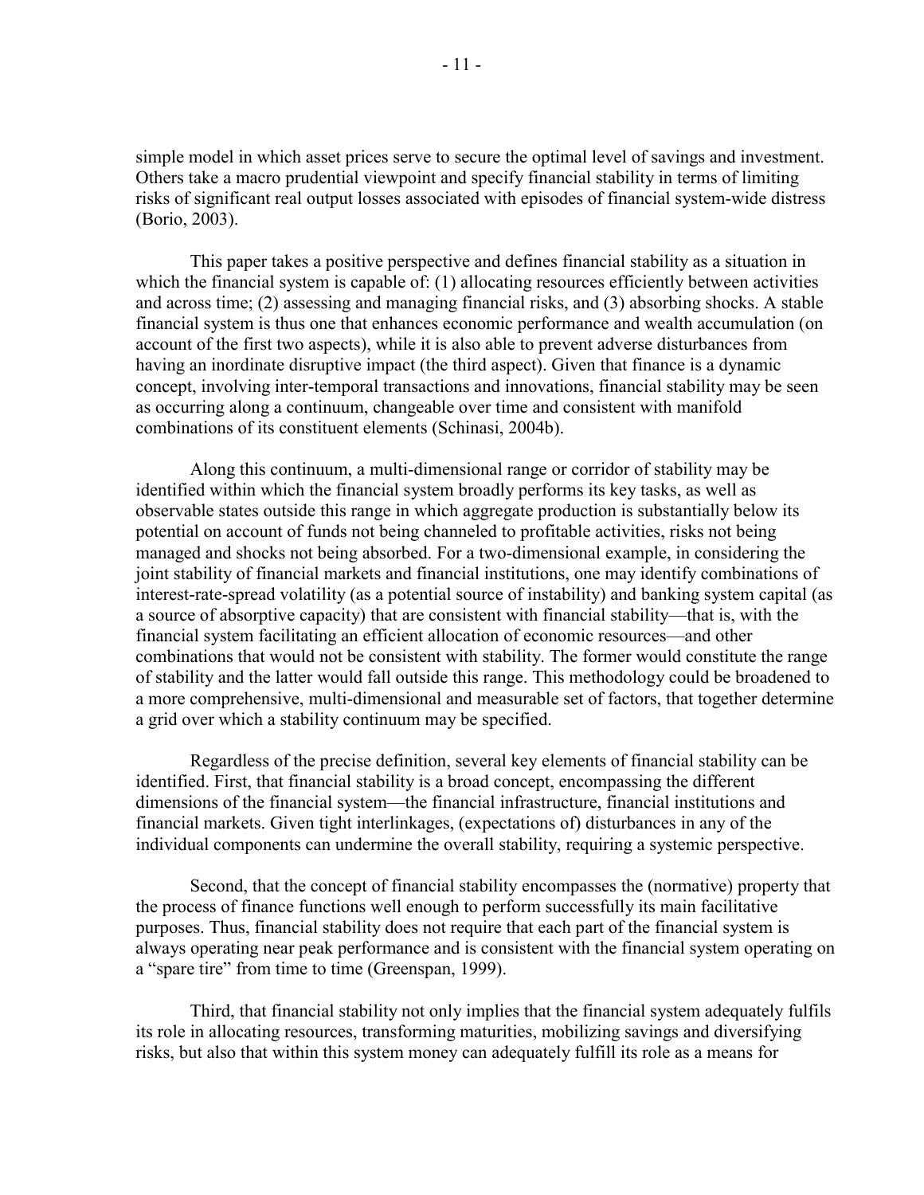simple model in which asset prices serve to secure the optimal level of savings and investment. Others take a macro prudential viewpoint and specify financial stability in terms of limiting risks of significant real output losses associated with episodes of financial system-wide distress (Borio, 2003).

This paper takes a positive perspective and defines financial stability as a situation in which the financial system is capable of: (1) allocating resources efficiently between activities and across time; (2) assessing and managing financial risks, and (3) absorbing shocks. A stable financial system is thus one that enhances economic performance and wealth accumulation (on account of the first two aspects), while it is also able to prevent adverse disturbances from having an inordinate disruptive impact (the third aspect). Given that finance is a dynamic concept, involving inter-temporal transactions and innovations, financial stability may be seen as occurring along a continuum, changeable over time and consistent with manifold combinations of its constituent elements (Schinasi, 2004b).

Along this continuum, a multi-dimensional range or corridor of stability may be identified within which the financial system broadly performs its key tasks, as well as observable states outside this range in which aggregate production is substantially below its potential on account of funds not being channeled to profitable activities, risks not being managed and shocks not being absorbed. For a two-dimensional example, in considering the joint stability of financial markets and financial institutions, one may identify combinations of interest-rate-spread volatility (as a potential source of instability) and banking system capital (as a source of absorptive capacity) that are consistent with financial stability—that is, with the financial system facilitating an efficient allocation of economic resources—and other combinations that would not be consistent with stability. The former would constitute the range of stability and the latter would fall outside this range. This methodology could be broadened to a more comprehensive, multi-dimensional and measurable set of factors, that together determine a grid over which a stability continuum may be specified.

Regardless of the precise definition, several key elements of financial stability can be identified. First, that financial stability is a broad concept, encompassing the different dimensions of the financial system—the financial infrastructure, financial institutions and financial markets. Given tight interlinkages, (expectations of) disturbances in any of the individual components can undermine the overall stability, requiring a systemic perspective.

Second, that the concept of financial stability encompasses the (normative) property that the process of finance functions well enough to perform successfully its main facilitative purposes. Thus, financial stability does not require that each part of the financial system is always operating near peak performance and is consistent with the financial system operating on a "spare tire" from time to time (Greenspan, 1999).

Third, that financial stability not only implies that the financial system adequately fulfils its role in allocating resources, transforming maturities, mobilizing savings and diversifying risks, but also that within this system money can adequately fulfill its role as a means for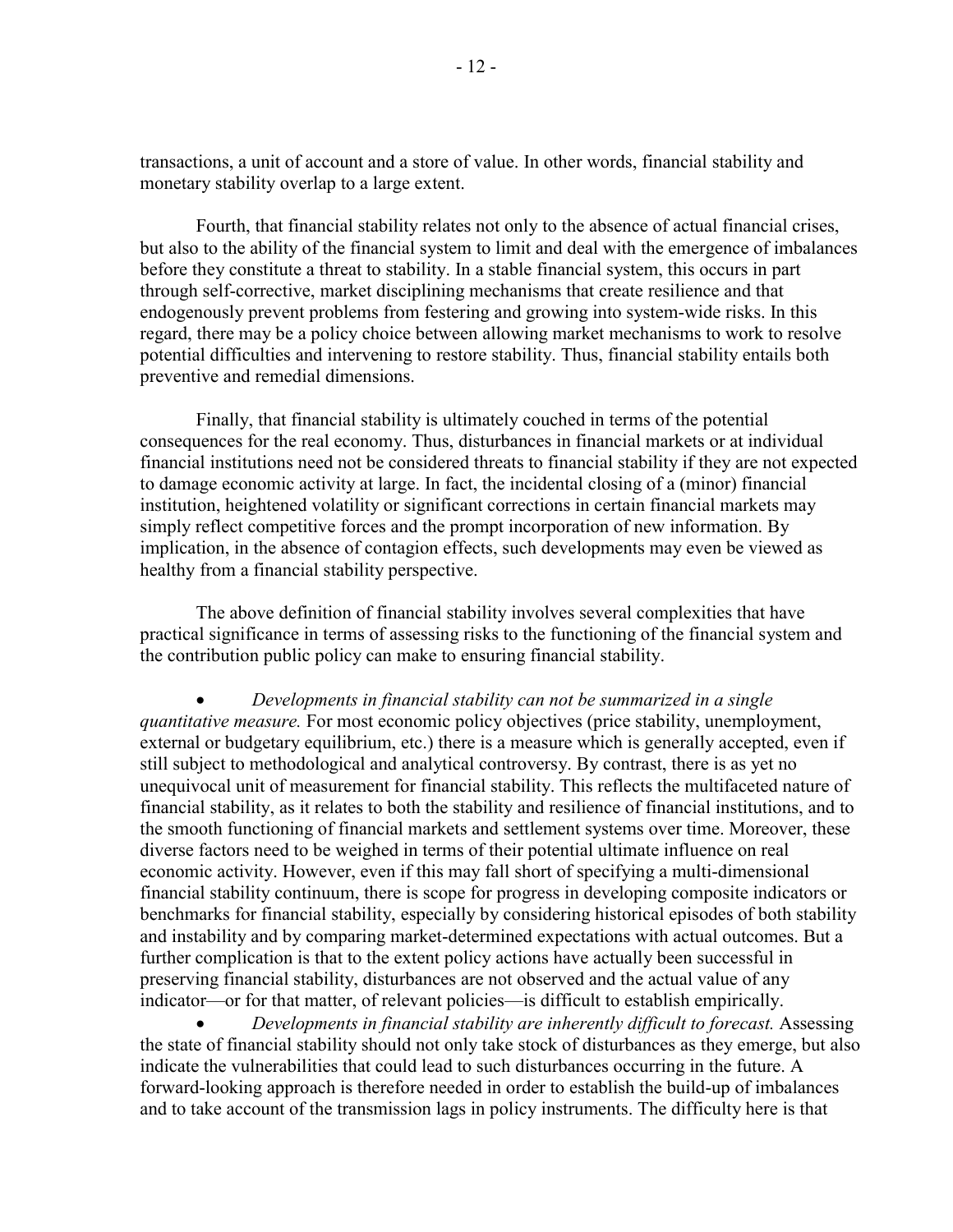transactions, a unit of account and a store of value. In other words, financial stability and monetary stability overlap to a large extent.

Fourth, that financial stability relates not only to the absence of actual financial crises, but also to the ability of the financial system to limit and deal with the emergence of imbalances before they constitute a threat to stability. In a stable financial system, this occurs in part through self-corrective, market disciplining mechanisms that create resilience and that endogenously prevent problems from festering and growing into system-wide risks. In this regard, there may be a policy choice between allowing market mechanisms to work to resolve potential difficulties and intervening to restore stability. Thus, financial stability entails both preventive and remedial dimensions.

Finally, that financial stability is ultimately couched in terms of the potential consequences for the real economy. Thus, disturbances in financial markets or at individual financial institutions need not be considered threats to financial stability if they are not expected to damage economic activity at large. In fact, the incidental closing of a (minor) financial institution, heightened volatility or significant corrections in certain financial markets may simply reflect competitive forces and the prompt incorporation of new information. By implication, in the absence of contagion effects, such developments may even be viewed as healthy from a financial stability perspective.

The above definition of financial stability involves several complexities that have practical significance in terms of assessing risks to the functioning of the financial system and the contribution public policy can make to ensuring financial stability.

- *Developments in financial stability can not be summarized in a single quantitative measure.* For most economic policy objectives (price stability, unemployment, external or budgetary equilibrium, etc.) there is a measure which is generally accepted, even if still subject to methodological and analytical controversy. By contrast, there is as yet no unequivocal unit of measurement for financial stability. This reflects the multifaceted nature of financial stability, as it relates to both the stability and resilience of financial institutions, and to the smooth functioning of financial markets and settlement systems over time. Moreover, these diverse factors need to be weighed in terms of their potential ultimate influence on real economic activity. However, even if this may fall short of specifying a multi-dimensional financial stability continuum, there is scope for progress in developing composite indicators or benchmarks for financial stability, especially by considering historical episodes of both stability and instability and by comparing market-determined expectations with actual outcomes. But a further complication is that to the extent policy actions have actually been successful in preserving financial stability, disturbances are not observed and the actual value of any indicator—or for that matter, of relevant policies—is difficult to establish empirically.
- *Developments in financial stability are inherently difficult to forecast.* Assessing the state of financial stability should not only take stock of disturbances as they emerge, but also indicate the vulnerabilities that could lead to such disturbances occurring in the future. A forward-looking approach is therefore needed in order to establish the build-up of imbalances and to take account of the transmission lags in policy instruments. The difficulty here is that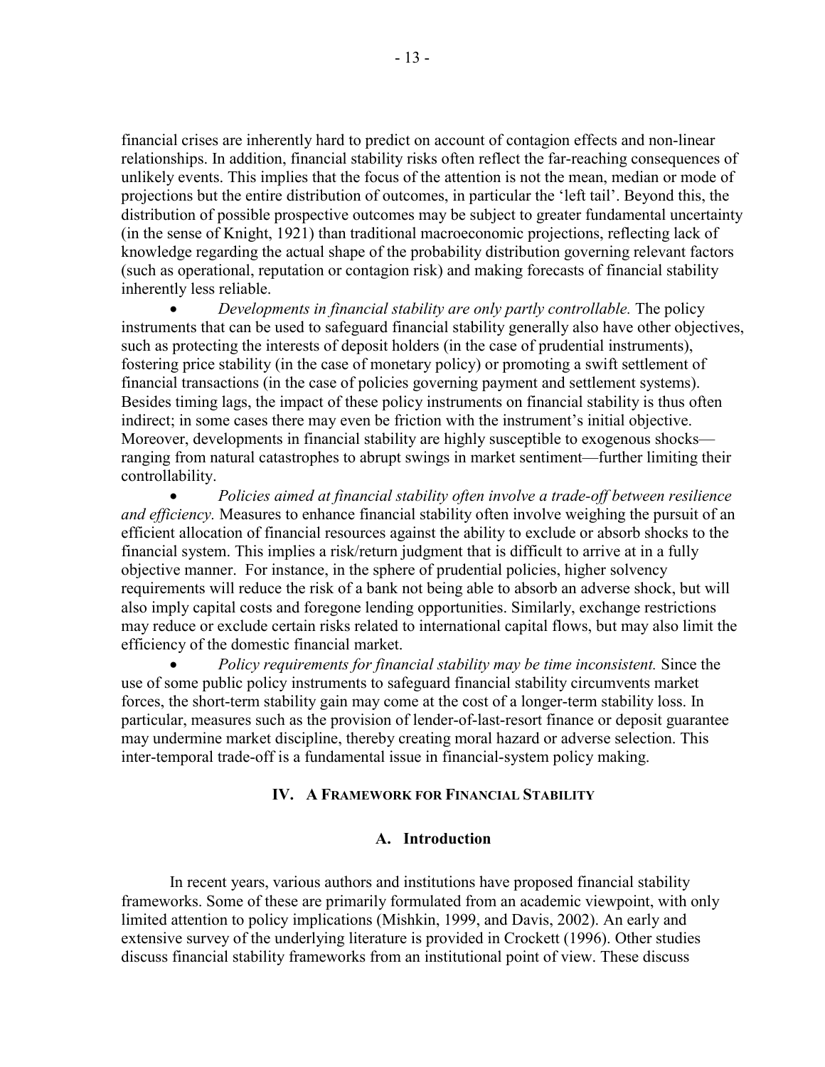financial crises are inherently hard to predict on account of contagion effects and non-linear relationships. In addition, financial stability risks often reflect the far-reaching consequences of unlikely events. This implies that the focus of the attention is not the mean, median or mode of projections but the entire distribution of outcomes, in particular the 'left tail'. Beyond this, the distribution of possible prospective outcomes may be subject to greater fundamental uncertainty (in the sense of Knight, 1921) than traditional macroeconomic projections, reflecting lack of knowledge regarding the actual shape of the probability distribution governing relevant factors (such as operational, reputation or contagion risk) and making forecasts of financial stability inherently less reliable.

- *Developments in financial stability are only partly controllable.* The policy instruments that can be used to safeguard financial stability generally also have other objectives, such as protecting the interests of deposit holders (in the case of prudential instruments), fostering price stability (in the case of monetary policy) or promoting a swift settlement of financial transactions (in the case of policies governing payment and settlement systems). Besides timing lags, the impact of these policy instruments on financial stability is thus often indirect; in some cases there may even be friction with the instrument's initial objective. Moreover, developments in financial stability are highly susceptible to exogenous shocks—ranging from natural catastrophes to abrupt swings in market sentiment—further limiting their controllability.
- *Policies aimed at financial stability often involve a trade-off between resilience and efficiency.* Measures to enhance financial stability often involve weighing the pursuit of an efficient allocation of financial resources against the ability to exclude or absorb shocks to the financial system. This implies a risk/return judgment that is difficult to arrive at in a fully objective manner. For instance, in the sphere of prudential policies, higher solvency requirements will reduce the risk of a bank not being able to absorb an adverse shock, but will also imply capital costs and foregone lending opportunities. Similarly, exchange restrictions may reduce or exclude certain risks related to international capital flows, but may also limit the efficiency of the domestic financial market.
- *Policy requirements for financial stability may be time inconsistent.* Since the use of some public policy instruments to safeguard financial stability circumvents market forces, the short-term stability gain may come at the cost of a longer-term stability loss. In particular, measures such as the provision of lender-of-last-resort finance or deposit guarantee may undermine market discipline, thereby creating moral hazard or adverse selection. This inter-temporal trade-off is a fundamental issue in financial-system policy making.

## IV. A Framework for Financial Stability

### A. Introduction

In recent years, various authors and institutions have proposed financial stability frameworks. Some of these are primarily formulated from an academic viewpoint, with only limited attention to policy implications (Mishkin, 1999, and Davis, 2002). An early and extensive survey of the underlying literature is provided in Crockett (1996). Other studies discuss financial stability frameworks from an institutional point of view. These discuss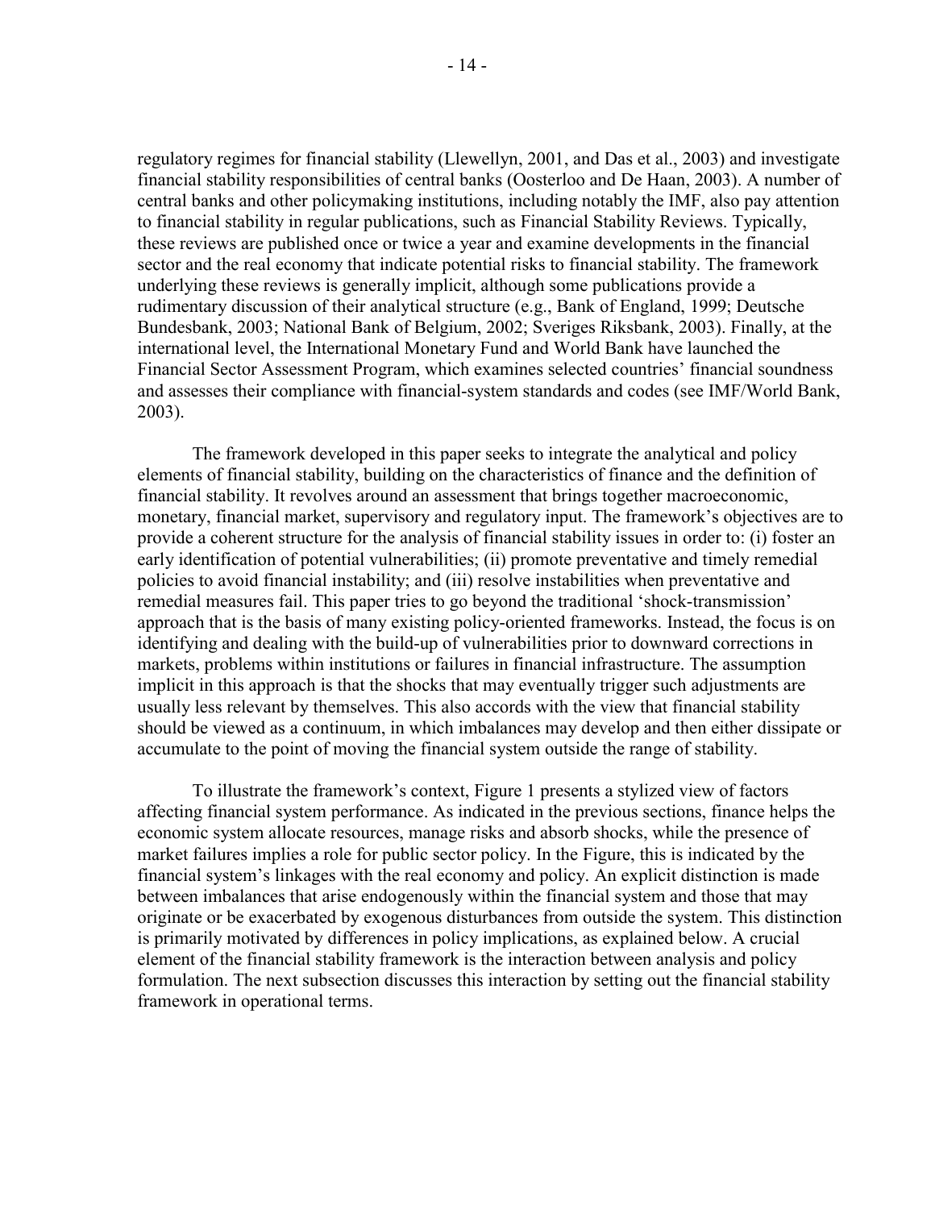regulatory regimes for financial stability (Llewellyn, 2001, and Das et al., 2003) and investigate financial stability responsibilities of central banks (Oosterloo and De Haan, 2003). A number of central banks and other policymaking institutions, including notably the IMF, also pay attention to financial stability in regular publications, such as Financial Stability Reviews. Typically, these reviews are published once or twice a year and examine developments in the financial sector and the real economy that indicate potential risks to financial stability. The framework underlying these reviews is generally implicit, although some publications provide a rudimentary discussion of their analytical structure (e.g., Bank of England, 1999; Deutsche Bundesbank, 2003; National Bank of Belgium, 2002; Sveriges Riksbank, 2003). Finally, at the international level, the International Monetary Fund and World Bank have launched the Financial Sector Assessment Program, which examines selected countries' financial soundness and assesses their compliance with financial-system standards and codes (see IMF/World Bank, 2003).

The framework developed in this paper seeks to integrate the analytical and policy elements of financial stability, building on the characteristics of finance and the definition of financial stability. It revolves around an assessment that brings together macroeconomic, monetary, financial market, supervisory and regulatory input. The framework's objectives are to provide a coherent structure for the analysis of financial stability issues in order to: (i) foster an early identification of potential vulnerabilities; (ii) promote preventative and timely remedial policies to avoid financial instability; and (iii) resolve instabilities when preventative and remedial measures fail. This paper tries to go beyond the traditional 'shock-transmission' approach that is the basis of many existing policy-oriented frameworks. Instead, the focus is on identifying and dealing with the build-up of vulnerabilities prior to downward corrections in markets, problems within institutions or failures in financial infrastructure. The assumption implicit in this approach is that the shocks that may eventually trigger such adjustments are usually less relevant by themselves. This also accords with the view that financial stability should be viewed as a continuum, in which imbalances may develop and then either dissipate or accumulate to the point of moving the financial system outside the range of stability.

To illustrate the framework's context, Figure 1 presents a stylized view of factors affecting financial system performance. As indicated in the previous sections, finance helps the economic system allocate resources, manage risks and absorb shocks, while the presence of market failures implies a role for public sector policy. In the Figure, this is indicated by the financial system's linkages with the real economy and policy. An explicit distinction is made between imbalances that arise endogenously within the financial system and those that may originate or be exacerbated by exogenous disturbances from outside the system. This distinction is primarily motivated by differences in policy implications, as explained below. A crucial element of the financial stability framework is the interaction between analysis and policy formulation. The next subsection discusses this interaction by setting out the financial stability framework in operational terms.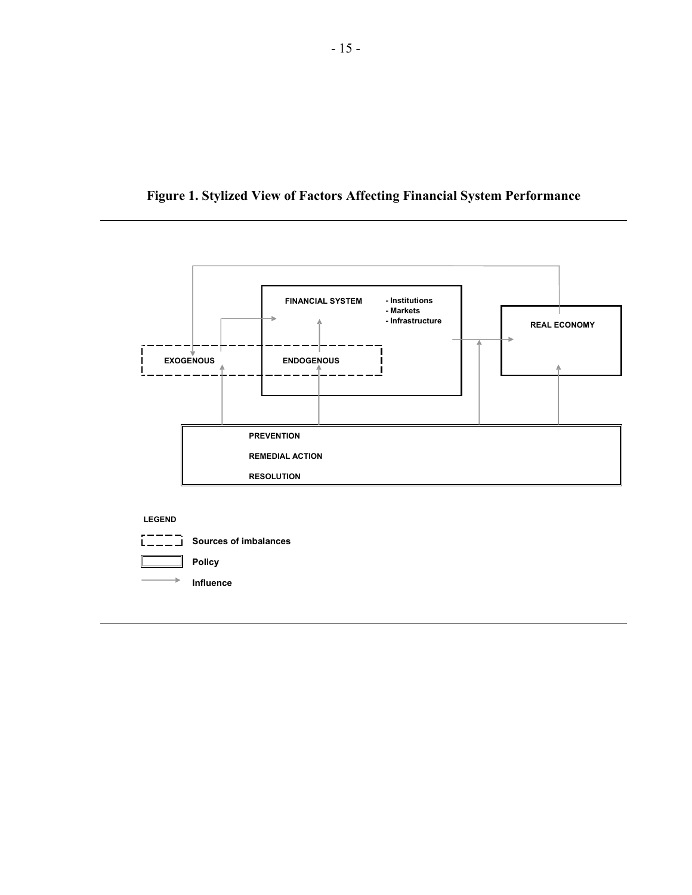**Figure 1. Stylized View of Factors Affecting Financial System Performance**

FINANCIAL SYSTEM
- Institutions
- Markets
- Infrastructure

REAL ECONOMY

EXOGENOUS

ENDOGENOUS

PREVENTION

REMEDIAL ACTION

RESOLUTION

LEGEND

Sources of imbalances

Policy

Influence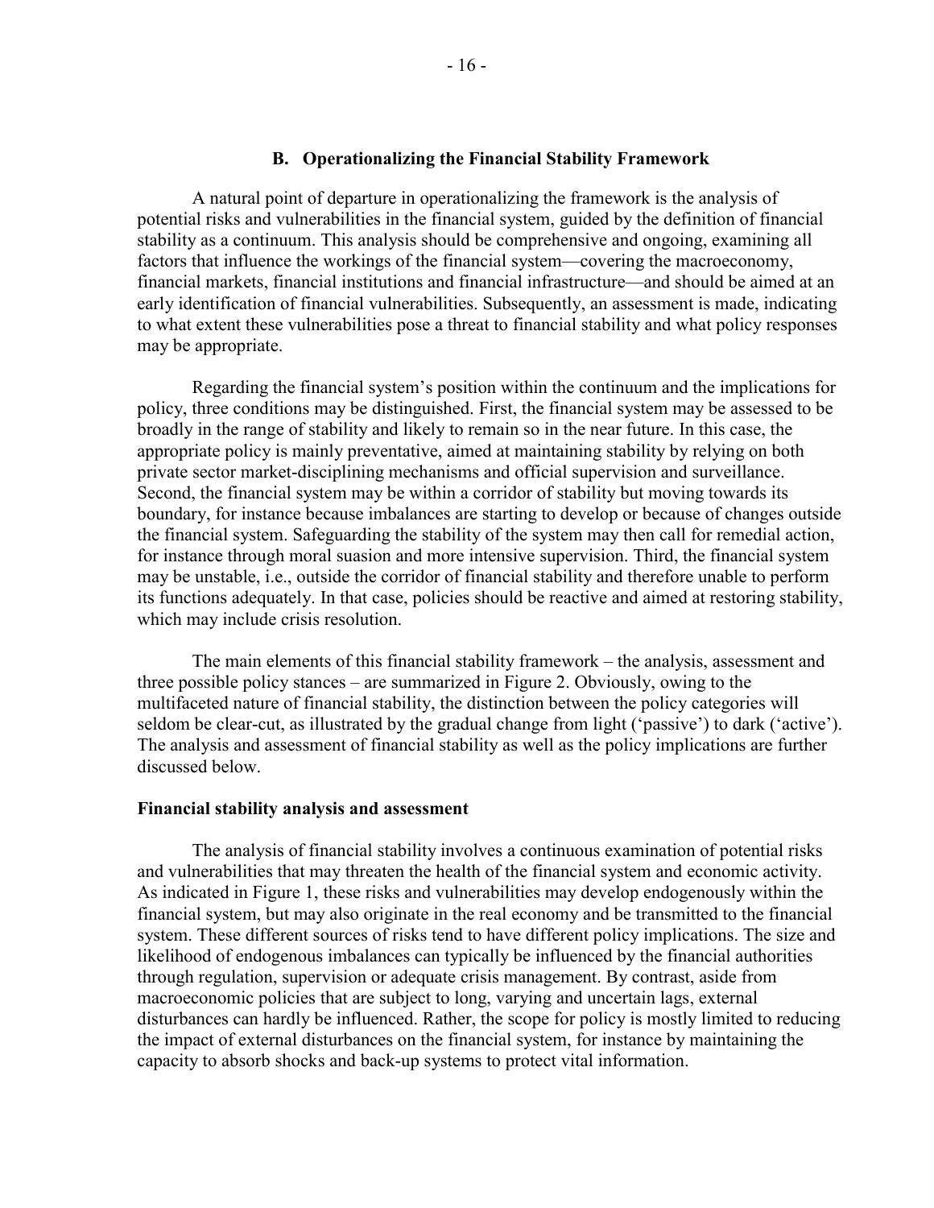## B. Operationalizing the Financial Stability Framework

A natural point of departure in operationalizing the framework is the analysis of potential risks and vulnerabilities in the financial system, guided by the definition of financial stability as a continuum. This analysis should be comprehensive and ongoing, examining all factors that influence the workings of the financial system—covering the macroeconomy, financial markets, financial institutions and financial infrastructure—and should be aimed at an early identification of financial vulnerabilities. Subsequently, an assessment is made, indicating to what extent these vulnerabilities pose a threat to financial stability and what policy responses may be appropriate.

Regarding the financial system's position within the continuum and the implications for policy, three conditions may be distinguished. First, the financial system may be assessed to be broadly in the range of stability and likely to remain so in the near future. In this case, the appropriate policy is mainly preventative, aimed at maintaining stability by relying on both private sector market-disciplining mechanisms and official supervision and surveillance. Second, the financial system may be within a corridor of stability but moving towards its boundary, for instance because imbalances are starting to develop or because of changes outside the financial system. Safeguarding the stability of the system may then call for remedial action, for instance through moral suasion and more intensive supervision. Third, the financial system may be unstable, i.e., outside the corridor of financial stability and therefore unable to perform its functions adequately. In that case, policies should be reactive and aimed at restoring stability, which may include crisis resolution.

The main elements of this financial stability framework – the analysis, assessment and three possible policy stances – are summarized in Figure 2. Obviously, owing to the multifaceted nature of financial stability, the distinction between the policy categories will seldom be clear-cut, as illustrated by the gradual change from light ('passive') to dark ('active'). The analysis and assessment of financial stability as well as the policy implications are further discussed below.

**Financial stability analysis and assessment**

The analysis of financial stability involves a continuous examination of potential risks and vulnerabilities that may threaten the health of the financial system and economic activity. As indicated in Figure 1, these risks and vulnerabilities may develop endogenously within the financial system, but may also originate in the real economy and be transmitted to the financial system. These different sources of risks tend to have different policy implications. The size and likelihood of endogenous imbalances can typically be influenced by the financial authorities through regulation, supervision or adequate crisis management. By contrast, aside from macroeconomic policies that are subject to long, varying and uncertain lags, external disturbances can hardly be influenced. Rather, the scope for policy is mostly limited to reducing the impact of external disturbances on the financial system, for instance by maintaining the capacity to absorb shocks and back-up systems to protect vital information.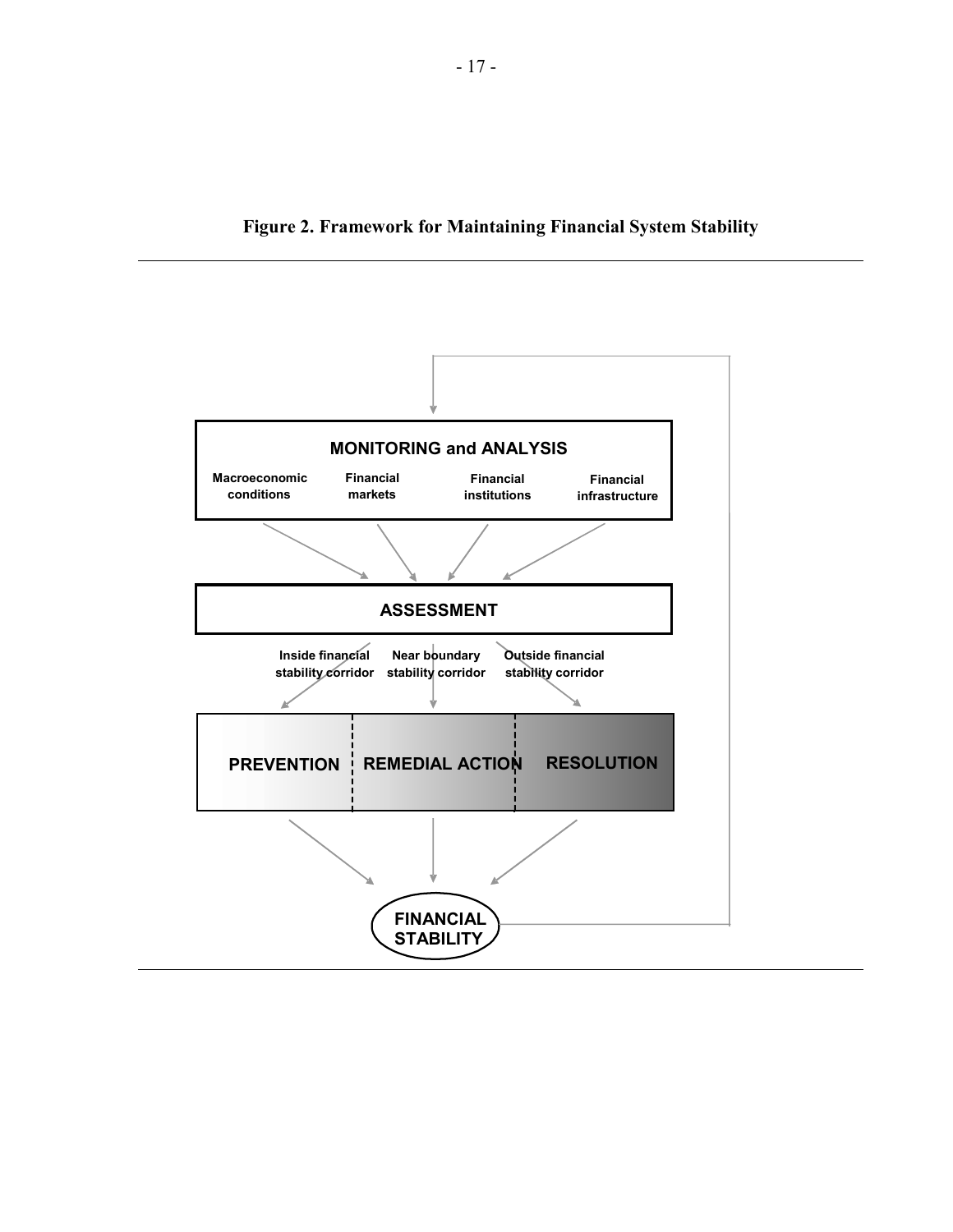**Figure 2. Framework for Maintaining Financial System Stability**

**MONITORING and ANALYSIS**

**Macroeconomic conditions** | **Financial markets** | **Financial institutions** | **Financial infrastructure**

**ASSESSMENT**

**Inside financial stability corridor** | **Near boundary stability corridor** | **Outside financial stability corridor**

**PREVENTION** | **REMEDIAL ACTION** | **RESOLUTION**

**FINANCIAL STABILITY**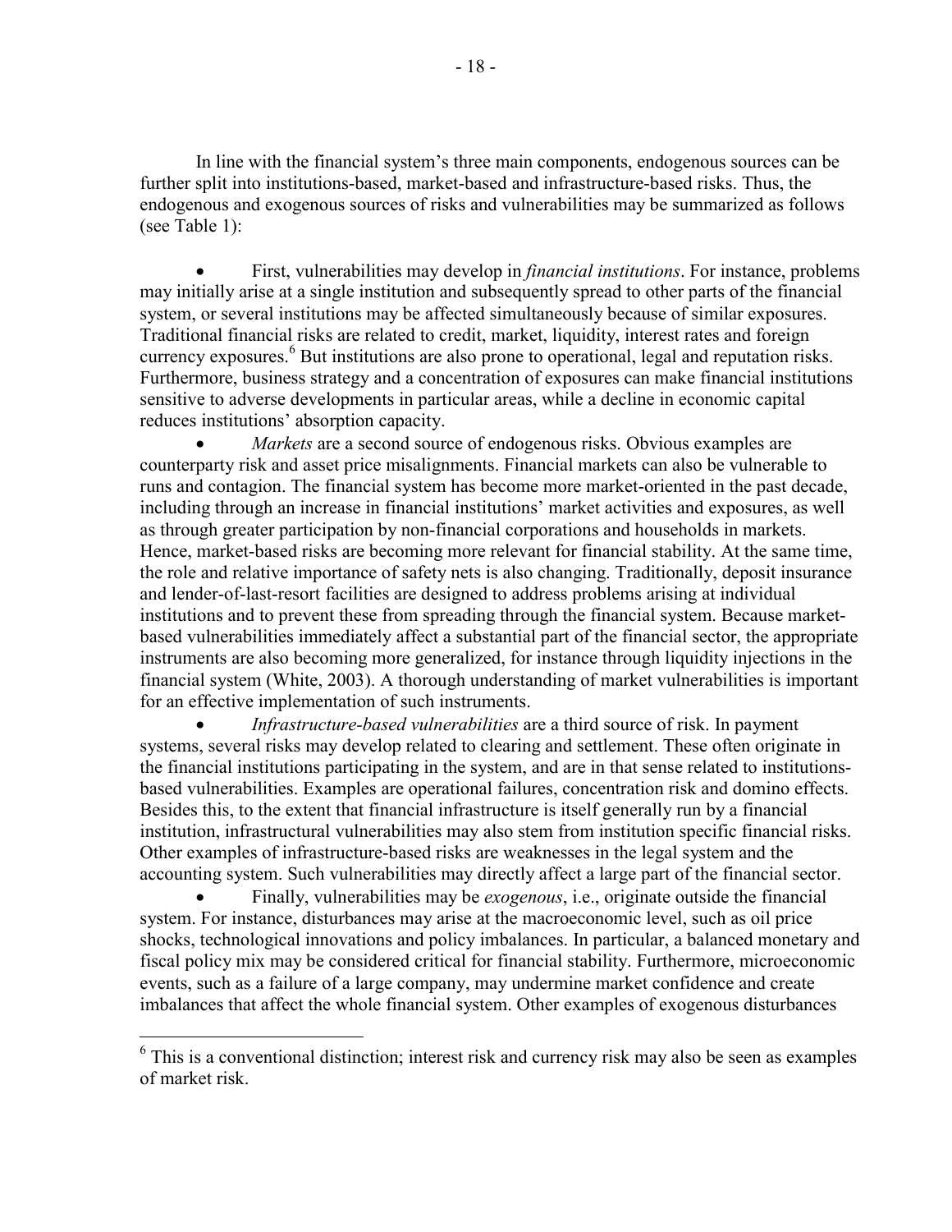In line with the financial system's three main components, endogenous sources can be further split into institutions-based, market-based and infrastructure-based risks. Thus, the endogenous and exogenous sources of risks and vulnerabilities may be summarized as follows (see Table 1):

- First, vulnerabilities may develop in *financial institutions*. For instance, problems may initially arise at a single institution and subsequently spread to other parts of the financial system, or several institutions may be affected simultaneously because of similar exposures. Traditional financial risks are related to credit, market, liquidity, interest rates and foreign currency exposures.[6] But institutions are also prone to operational, legal and reputation risks. Furthermore, business strategy and a concentration of exposures can make financial institutions sensitive to adverse developments in particular areas, while a decline in economic capital reduces institutions' absorption capacity.
- *Markets* are a second source of endogenous risks. Obvious examples are counterparty risk and asset price misalignments. Financial markets can also be vulnerable to runs and contagion. The financial system has become more market-oriented in the past decade, including through an increase in financial institutions' market activities and exposures, as well as through greater participation by non-financial corporations and households in markets. Hence, market-based risks are becoming more relevant for financial stability. At the same time, the role and relative importance of safety nets is also changing. Traditionally, deposit insurance and lender-of-last-resort facilities are designed to address problems arising at individual institutions and to prevent these from spreading through the financial system. Because market-based vulnerabilities immediately affect a substantial part of the financial sector, the appropriate instruments are also becoming more generalized, for instance through liquidity injections in the financial system (White, 2003). A thorough understanding of market vulnerabilities is important for an effective implementation of such instruments.
- *Infrastructure-based vulnerabilities* are a third source of risk. In payment systems, several risks may develop related to clearing and settlement. These often originate in the financial institutions participating in the system, and are in that sense related to institutions-based vulnerabilities. Examples are operational failures, concentration risk and domino effects. Besides this, to the extent that financial infrastructure is itself generally run by a financial institution, infrastructural vulnerabilities may also stem from institution specific financial risks. Other examples of infrastructure-based risks are weaknesses in the legal system and the accounting system. Such vulnerabilities may directly affect a large part of the financial sector.
- Finally, vulnerabilities may be *exogenous*, i.e., originate outside the financial system. For instance, disturbances may arise at the macroeconomic level, such as oil price shocks, technological innovations and policy imbalances. In particular, a balanced monetary and fiscal policy mix may be considered critical for financial stability. Furthermore, microeconomic events, such as a failure of a large company, may undermine market confidence and create imbalances that affect the whole financial system. Other examples of exogenous disturbances

[6] This is a conventional distinction; interest risk and currency risk may also be seen as examples of market risk.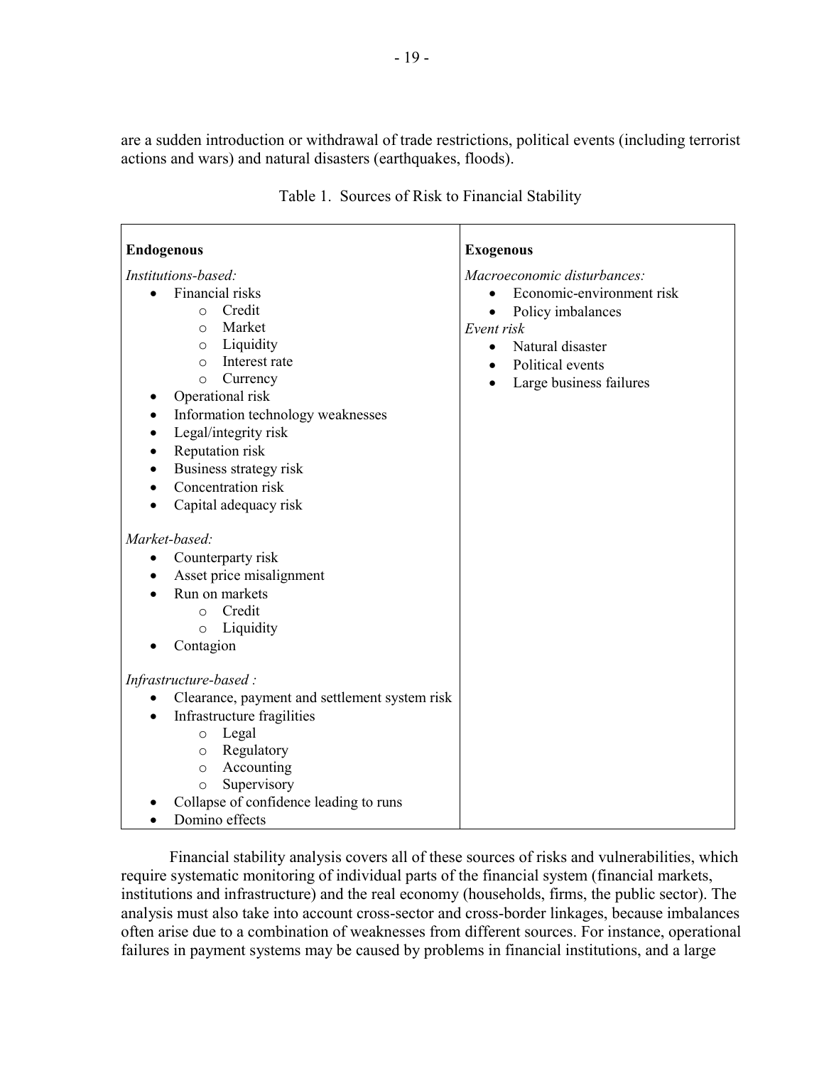are a sudden introduction or withdrawal of trade restrictions, political events (including terrorist actions and wars) and natural disasters (earthquakes, floods).

Table 1. Sources of Risk to Financial Stability

| **Endogenous** | **Exogenous** |
|---|---|
| *Institutions-based:*<br>• Financial risks<br>  ○ Credit<br>  ○ Market<br>  ○ Liquidity<br>  ○ Interest rate<br>  ○ Currency<br>• Operational risk<br>• Information technology weaknesses<br>• Legal/integrity risk<br>• Reputation risk<br>• Business strategy risk<br>• Concentration risk<br>• Capital adequacy risk<br><br>*Market-based:*<br>• Counterparty risk<br>• Asset price misalignment<br>• Run on markets<br>  ○ Credit<br>  ○ Liquidity<br>• Contagion<br><br>*Infrastructure-based :*<br>• Clearance, payment and settlement system risk<br>• Infrastructure fragilities<br>  ○ Legal<br>  ○ Regulatory<br>  ○ Accounting<br>  ○ Supervisory<br>• Collapse of confidence leading to runs<br>• Domino effects | *Macroeconomic disturbances:*<br>• Economic-environment risk<br>• Policy imbalances<br>*Event risk*<br>• Natural disaster<br>• Political events<br>• Large business failures |

Financial stability analysis covers all of these sources of risks and vulnerabilities, which require systematic monitoring of individual parts of the financial system (financial markets, institutions and infrastructure) and the real economy (households, firms, the public sector). The analysis must also take into account cross-sector and cross-border linkages, because imbalances often arise due to a combination of weaknesses from different sources. For instance, operational failures in payment systems may be caused by problems in financial institutions, and a large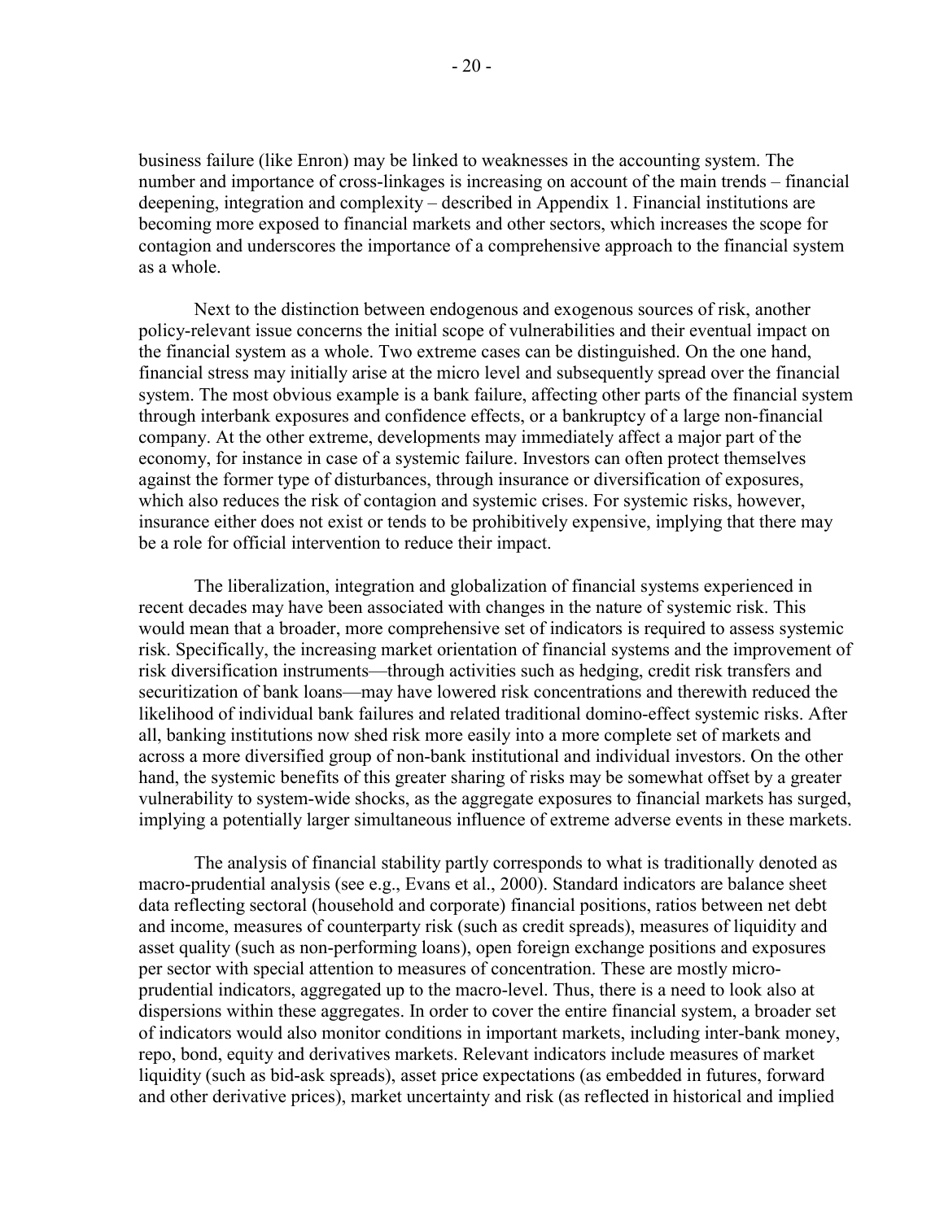business failure (like Enron) may be linked to weaknesses in the accounting system. The number and importance of cross-linkages is increasing on account of the main trends – financial deepening, integration and complexity – described in Appendix 1. Financial institutions are becoming more exposed to financial markets and other sectors, which increases the scope for contagion and underscores the importance of a comprehensive approach to the financial system as a whole.

Next to the distinction between endogenous and exogenous sources of risk, another policy-relevant issue concerns the initial scope of vulnerabilities and their eventual impact on the financial system as a whole. Two extreme cases can be distinguished. On the one hand, financial stress may initially arise at the micro level and subsequently spread over the financial system. The most obvious example is a bank failure, affecting other parts of the financial system through interbank exposures and confidence effects, or a bankruptcy of a large non-financial company. At the other extreme, developments may immediately affect a major part of the economy, for instance in case of a systemic failure. Investors can often protect themselves against the former type of disturbances, through insurance or diversification of exposures, which also reduces the risk of contagion and systemic crises. For systemic risks, however, insurance either does not exist or tends to be prohibitively expensive, implying that there may be a role for official intervention to reduce their impact.

The liberalization, integration and globalization of financial systems experienced in recent decades may have been associated with changes in the nature of systemic risk. This would mean that a broader, more comprehensive set of indicators is required to assess systemic risk. Specifically, the increasing market orientation of financial systems and the improvement of risk diversification instruments—through activities such as hedging, credit risk transfers and securitization of bank loans—may have lowered risk concentrations and therewith reduced the likelihood of individual bank failures and related traditional domino-effect systemic risks. After all, banking institutions now shed risk more easily into a more complete set of markets and across a more diversified group of non-bank institutional and individual investors. On the other hand, the systemic benefits of this greater sharing of risks may be somewhat offset by a greater vulnerability to system-wide shocks, as the aggregate exposures to financial markets has surged, implying a potentially larger simultaneous influence of extreme adverse events in these markets.

The analysis of financial stability partly corresponds to what is traditionally denoted as macro-prudential analysis (see e.g., Evans et al., 2000). Standard indicators are balance sheet data reflecting sectoral (household and corporate) financial positions, ratios between net debt and income, measures of counterparty risk (such as credit spreads), measures of liquidity and asset quality (such as non-performing loans), open foreign exchange positions and exposures per sector with special attention to measures of concentration. These are mostly micro-prudential indicators, aggregated up to the macro-level. Thus, there is a need to look also at dispersions within these aggregates. In order to cover the entire financial system, a broader set of indicators would also monitor conditions in important markets, including inter-bank money, repo, bond, equity and derivatives markets. Relevant indicators include measures of market liquidity (such as bid-ask spreads), asset price expectations (as embedded in futures, forward and other derivative prices), market uncertainty and risk (as reflected in historical and implied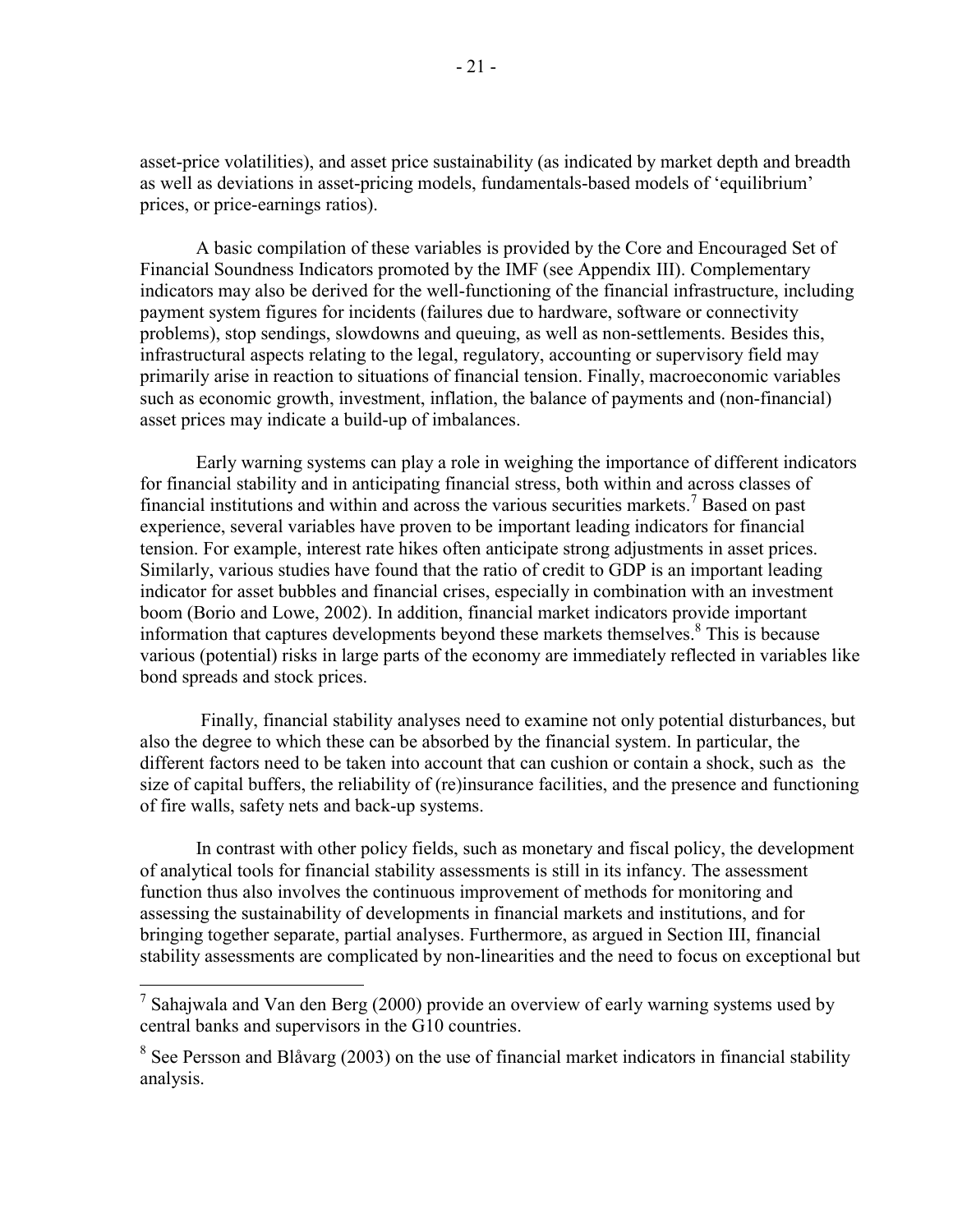asset-price volatilities), and asset price sustainability (as indicated by market depth and breadth as well as deviations in asset-pricing models, fundamentals-based models of 'equilibrium' prices, or price-earnings ratios).

A basic compilation of these variables is provided by the Core and Encouraged Set of Financial Soundness Indicators promoted by the IMF (see Appendix III). Complementary indicators may also be derived for the well-functioning of the financial infrastructure, including payment system figures for incidents (failures due to hardware, software or connectivity problems), stop sendings, slowdowns and queuing, as well as non-settlements. Besides this, infrastructural aspects relating to the legal, regulatory, accounting or supervisory field may primarily arise in reaction to situations of financial tension. Finally, macroeconomic variables such as economic growth, investment, inflation, the balance of payments and (non-financial) asset prices may indicate a build-up of imbalances.

Early warning systems can play a role in weighing the importance of different indicators for financial stability and in anticipating financial stress, both within and across classes of financial institutions and within and across the various securities markets.[7] Based on past experience, several variables have proven to be important leading indicators for financial tension. For example, interest rate hikes often anticipate strong adjustments in asset prices. Similarly, various studies have found that the ratio of credit to GDP is an important leading indicator for asset bubbles and financial crises, especially in combination with an investment boom (Borio and Lowe, 2002). In addition, financial market indicators provide important information that captures developments beyond these markets themselves.[8] This is because various (potential) risks in large parts of the economy are immediately reflected in variables like bond spreads and stock prices.

Finally, financial stability analyses need to examine not only potential disturbances, but also the degree to which these can be absorbed by the financial system. In particular, the different factors need to be taken into account that can cushion or contain a shock, such as the size of capital buffers, the reliability of (re)insurance facilities, and the presence and functioning of fire walls, safety nets and back-up systems.

In contrast with other policy fields, such as monetary and fiscal policy, the development of analytical tools for financial stability assessments is still in its infancy. The assessment function thus also involves the continuous improvement of methods for monitoring and assessing the sustainability of developments in financial markets and institutions, and for bringing together separate, partial analyses. Furthermore, as argued in Section III, financial stability assessments are complicated by non-linearities and the need to focus on exceptional but

[7] Sahajwala and Van den Berg (2000) provide an overview of early warning systems used by central banks and supervisors in the G10 countries.

[8] See Persson and Blåvarg (2003) on the use of financial market indicators in financial stability analysis.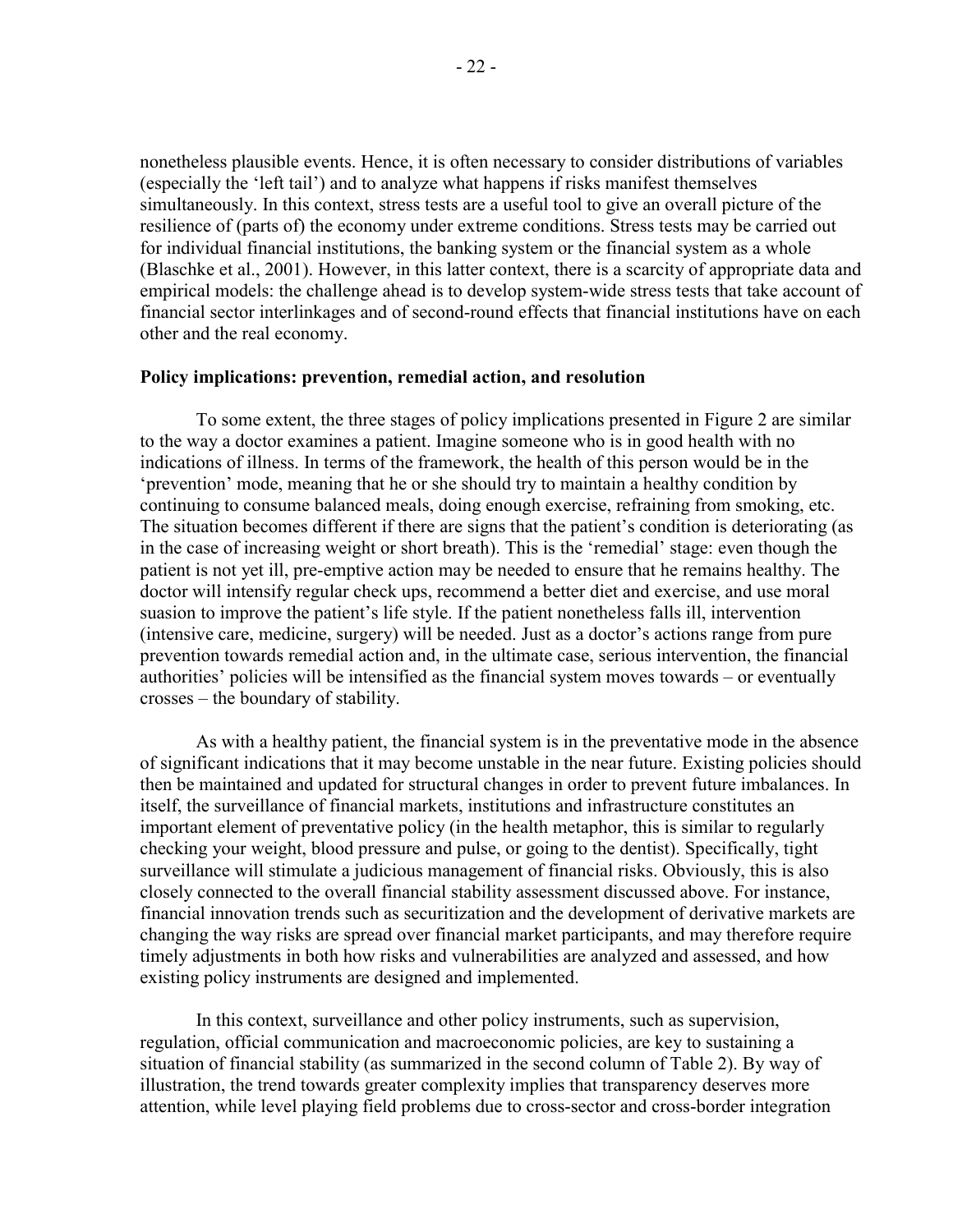nonetheless plausible events. Hence, it is often necessary to consider distributions of variables (especially the 'left tail') and to analyze what happens if risks manifest themselves simultaneously. In this context, stress tests are a useful tool to give an overall picture of the resilience of (parts of) the economy under extreme conditions. Stress tests may be carried out for individual financial institutions, the banking system or the financial system as a whole (Blaschke et al., 2001). However, in this latter context, there is a scarcity of appropriate data and empirical models: the challenge ahead is to develop system-wide stress tests that take account of financial sector interlinkages and of second-round effects that financial institutions have on each other and the real economy.

**Policy implications: prevention, remedial action, and resolution**

To some extent, the three stages of policy implications presented in Figure 2 are similar to the way a doctor examines a patient. Imagine someone who is in good health with no indications of illness. In terms of the framework, the health of this person would be in the 'prevention' mode, meaning that he or she should try to maintain a healthy condition by continuing to consume balanced meals, doing enough exercise, refraining from smoking, etc. The situation becomes different if there are signs that the patient's condition is deteriorating (as in the case of increasing weight or short breath). This is the 'remedial' stage: even though the patient is not yet ill, pre-emptive action may be needed to ensure that he remains healthy. The doctor will intensify regular check ups, recommend a better diet and exercise, and use moral suasion to improve the patient's life style. If the patient nonetheless falls ill, intervention (intensive care, medicine, surgery) will be needed. Just as a doctor's actions range from pure prevention towards remedial action and, in the ultimate case, serious intervention, the financial authorities' policies will be intensified as the financial system moves towards – or eventually crosses – the boundary of stability.

As with a healthy patient, the financial system is in the preventative mode in the absence of significant indications that it may become unstable in the near future. Existing policies should then be maintained and updated for structural changes in order to prevent future imbalances. In itself, the surveillance of financial markets, institutions and infrastructure constitutes an important element of preventative policy (in the health metaphor, this is similar to regularly checking your weight, blood pressure and pulse, or going to the dentist). Specifically, tight surveillance will stimulate a judicious management of financial risks. Obviously, this is also closely connected to the overall financial stability assessment discussed above. For instance, financial innovation trends such as securitization and the development of derivative markets are changing the way risks are spread over financial market participants, and may therefore require timely adjustments in both how risks and vulnerabilities are analyzed and assessed, and how existing policy instruments are designed and implemented.

In this context, surveillance and other policy instruments, such as supervision, regulation, official communication and macroeconomic policies, are key to sustaining a situation of financial stability (as summarized in the second column of Table 2). By way of illustration, the trend towards greater complexity implies that transparency deserves more attention, while level playing field problems due to cross-sector and cross-border integration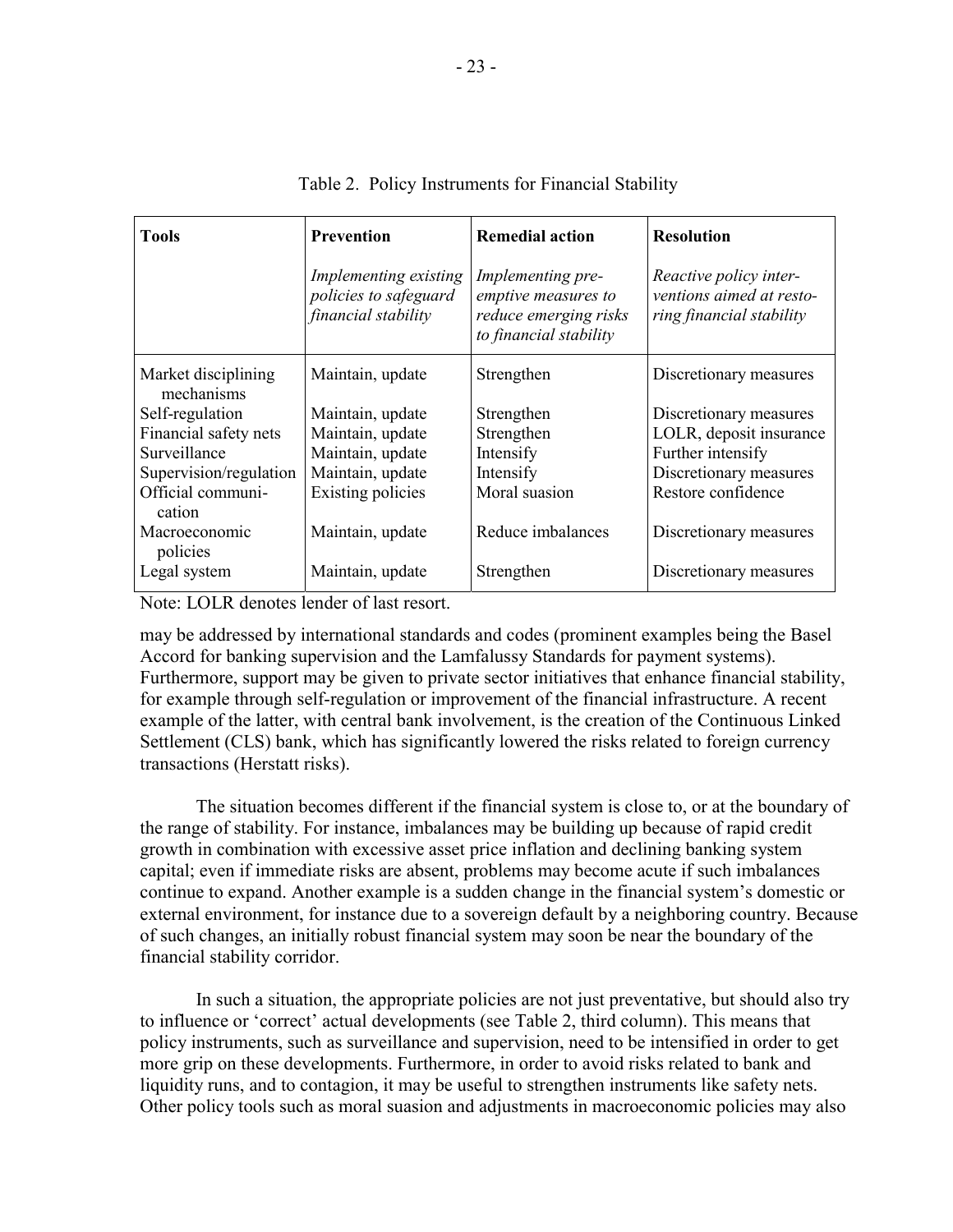Table 2. Policy Instruments for Financial Stability

| Tools | Prevention | Remedial action | Resolution |
|---|---|---|---|
| | *Implementing existing policies to safeguard financial stability* | *Implementing pre-emptive measures to reduce emerging risks to financial stability* | *Reactive policy interventions aimed at restoring financial stability* |
| Market disciplining mechanisms | Maintain, update | Strengthen | Discretionary measures |
| Self-regulation | Maintain, update | Strengthen | Discretionary measures |
| Financial safety nets | Maintain, update | Strengthen | LOLR, deposit insurance |
| Surveillance | Maintain, update | Intensify | Further intensify |
| Supervision/regulation | Maintain, update | Intensify | Discretionary measures |
| Official communication | Existing policies | Moral suasion | Restore confidence |
| Macroeconomic policies | Maintain, update | Reduce imbalances | Discretionary measures |
| Legal system | Maintain, update | Strengthen | Discretionary measures |

Note: LOLR denotes lender of last resort.

may be addressed by international standards and codes (prominent examples being the Basel Accord for banking supervision and the Lamfalussy Standards for payment systems). Furthermore, support may be given to private sector initiatives that enhance financial stability, for example through self-regulation or improvement of the financial infrastructure. A recent example of the latter, with central bank involvement, is the creation of the Continuous Linked Settlement (CLS) bank, which has significantly lowered the risks related to foreign currency transactions (Herstatt risks).

The situation becomes different if the financial system is close to, or at the boundary of the range of stability. For instance, imbalances may be building up because of rapid credit growth in combination with excessive asset price inflation and declining banking system capital; even if immediate risks are absent, problems may become acute if such imbalances continue to expand. Another example is a sudden change in the financial system's domestic or external environment, for instance due to a sovereign default by a neighboring country. Because of such changes, an initially robust financial system may soon be near the boundary of the financial stability corridor.

In such a situation, the appropriate policies are not just preventative, but should also try to influence or 'correct' actual developments (see Table 2, third column). This means that policy instruments, such as surveillance and supervision, need to be intensified in order to get more grip on these developments. Furthermore, in order to avoid risks related to bank and liquidity runs, and to contagion, it may be useful to strengthen instruments like safety nets. Other policy tools such as moral suasion and adjustments in macroeconomic policies may also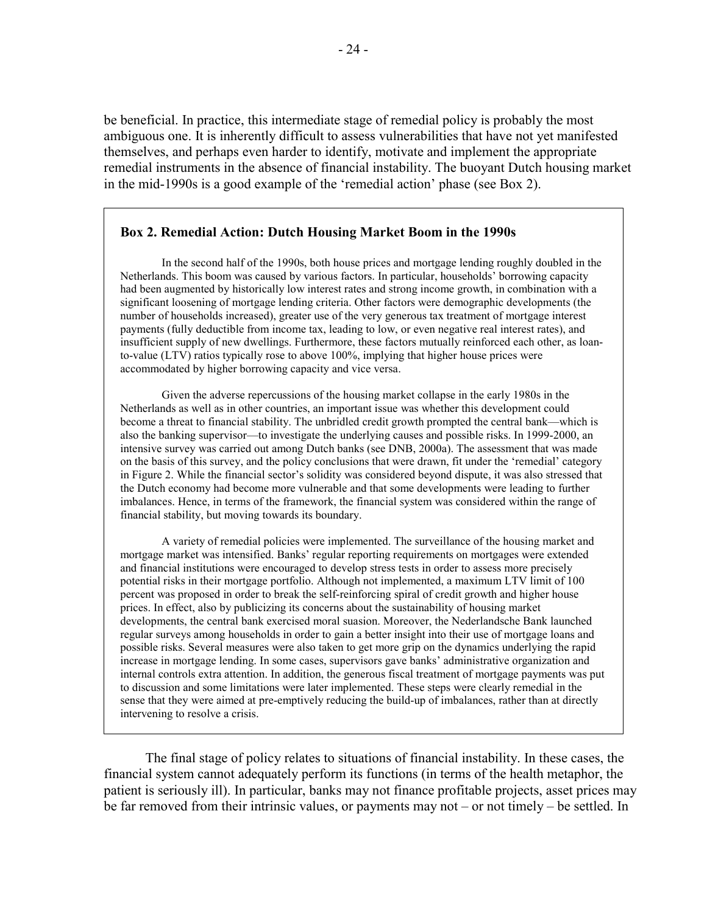be beneficial. In practice, this intermediate stage of remedial policy is probably the most ambiguous one. It is inherently difficult to assess vulnerabilities that have not yet manifested themselves, and perhaps even harder to identify, motivate and implement the appropriate remedial instruments in the absence of financial instability. The buoyant Dutch housing market in the mid-1990s is a good example of the 'remedial action' phase (see Box 2).

> **Box 2. Remedial Action: Dutch Housing Market Boom in the 1990s**
>
> In the second half of the 1990s, both house prices and mortgage lending roughly doubled in the Netherlands. This boom was caused by various factors. In particular, households' borrowing capacity had been augmented by historically low interest rates and strong income growth, in combination with a significant loosening of mortgage lending criteria. Other factors were demographic developments (the number of households increased), greater use of the very generous tax treatment of mortgage interest payments (fully deductible from income tax, leading to low, or even negative real interest rates), and insufficient supply of new dwellings. Furthermore, these factors mutually reinforced each other, as loan-to-value (LTV) ratios typically rose to above 100%, implying that higher house prices were accommodated by higher borrowing capacity and vice versa.
>
> Given the adverse repercussions of the housing market collapse in the early 1980s in the Netherlands as well as in other countries, an important issue was whether this development could become a threat to financial stability. The unbridled credit growth prompted the central bank—which is also the banking supervisor—to investigate the underlying causes and possible risks. In 1999-2000, an intensive survey was carried out among Dutch banks (see DNB, 2000a). The assessment that was made on the basis of this survey, and the policy conclusions that were drawn, fit under the 'remedial' category in Figure 2. While the financial sector's solidity was considered beyond dispute, it was also stressed that the Dutch economy had become more vulnerable and that some developments were leading to further imbalances. Hence, in terms of the framework, the financial system was considered within the range of financial stability, but moving towards its boundary.
>
> A variety of remedial policies were implemented. The surveillance of the housing market and mortgage market was intensified. Banks' regular reporting requirements on mortgages were extended and financial institutions were encouraged to develop stress tests in order to assess more precisely potential risks in their mortgage portfolio. Although not implemented, a maximum LTV limit of 100 percent was proposed in order to break the self-reinforcing spiral of credit growth and higher house prices. In effect, also by publicizing its concerns about the sustainability of housing market developments, the central bank exercised moral suasion. Moreover, the Nederlandsche Bank launched regular surveys among households in order to gain a better insight into their use of mortgage loans and possible risks. Several measures were also taken to get more grip on the dynamics underlying the rapid increase in mortgage lending. In some cases, supervisors gave banks' administrative organization and internal controls extra attention. In addition, the generous fiscal treatment of mortgage payments was put to discussion and some limitations were later implemented. These steps were clearly remedial in the sense that they were aimed at pre-emptively reducing the build-up of imbalances, rather than at directly intervening to resolve a crisis.

The final stage of policy relates to situations of financial instability. In these cases, the financial system cannot adequately perform its functions (in terms of the health metaphor, the patient is seriously ill). In particular, banks may not finance profitable projects, asset prices may be far removed from their intrinsic values, or payments may not – or not timely – be settled. In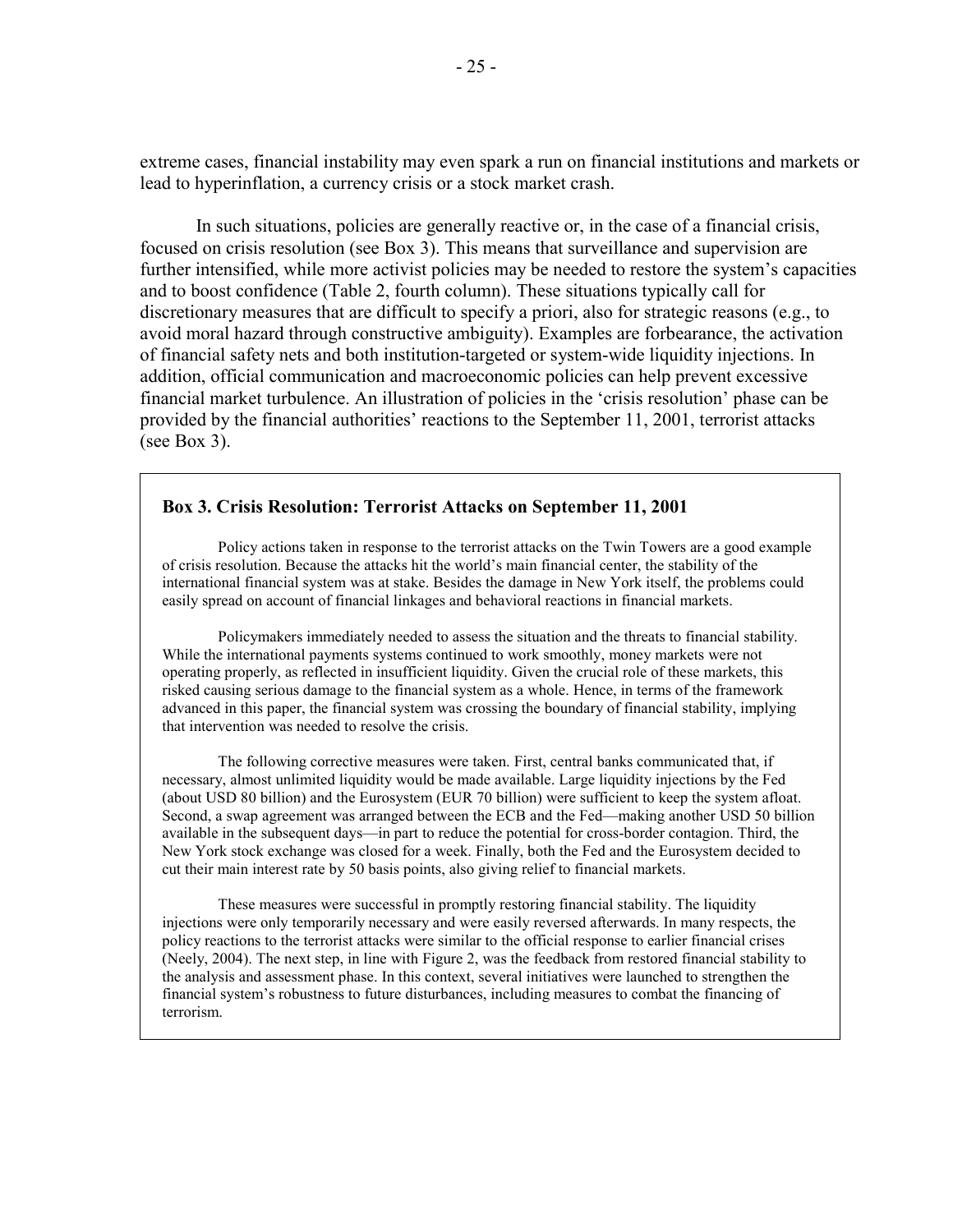extreme cases, financial instability may even spark a run on financial institutions and markets or lead to hyperinflation, a currency crisis or a stock market crash.

In such situations, policies are generally reactive or, in the case of a financial crisis, focused on crisis resolution (see Box 3). This means that surveillance and supervision are further intensified, while more activist policies may be needed to restore the system's capacities and to boost confidence (Table 2, fourth column). These situations typically call for discretionary measures that are difficult to specify a priori, also for strategic reasons (e.g., to avoid moral hazard through constructive ambiguity). Examples are forbearance, the activation of financial safety nets and both institution-targeted or system-wide liquidity injections. In addition, official communication and macroeconomic policies can help prevent excessive financial market turbulence. An illustration of policies in the 'crisis resolution' phase can be provided by the financial authorities' reactions to the September 11, 2001, terrorist attacks (see Box 3).

### Box 3. Crisis Resolution: Terrorist Attacks on September 11, 2001

Policy actions taken in response to the terrorist attacks on the Twin Towers are a good example of crisis resolution. Because the attacks hit the world's main financial center, the stability of the international financial system was at stake. Besides the damage in New York itself, the problems could easily spread on account of financial linkages and behavioral reactions in financial markets.

Policymakers immediately needed to assess the situation and the threats to financial stability. While the international payments systems continued to work smoothly, money markets were not operating properly, as reflected in insufficient liquidity. Given the crucial role of these markets, this risked causing serious damage to the financial system as a whole. Hence, in terms of the framework advanced in this paper, the financial system was crossing the boundary of financial stability, implying that intervention was needed to resolve the crisis.

The following corrective measures were taken. First, central banks communicated that, if necessary, almost unlimited liquidity would be made available. Large liquidity injections by the Fed (about USD 80 billion) and the Eurosystem (EUR 70 billion) were sufficient to keep the system afloat. Second, a swap agreement was arranged between the ECB and the Fed—making another USD 50 billion available in the subsequent days—in part to reduce the potential for cross-border contagion. Third, the New York stock exchange was closed for a week. Finally, both the Fed and the Eurosystem decided to cut their main interest rate by 50 basis points, also giving relief to financial markets.

These measures were successful in promptly restoring financial stability. The liquidity injections were only temporarily necessary and were easily reversed afterwards. In many respects, the policy reactions to the terrorist attacks were similar to the official response to earlier financial crises (Neely, 2004). The next step, in line with Figure 2, was the feedback from restored financial stability to the analysis and assessment phase. In this context, several initiatives were launched to strengthen the financial system's robustness to future disturbances, including measures to combat the financing of terrorism.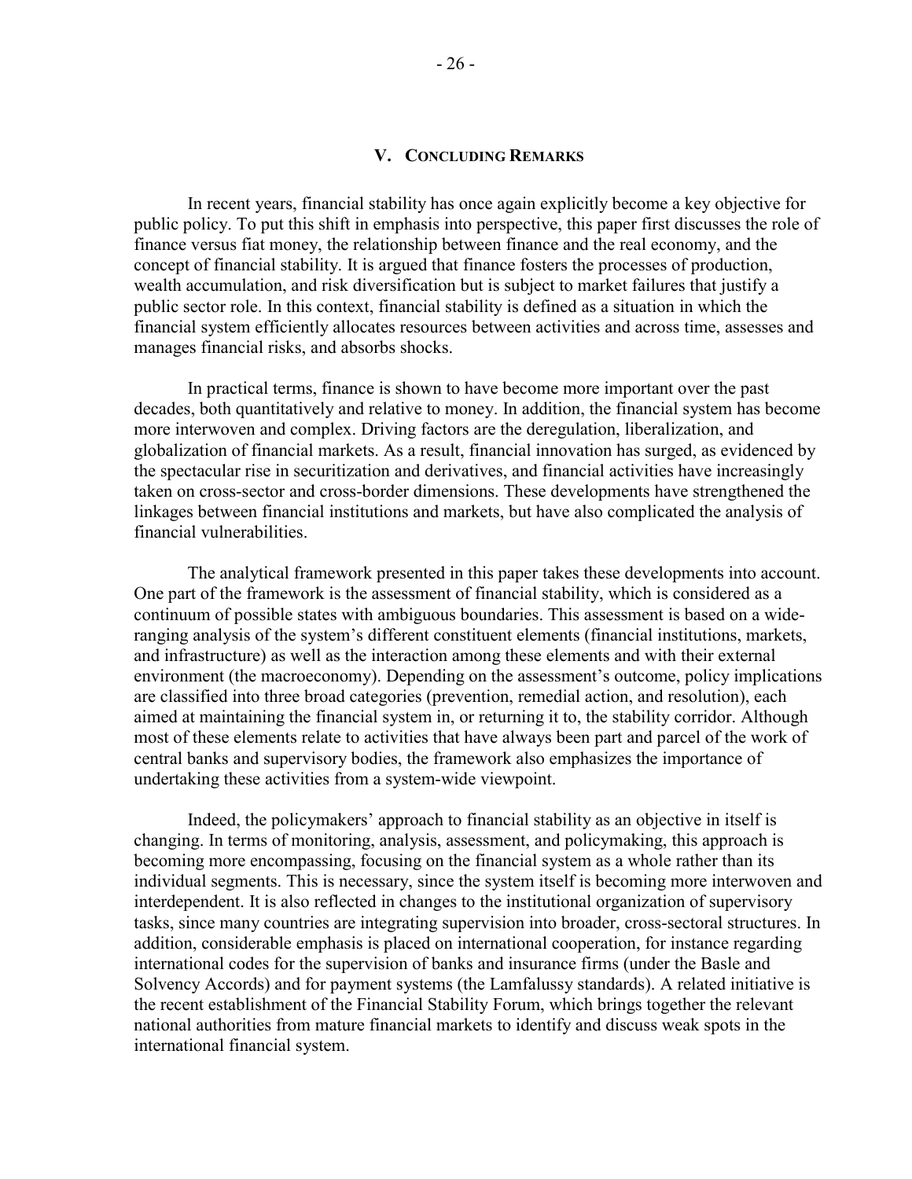## V. Concluding Remarks

In recent years, financial stability has once again explicitly become a key objective for public policy. To put this shift in emphasis into perspective, this paper first discusses the role of finance versus fiat money, the relationship between finance and the real economy, and the concept of financial stability. It is argued that finance fosters the processes of production, wealth accumulation, and risk diversification but is subject to market failures that justify a public sector role. In this context, financial stability is defined as a situation in which the financial system efficiently allocates resources between activities and across time, assesses and manages financial risks, and absorbs shocks.

In practical terms, finance is shown to have become more important over the past decades, both quantitatively and relative to money. In addition, the financial system has become more interwoven and complex. Driving factors are the deregulation, liberalization, and globalization of financial markets. As a result, financial innovation has surged, as evidenced by the spectacular rise in securitization and derivatives, and financial activities have increasingly taken on cross-sector and cross-border dimensions. These developments have strengthened the linkages between financial institutions and markets, but have also complicated the analysis of financial vulnerabilities.

The analytical framework presented in this paper takes these developments into account. One part of the framework is the assessment of financial stability, which is considered as a continuum of possible states with ambiguous boundaries. This assessment is based on a wide-ranging analysis of the system's different constituent elements (financial institutions, markets, and infrastructure) as well as the interaction among these elements and with their external environment (the macroeconomy). Depending on the assessment's outcome, policy implications are classified into three broad categories (prevention, remedial action, and resolution), each aimed at maintaining the financial system in, or returning it to, the stability corridor. Although most of these elements relate to activities that have always been part and parcel of the work of central banks and supervisory bodies, the framework also emphasizes the importance of undertaking these activities from a system-wide viewpoint.

Indeed, the policymakers' approach to financial stability as an objective in itself is changing. In terms of monitoring, analysis, assessment, and policymaking, this approach is becoming more encompassing, focusing on the financial system as a whole rather than its individual segments. This is necessary, since the system itself is becoming more interwoven and interdependent. It is also reflected in changes to the institutional organization of supervisory tasks, since many countries are integrating supervision into broader, cross-sectoral structures. In addition, considerable emphasis is placed on international cooperation, for instance regarding international codes for the supervision of banks and insurance firms (under the Basle and Solvency Accords) and for payment systems (the Lamfalussy standards). A related initiative is the recent establishment of the Financial Stability Forum, which brings together the relevant national authorities from mature financial markets to identify and discuss weak spots in the international financial system.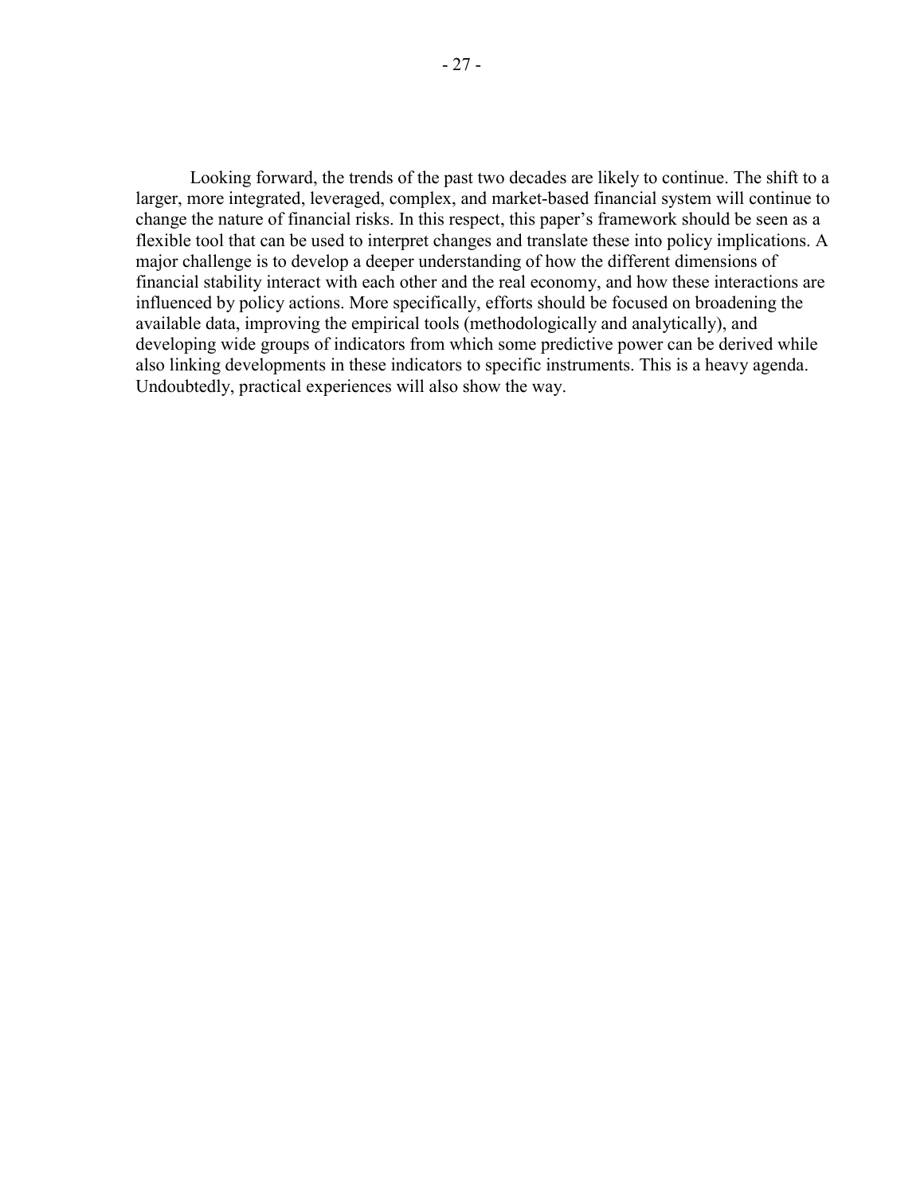Looking forward, the trends of the past two decades are likely to continue. The shift to a larger, more integrated, leveraged, complex, and market-based financial system will continue to change the nature of financial risks. In this respect, this paper's framework should be seen as a flexible tool that can be used to interpret changes and translate these into policy implications. A major challenge is to develop a deeper understanding of how the different dimensions of financial stability interact with each other and the real economy, and how these interactions are influenced by policy actions. More specifically, efforts should be focused on broadening the available data, improving the empirical tools (methodologically and analytically), and developing wide groups of indicators from which some predictive power can be derived while also linking developments in these indicators to specific instruments. This is a heavy agenda. Undoubtedly, practical experiences will also show the way.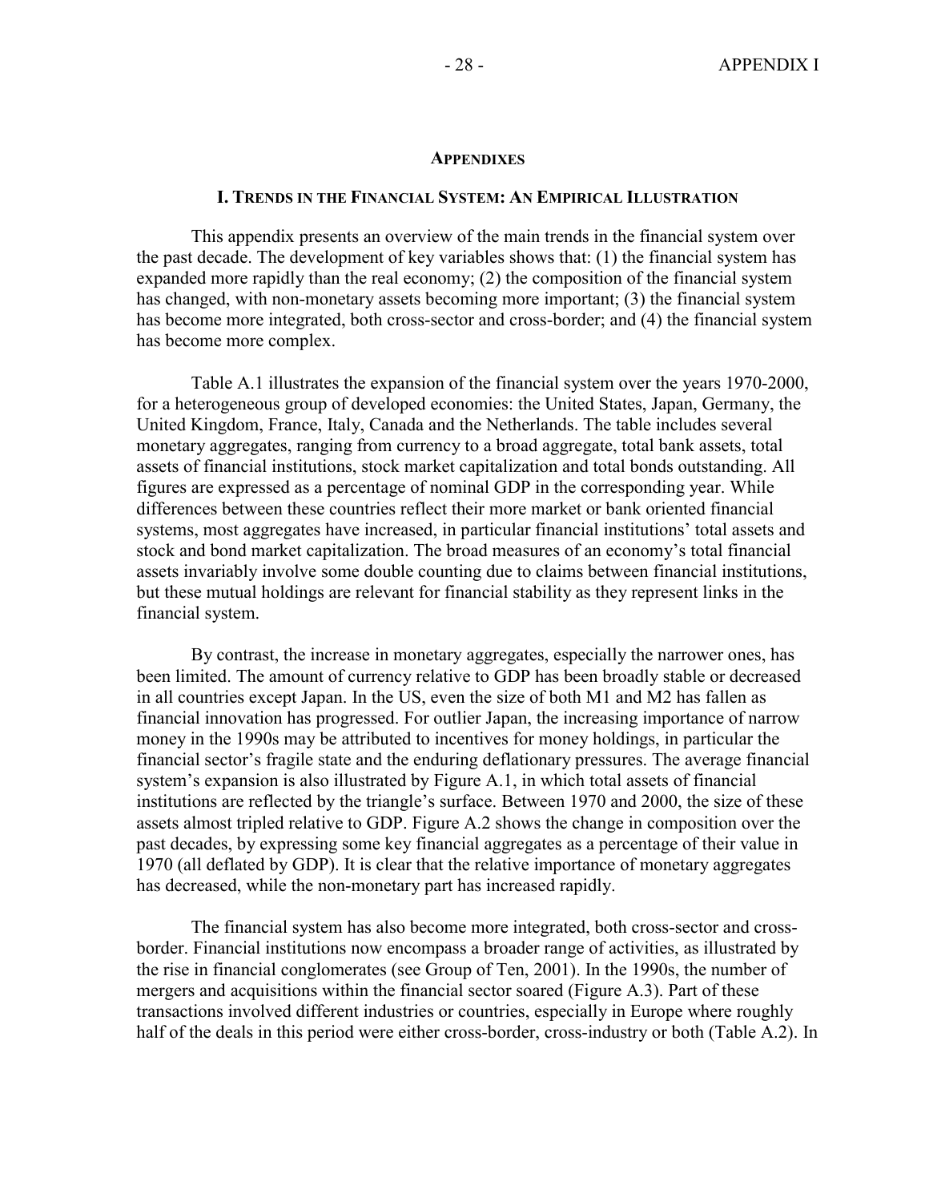## APPENDIXES

### I. TRENDS IN THE FINANCIAL SYSTEM: AN EMPIRICAL ILLUSTRATION

This appendix presents an overview of the main trends in the financial system over the past decade. The development of key variables shows that: (1) the financial system has expanded more rapidly than the real economy; (2) the composition of the financial system has changed, with non-monetary assets becoming more important; (3) the financial system has become more integrated, both cross-sector and cross-border; and (4) the financial system has become more complex.

Table A.1 illustrates the expansion of the financial system over the years 1970-2000, for a heterogeneous group of developed economies: the United States, Japan, Germany, the United Kingdom, France, Italy, Canada and the Netherlands. The table includes several monetary aggregates, ranging from currency to a broad aggregate, total bank assets, total assets of financial institutions, stock market capitalization and total bonds outstanding. All figures are expressed as a percentage of nominal GDP in the corresponding year. While differences between these countries reflect their more market or bank oriented financial systems, most aggregates have increased, in particular financial institutions' total assets and stock and bond market capitalization. The broad measures of an economy's total financial assets invariably involve some double counting due to claims between financial institutions, but these mutual holdings are relevant for financial stability as they represent links in the financial system.

By contrast, the increase in monetary aggregates, especially the narrower ones, has been limited. The amount of currency relative to GDP has been broadly stable or decreased in all countries except Japan. In the US, even the size of both M1 and M2 has fallen as financial innovation has progressed. For outlier Japan, the increasing importance of narrow money in the 1990s may be attributed to incentives for money holdings, in particular the financial sector's fragile state and the enduring deflationary pressures. The average financial system's expansion is also illustrated by Figure A.1, in which total assets of financial institutions are reflected by the triangle's surface. Between 1970 and 2000, the size of these assets almost tripled relative to GDP. Figure A.2 shows the change in composition over the past decades, by expressing some key financial aggregates as a percentage of their value in 1970 (all deflated by GDP). It is clear that the relative importance of monetary aggregates has decreased, while the non-monetary part has increased rapidly.

The financial system has also become more integrated, both cross-sector and cross-border. Financial institutions now encompass a broader range of activities, as illustrated by the rise in financial conglomerates (see Group of Ten, 2001). In the 1990s, the number of mergers and acquisitions within the financial sector soared (Figure A.3). Part of these transactions involved different industries or countries, especially in Europe where roughly half of the deals in this period were either cross-border, cross-industry or both (Table A.2). In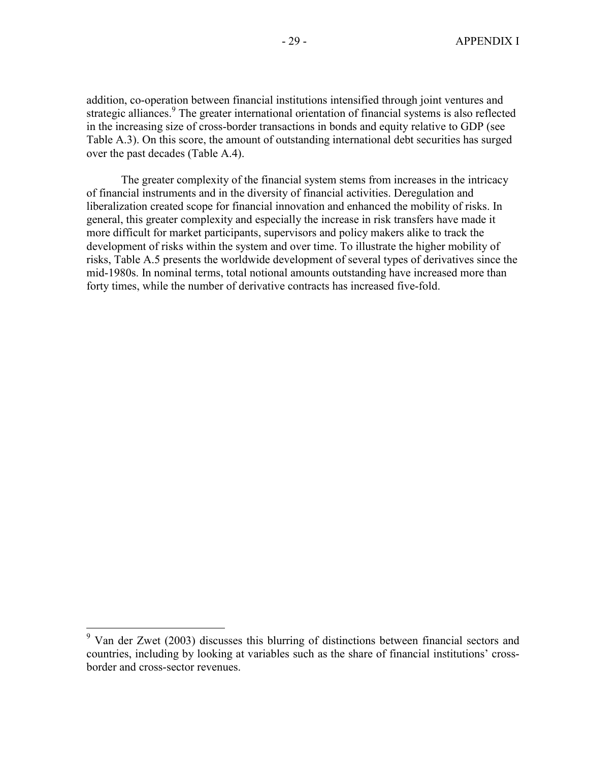addition, co-operation between financial institutions intensified through joint ventures and strategic alliances.[9] The greater international orientation of financial systems is also reflected in the increasing size of cross-border transactions in bonds and equity relative to GDP (see Table A.3). On this score, the amount of outstanding international debt securities has surged over the past decades (Table A.4).

The greater complexity of the financial system stems from increases in the intricacy of financial instruments and in the diversity of financial activities. Deregulation and liberalization created scope for financial innovation and enhanced the mobility of risks. In general, this greater complexity and especially the increase in risk transfers have made it more difficult for market participants, supervisors and policy makers alike to track the development of risks within the system and over time. To illustrate the higher mobility of risks, Table A.5 presents the worldwide development of several types of derivatives since the mid-1980s. In nominal terms, total notional amounts outstanding have increased more than forty times, while the number of derivative contracts has increased five-fold.

---

[9] Van der Zwet (2003) discusses this blurring of distinctions between financial sectors and countries, including by looking at variables such as the share of financial institutions' cross-border and cross-sector revenues.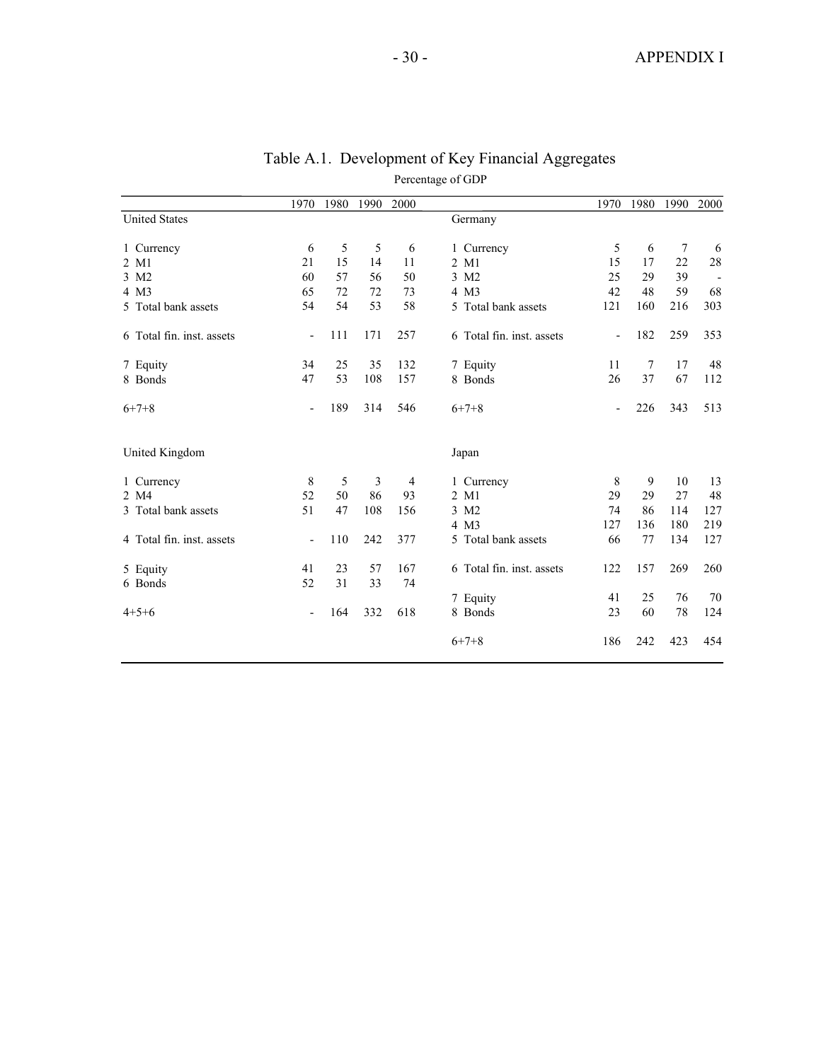# Table A.1. Development of Key Financial Aggregates

Percentage of GDP

| | 1970 | 1980 | 1990 | 2000 | | 1970 | 1980 | 1990 | 2000 |
|---|---|---|---|---|---|---|---|---|---|
| United States | | | | | Germany | | | | |
| 1 Currency | 6 | 5 | 5 | 6 | 1 Currency | 5 | 6 | 7 | 6 |
| 2 M1 | 21 | 15 | 14 | 11 | 2 M1 | 15 | 17 | 22 | 28 |
| 3 M2 | 60 | 57 | 56 | 50 | 3 M2 | 25 | 29 | 39 | - |
| 4 M3 | 65 | 72 | 72 | 73 | 4 M3 | 42 | 48 | 59 | 68 |
| 5 Total bank assets | 54 | 54 | 53 | 58 | 5 Total bank assets | 121 | 160 | 216 | 303 |
| 6 Total fin. inst. assets | - | 111 | 171 | 257 | 6 Total fin. inst. assets | - | 182 | 259 | 353 |
| 7 Equity | 34 | 25 | 35 | 132 | 7 Equity | 11 | 7 | 17 | 48 |
| 8 Bonds | 47 | 53 | 108 | 157 | 8 Bonds | 26 | 37 | 67 | 112 |
| 6+7+8 | - | 189 | 314 | 546 | 6+7+8 | - | 226 | 343 | 513 |
| United Kingdom | | | | | Japan | | | | |
| 1 Currency | 8 | 5 | 3 | 4 | 1 Currency | 8 | 9 | 10 | 13 |
| 2 M4 | 52 | 50 | 86 | 93 | 2 M1 | 29 | 29 | 27 | 48 |
| 3 Total bank assets | 51 | 47 | 108 | 156 | 3 M2 | 74 | 86 | 114 | 127 |
| | | | | | 4 M3 | 127 | 136 | 180 | 219 |
| 4 Total fin. inst. assets | - | 110 | 242 | 377 | 5 Total bank assets | 66 | 77 | 134 | 127 |
| 5 Equity | 41 | 23 | 57 | 167 | 6 Total fin. inst. assets | 122 | 157 | 269 | 260 |
| 6 Bonds | 52 | 31 | 33 | 74 | | | | | |
| | | | | | 7 Equity | 41 | 25 | 76 | 70 |
| 4+5+6 | - | 164 | 332 | 618 | 8 Bonds | 23 | 60 | 78 | 124 |
| | | | | | 6+7+8 | 186 | 242 | 423 | 454 |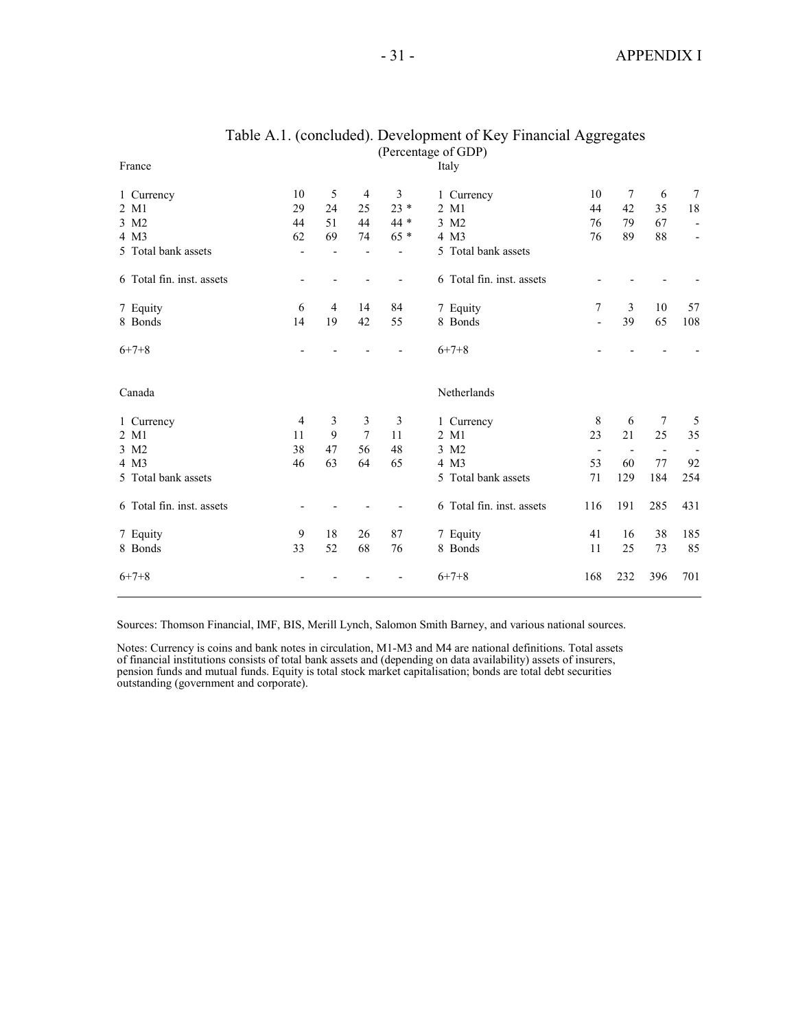## Table A.1. (concluded). Development of Key Financial Aggregates

(Percentage of GDP)

| France | | | | | Italy | | | | |
|---|---|---|---|---|---|---|---|---|---|
| 1 Currency | 10 | 5 | 4 | 3 | 1 Currency | 10 | 7 | 6 | 7 |
| 2 M1 | 29 | 24 | 25 | 23 * | 2 M1 | 44 | 42 | 35 | 18 |
| 3 M2 | 44 | 51 | 44 | 44 * | 3 M2 | 76 | 79 | 67 | - |
| 4 M3 | 62 | 69 | 74 | 65 * | 4 M3 | 76 | 89 | 88 | - |
| 5 Total bank assets | - | - | - | - | 5 Total bank assets | | | | |
| 6 Total fin. inst. assets | - | - | - | - | 6 Total fin. inst. assets | - | - | - | - |
| 7 Equity | 6 | 4 | 14 | 84 | 7 Equity | 7 | 3 | 10 | 57 |
| 8 Bonds | 14 | 19 | 42 | 55 | 8 Bonds | - | 39 | 65 | 108 |
| 6+7+8 | - | - | - | - | 6+7+8 | - | - | - | - |

| Canada | | | | | Netherlands | | | | |
|---|---|---|---|---|---|---|---|---|---|
| 1 Currency | 4 | 3 | 3 | 3 | 1 Currency | 8 | 6 | 7 | 5 |
| 2 M1 | 11 | 9 | 7 | 11 | 2 M1 | 23 | 21 | 25 | 35 |
| 3 M2 | 38 | 47 | 56 | 48 | 3 M2 | - | - | - | - |
| 4 M3 | 46 | 63 | 64 | 65 | 4 M3 | 53 | 60 | 77 | 92 |
| 5 Total bank assets | | | | | 5 Total bank assets | 71 | 129 | 184 | 254 |
| 6 Total fin. inst. assets | - | - | - | - | 6 Total fin. inst. assets | 116 | 191 | 285 | 431 |
| 7 Equity | 9 | 18 | 26 | 87 | 7 Equity | 41 | 16 | 38 | 185 |
| 8 Bonds | 33 | 52 | 68 | 76 | 8 Bonds | 11 | 25 | 73 | 85 |
| 6+7+8 | - | - | - | - | 6+7+8 | 168 | 232 | 396 | 701 |

Sources: Thomson Financial, IMF, BIS, Merill Lynch, Salomon Smith Barney, and various national sources.

Notes: Currency is coins and bank notes in circulation, M1-M3 and M4 are national definitions. Total assets of financial institutions consists of total bank assets and (depending on data availability) assets of insurers, pension funds and mutual funds. Equity is total stock market capitalisation; bonds are total debt securities outstanding (government and corporate).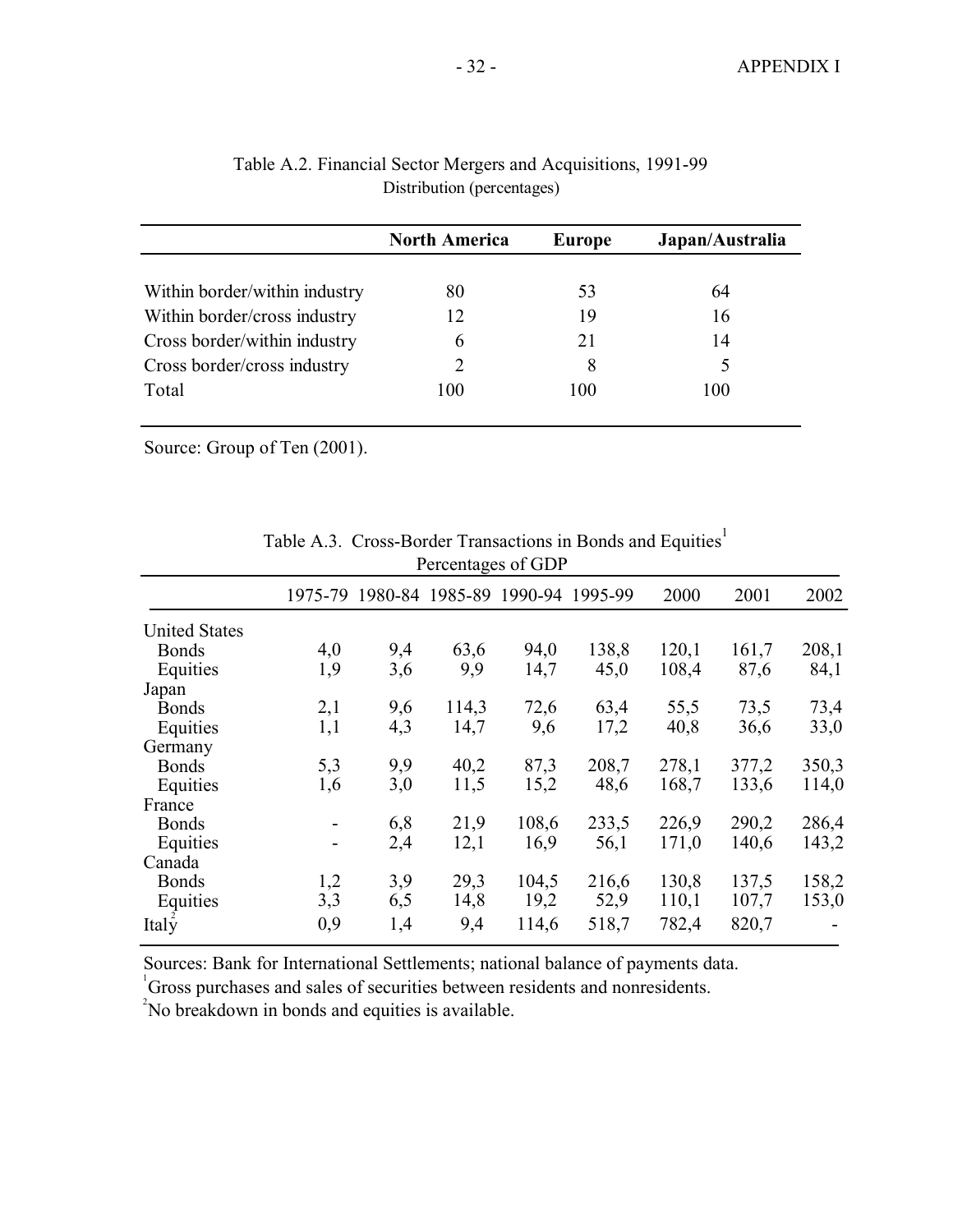Table A.2. Financial Sector Mergers and Acquisitions, 1991-99
Distribution (percentages)

| | **North America** | **Europe** | **Japan/Australia** |
|---|---|---|---|
| Within border/within industry | 80 | 53 | 64 |
| Within border/cross industry | 12 | 19 | 16 |
| Cross border/within industry | 6 | 21 | 14 |
| Cross border/cross industry | 2 | 8 | 5 |
| Total | 100 | 100 | 100 |

Source: Group of Ten (2001).

Table A.3. Cross-Border Transactions in Bonds and Equities[1]
Percentages of GDP

| | 1975-79 | 1980-84 | 1985-89 | 1990-94 | 1995-99 | 2000 | 2001 | 2002 |
|---|---|---|---|---|---|---|---|---|
| United States | | | | | | | | |
| Bonds | 4,0 | 9,4 | 63,6 | 94,0 | 138,8 | 120,1 | 161,7 | 208,1 |
| Equities | 1,9 | 3,6 | 9,9 | 14,7 | 45,0 | 108,4 | 87,6 | 84,1 |
| Japan | | | | | | | | |
| Bonds | 2,1 | 9,6 | 114,3 | 72,6 | 63,4 | 55,5 | 73,5 | 73,4 |
| Equities | 1,1 | 4,3 | 14,7 | 9,6 | 17,2 | 40,8 | 36,6 | 33,0 |
| Germany | | | | | | | | |
| Bonds | 5,3 | 9,9 | 40,2 | 87,3 | 208,7 | 278,1 | 377,2 | 350,3 |
| Equities | 1,6 | 3,0 | 11,5 | 15,2 | 48,6 | 168,7 | 133,6 | 114,0 |
| France | | | | | | | | |
| Bonds | - | 6,8 | 21,9 | 108,6 | 233,5 | 226,9 | 290,2 | 286,4 |
| Equities | - | 2,4 | 12,1 | 16,9 | 56,1 | 171,0 | 140,6 | 143,2 |
| Canada | | | | | | | | |
| Bonds | 1,2 | 3,9 | 29,3 | 104,5 | 216,6 | 130,8 | 137,5 | 158,2 |
| Equities | 3,3 | 6,5 | 14,8 | 19,2 | 52,9 | 110,1 | 107,7 | 153,0 |
| Italy[2] | 0,9 | 1,4 | 9,4 | 114,6 | 518,7 | 782,4 | 820,7 | - |

Sources: Bank for International Settlements; national balance of payments data.

[1] Gross purchases and sales of securities between residents and nonresidents.

[2] No breakdown in bonds and equities is available.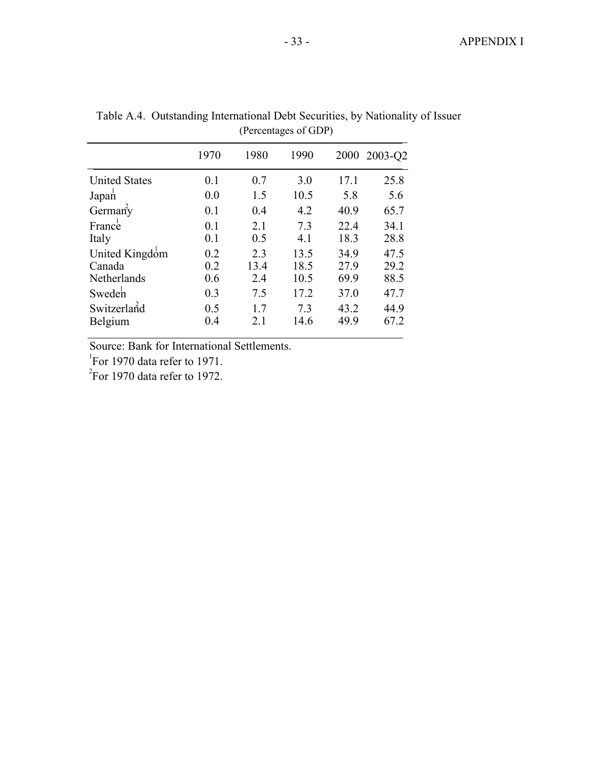Table A.4. Outstanding International Debt Securities, by Nationality of Issuer
(Percentages of GDP)

| | 1970 | 1980 | 1990 | 2000 | 2003-Q2 |
|---|---|---|---|---|---|
| United States | 0.1 | 0.7 | 3.0 | 17.1 | 25.8 |
| Japan[1] | 0.0 | 1.5 | 10.5 | 5.8 | 5.6 |
| Germany[2] | 0.1 | 0.4 | 4.2 | 40.9 | 65.7 |
| France[1] | 0.1 | 2.1 | 7.3 | 22.4 | 34.1 |
| Italy | 0.1 | 0.5 | 4.1 | 18.3 | 28.8 |
| United Kingdom[1] | 0.2 | 2.3 | 13.5 | 34.9 | 47.5 |
| Canada | 0.2 | 13.4 | 18.5 | 27.9 | 29.2 |
| Netherlands | 0.6 | 2.4 | 10.5 | 69.9 | 88.5 |
| Sweden[1] | 0.3 | 7.5 | 17.2 | 37.0 | 47.7 |
| Switzerland[2] | 0.5 | 1.7 | 7.3 | 43.2 | 44.9 |
| Belgium | 0.4 | 2.1 | 14.6 | 49.9 | 67.2 |

Source: Bank for International Settlements.

[1] For 1970 data refer to 1971.

[2] For 1970 data refer to 1972.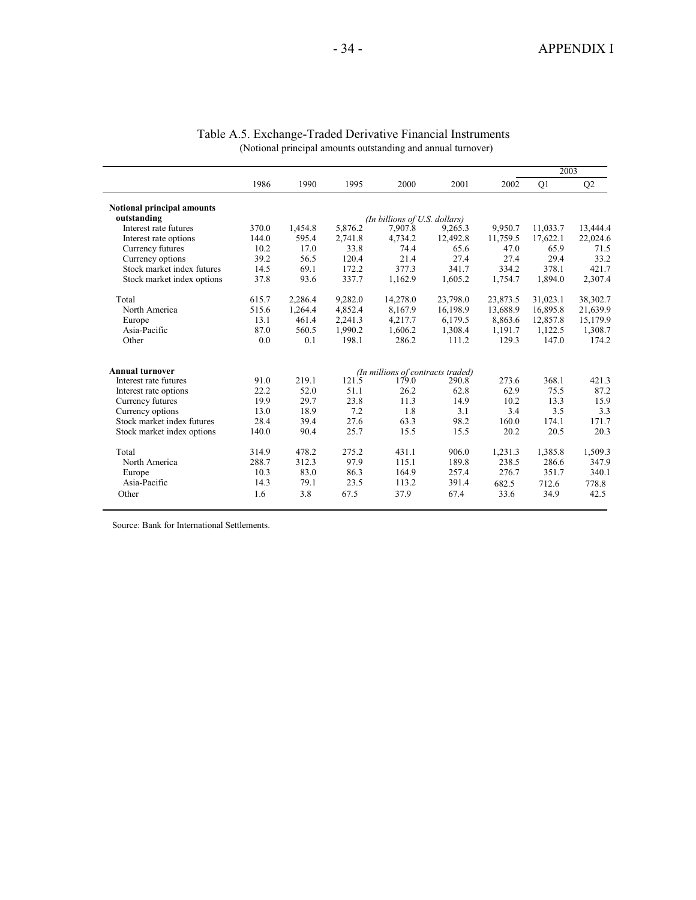Table A.5. Exchange-Traded Derivative Financial Instruments
(Notional principal amounts outstanding and annual turnover)

| | 1986 | 1990 | 1995 | 2000 | 2001 | 2002 | 2003 Q1 | 2003 Q2 |
|---|---|---|---|---|---|---|---|---|
| **Notional principal amounts outstanding** | | | | *(In billions of U.S. dollars)* | | | | |
| Interest rate futures | 370.0 | 1,454.8 | 5,876.2 | 7,907.8 | 9,265.3 | 9,950.7 | 11,033.7 | 13,444.4 |
| Interest rate options | 144.0 | 595.4 | 2,741.8 | 4,734.2 | 12,492.8 | 11,759.5 | 17,622.1 | 22,024.6 |
| Currency futures | 10.2 | 17.0 | 33.8 | 74.4 | 65.6 | 47.0 | 65.9 | 71.5 |
| Currency options | 39.2 | 56.5 | 120.4 | 21.4 | 27.4 | 27.4 | 29.4 | 33.2 |
| Stock market index futures | 14.5 | 69.1 | 172.2 | 377.3 | 341.7 | 334.2 | 378.1 | 421.7 |
| Stock market index options | 37.8 | 93.6 | 337.7 | 1,162.9 | 1,605.2 | 1,754.7 | 1,894.0 | 2,307.4 |
| Total | 615.7 | 2,286.4 | 9,282.0 | 14,278.0 | 23,798.0 | 23,873.5 | 31,023.1 | 38,302.7 |
| North America | 515.6 | 1,264.4 | 4,852.4 | 8,167.9 | 16,198.9 | 13,688.9 | 16,895.8 | 21,639.9 |
| Europe | 13.1 | 461.4 | 2,241.3 | 4,217.7 | 6,179.5 | 8,863.6 | 12,857.8 | 15,179.9 |
| Asia-Pacific | 87.0 | 560.5 | 1,990.2 | 1,606.2 | 1,308.4 | 1,191.7 | 1,122.5 | 1,308.7 |
| Other | 0.0 | 0.1 | 198.1 | 286.2 | 111.2 | 129.3 | 147.0 | 174.2 |
| **Annual turnover** | | | | *(In millions of contracts traded)* | | | | |
| Interest rate futures | 91.0 | 219.1 | 121.5 | 179.0 | 290.8 | 273.6 | 368.1 | 421.3 |
| Interest rate options | 22.2 | 52.0 | 51.1 | 26.2 | 62.8 | 62.9 | 75.5 | 87.2 |
| Currency futures | 19.9 | 29.7 | 23.8 | 11.3 | 14.9 | 10.2 | 13.3 | 15.9 |
| Currency options | 13.0 | 18.9 | 7.2 | 1.8 | 3.1 | 3.4 | 3.5 | 3.3 |
| Stock market index futures | 28.4 | 39.4 | 27.6 | 63.3 | 98.2 | 160.0 | 174.1 | 171.7 |
| Stock market index options | 140.0 | 90.4 | 25.7 | 15.5 | 15.5 | 20.2 | 20.5 | 20.3 |
| Total | 314.9 | 478.2 | 275.2 | 431.1 | 906.0 | 1,231.3 | 1,385.8 | 1,509.3 |
| North America | 288.7 | 312.3 | 97.9 | 115.1 | 189.8 | 238.5 | 286.6 | 347.9 |
| Europe | 10.3 | 83.0 | 86.3 | 164.9 | 257.4 | 276.7 | 351.7 | 340.1 |
| Asia-Pacific | 14.3 | 79.1 | 23.5 | 113.2 | 391.4 | 682.5 | 712.6 | 778.8 |
| Other | 1.6 | 3.8 | 67.5 | 37.9 | 67.4 | 33.6 | 34.9 | 42.5 |

Source: Bank for International Settlements.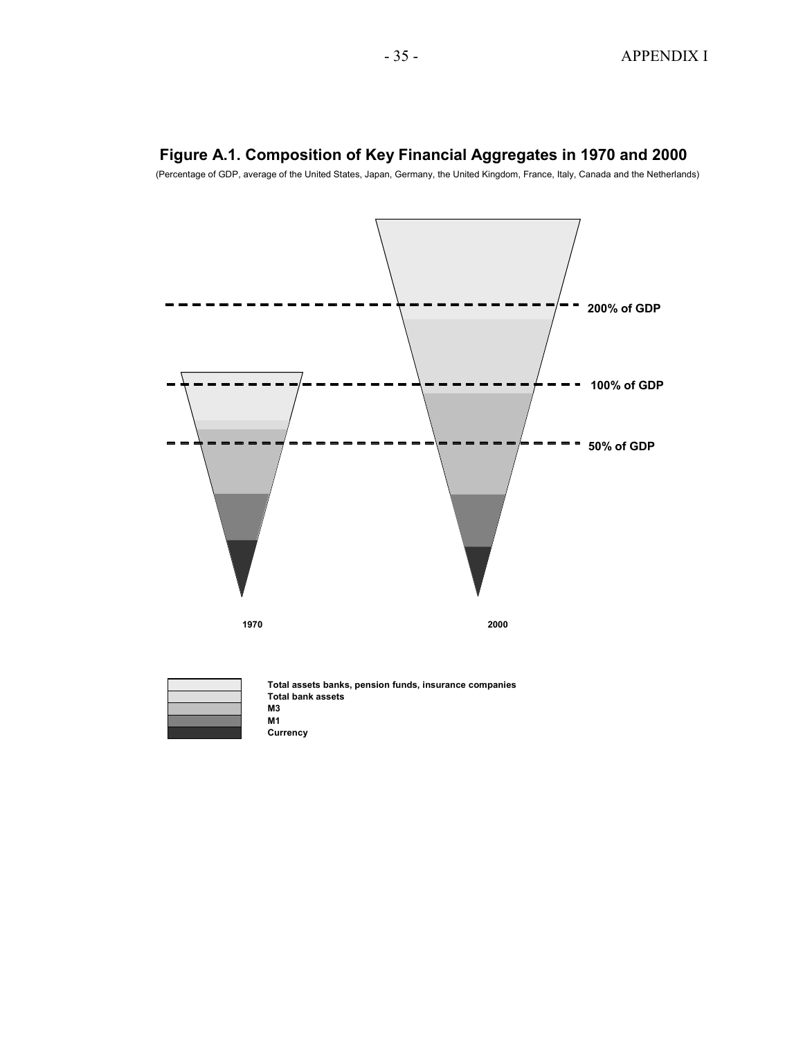**Figure A.1. Composition of Key Financial Aggregates in 1970 and 2000**

(Percentage of GDP, average of the United States, Japan, Germany, the United Kingdom, France, Italy, Canada and the Netherlands)

200% of GDP

100% of GDP

50% of GDP

1970

2000

Total assets banks, pension funds, insurance companies
Total bank assets
M3
M1
Currency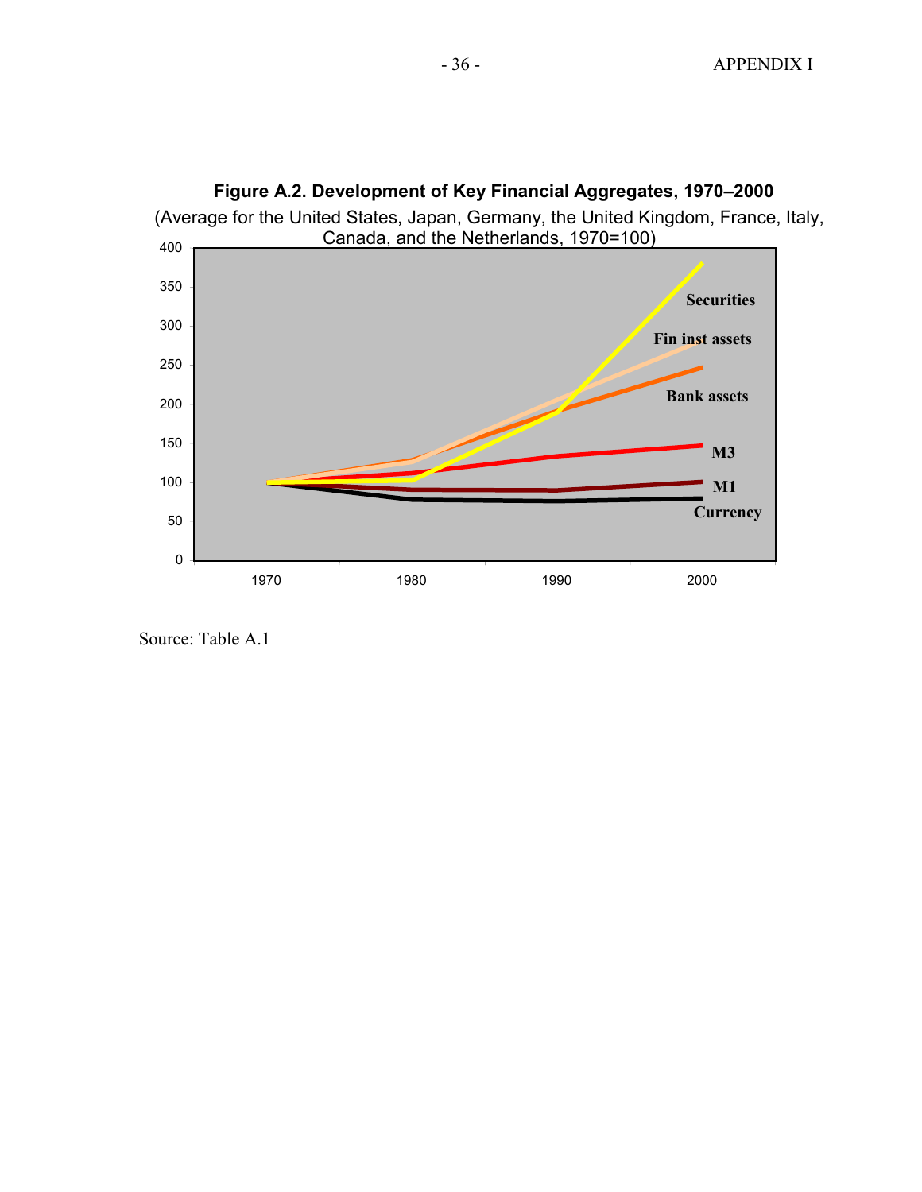**Figure A.2. Development of Key Financial Aggregates, 1970–2000**

(Average for the United States, Japan, Germany, the United Kingdom, France, Italy, Canada, and the Netherlands, 1970=100)

Source: Table A.1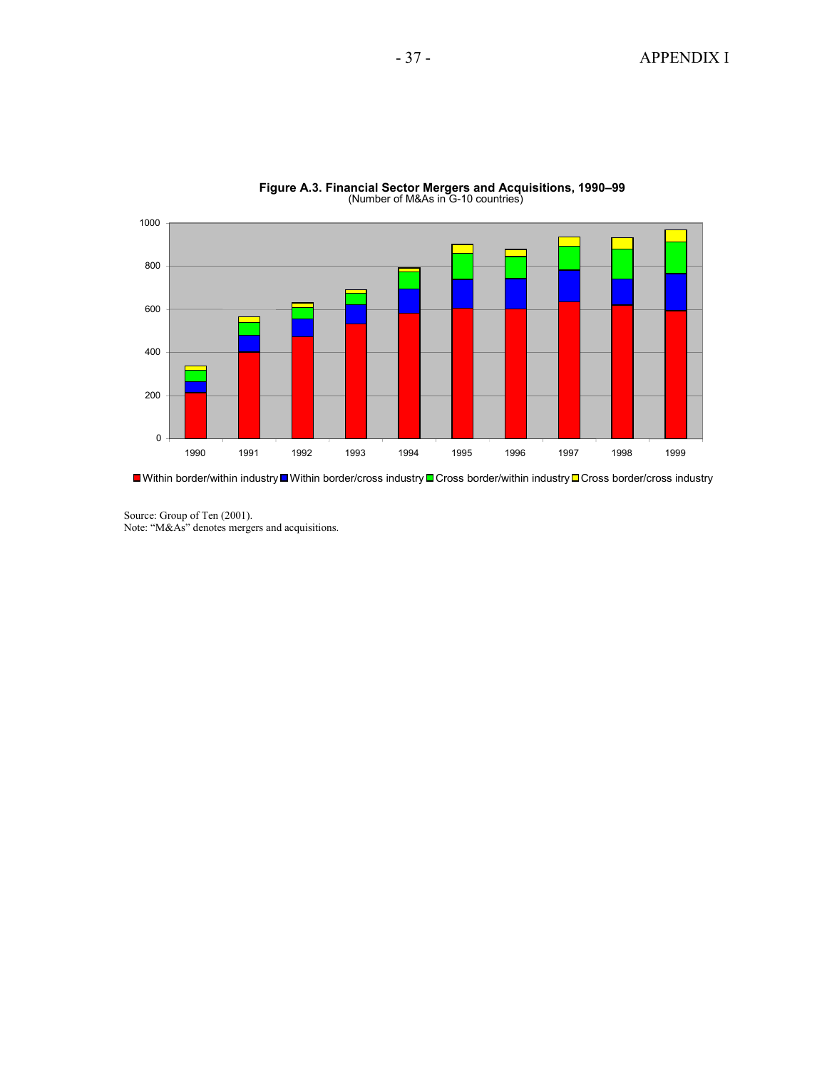**Figure A.3. Financial Sector Mergers and Acquisitions, 1990–99**
(Number of M&As in G-10 countries)

Source: Group of Ten (2001).
Note: “M&As” denotes mergers and acquisitions.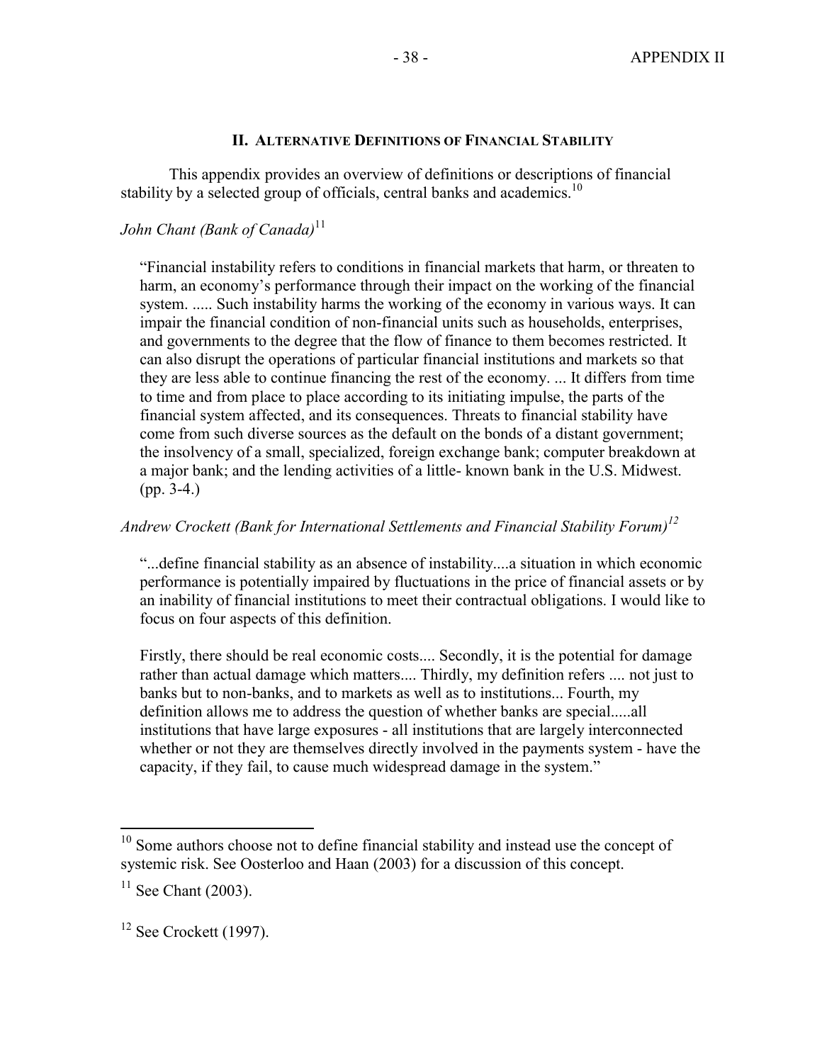## II. Alternative Definitions of Financial Stability

This appendix provides an overview of definitions or descriptions of financial stability by a selected group of officials, central banks and academics.[10]

*John Chant (Bank of Canada)*[11]

> "Financial instability refers to conditions in financial markets that harm, or threaten to harm, an economy's performance through their impact on the working of the financial system. ..... Such instability harms the working of the economy in various ways. It can impair the financial condition of non-financial units such as households, enterprises, and governments to the degree that the flow of finance to them becomes restricted. It can also disrupt the operations of particular financial institutions and markets so that they are less able to continue financing the rest of the economy. ... It differs from time to time and from place to place according to its initiating impulse, the parts of the financial system affected, and its consequences. Threats to financial stability have come from such diverse sources as the default on the bonds of a distant government; the insolvency of a small, specialized, foreign exchange bank; computer breakdown at a major bank; and the lending activities of a little- known bank in the U.S. Midwest. (pp. 3-4.)

*Andrew Crockett (Bank for International Settlements and Financial Stability Forum)*[12]

> "...define financial stability as an absence of instability....a situation in which economic performance is potentially impaired by fluctuations in the price of financial assets or by an inability of financial institutions to meet their contractual obligations. I would like to focus on four aspects of this definition.
>
> Firstly, there should be real economic costs.... Secondly, it is the potential for damage rather than actual damage which matters.... Thirdly, my definition refers .... not just to banks but to non-banks, and to markets as well as to institutions... Fourth, my definition allows me to address the question of whether banks are special.....all institutions that have large exposures - all institutions that are largely interconnected whether or not they are themselves directly involved in the payments system - have the capacity, if they fail, to cause much widespread damage in the system."

---

[10] Some authors choose not to define financial stability and instead use the concept of systemic risk. See Oosterloo and Haan (2003) for a discussion of this concept.

[11] See Chant (2003).

[12] See Crockett (1997).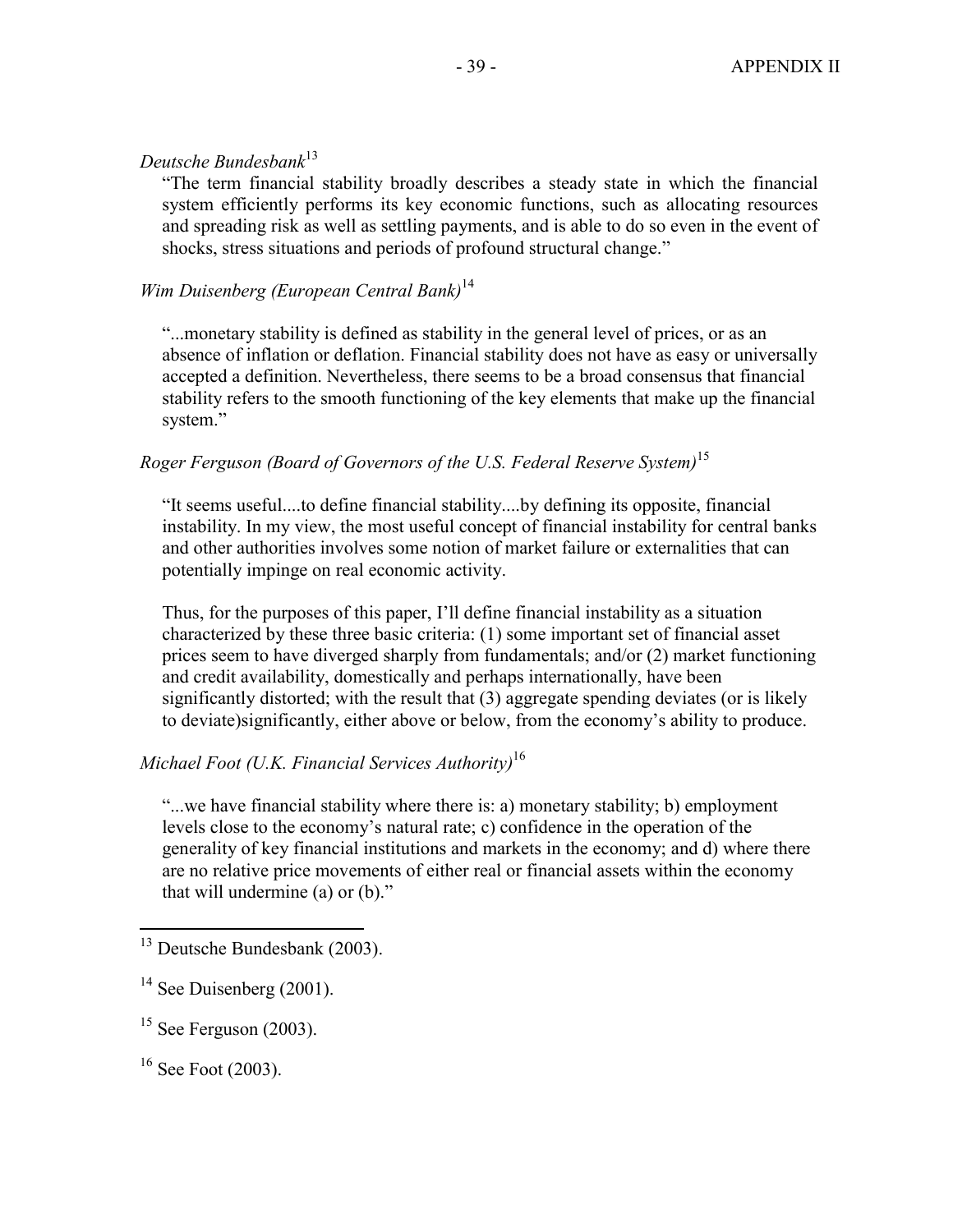*Deutsche Bundesbank*[13]

> "The term financial stability broadly describes a steady state in which the financial system efficiently performs its key economic functions, such as allocating resources and spreading risk as well as settling payments, and is able to do so even in the event of shocks, stress situations and periods of profound structural change."

*Wim Duisenberg (European Central Bank)*[14]

> "...monetary stability is defined as stability in the general level of prices, or as an absence of inflation or deflation. Financial stability does not have as easy or universally accepted a definition. Nevertheless, there seems to be a broad consensus that financial stability refers to the smooth functioning of the key elements that make up the financial system."

*Roger Ferguson (Board of Governors of the U.S. Federal Reserve System)*[15]

> "It seems useful....to define financial stability....by defining its opposite, financial instability. In my view, the most useful concept of financial instability for central banks and other authorities involves some notion of market failure or externalities that can potentially impinge on real economic activity.
>
> Thus, for the purposes of this paper, I'll define financial instability as a situation characterized by these three basic criteria: (1) some important set of financial asset prices seem to have diverged sharply from fundamentals; and/or (2) market functioning and credit availability, domestically and perhaps internationally, have been significantly distorted; with the result that (3) aggregate spending deviates (or is likely to deviate)significantly, either above or below, from the economy's ability to produce.

*Michael Foot (U.K. Financial Services Authority)*[16]

> "...we have financial stability where there is: a) monetary stability; b) employment levels close to the economy's natural rate; c) confidence in the operation of the generality of key financial institutions and markets in the economy; and d) where there are no relative price movements of either real or financial assets within the economy that will undermine (a) or (b)."

---

[13] Deutsche Bundesbank (2003).

[14] See Duisenberg (2001).

[15] See Ferguson (2003).

[16] See Foot (2003).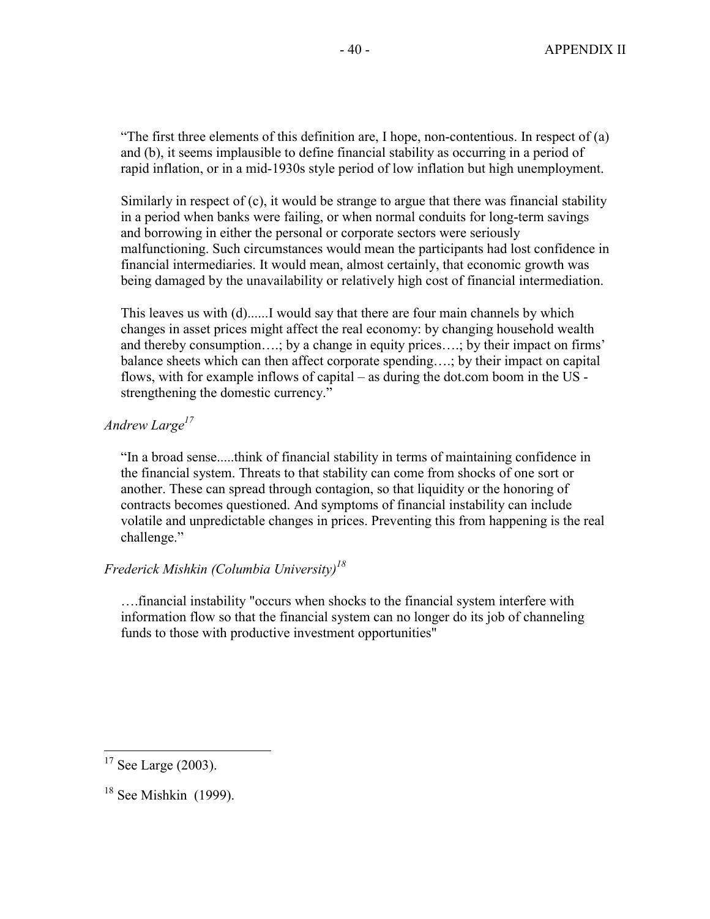"The first three elements of this definition are, I hope, non-contentious. In respect of (a) and (b), it seems implausible to define financial stability as occurring in a period of rapid inflation, or in a mid-1930s style period of low inflation but high unemployment.

Similarly in respect of (c), it would be strange to argue that there was financial stability in a period when banks were failing, or when normal conduits for long-term savings and borrowing in either the personal or corporate sectors were seriously malfunctioning. Such circumstances would mean the participants had lost confidence in financial intermediaries. It would mean, almost certainly, that economic growth was being damaged by the unavailability or relatively high cost of financial intermediation.

This leaves us with (d)......I would say that there are four main channels by which changes in asset prices might affect the real economy: by changing household wealth and thereby consumption….; by a change in equity prices….; by their impact on firms' balance sheets which can then affect corporate spending….; by their impact on capital flows, with for example inflows of capital – as during the dot.com boom in the US - strengthening the domestic currency."

*Andrew Large*[17]

"In a broad sense.....think of financial stability in terms of maintaining confidence in the financial system. Threats to that stability can come from shocks of one sort or another. These can spread through contagion, so that liquidity or the honoring of contracts becomes questioned. And symptoms of financial instability can include volatile and unpredictable changes in prices. Preventing this from happening is the real challenge."

*Frederick Mishkin (Columbia University)*[18]

….financial instability "occurs when shocks to the financial system interfere with information flow so that the financial system can no longer do its job of channeling funds to those with productive investment opportunities"

---

[17] See Large (2003).

[18] See Mishkin (1999).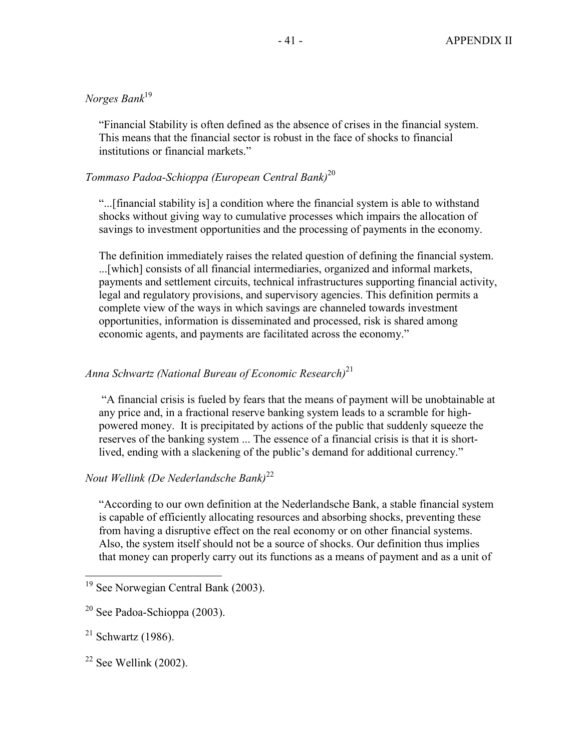*Norges Bank*[19]

> "Financial Stability is often defined as the absence of crises in the financial system. This means that the financial sector is robust in the face of shocks to financial institutions or financial markets."

*Tommaso Padoa-Schioppa (European Central Bank)*[20]

> "...[financial stability is] a condition where the financial system is able to withstand shocks without giving way to cumulative processes which impairs the allocation of savings to investment opportunities and the processing of payments in the economy.
>
> The definition immediately raises the related question of defining the financial system. ...[which] consists of all financial intermediaries, organized and informal markets, payments and settlement circuits, technical infrastructures supporting financial activity, legal and regulatory provisions, and supervisory agencies. This definition permits a complete view of the ways in which savings are channeled towards investment opportunities, information is disseminated and processed, risk is shared among economic agents, and payments are facilitated across the economy."

*Anna Schwartz (National Bureau of Economic Research)*[21]

> "A financial crisis is fueled by fears that the means of payment will be unobtainable at any price and, in a fractional reserve banking system leads to a scramble for high-powered money. It is precipitated by actions of the public that suddenly squeeze the reserves of the banking system ... The essence of a financial crisis is that it is short-lived, ending with a slackening of the public's demand for additional currency."

*Nout Wellink (De Nederlandsche Bank)*[22]

> "According to our own definition at the Nederlandsche Bank, a stable financial system is capable of efficiently allocating resources and absorbing shocks, preventing these from having a disruptive effect on the real economy or on other financial systems. Also, the system itself should not be a source of shocks. Our definition thus implies that money can properly carry out its functions as a means of payment and as a unit of

---

[19] See Norwegian Central Bank (2003).

[20] See Padoa-Schioppa (2003).

[21] Schwartz (1986).

[22] See Wellink (2002).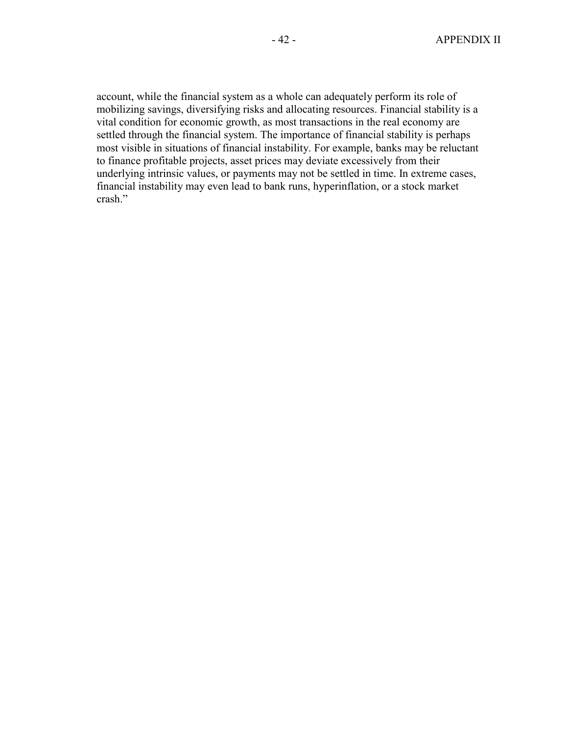account, while the financial system as a whole can adequately perform its role of mobilizing savings, diversifying risks and allocating resources. Financial stability is a vital condition for economic growth, as most transactions in the real economy are settled through the financial system. The importance of financial stability is perhaps most visible in situations of financial instability. For example, banks may be reluctant to finance profitable projects, asset prices may deviate excessively from their underlying intrinsic values, or payments may not be settled in time. In extreme cases, financial instability may even lead to bank runs, hyperinflation, or a stock market crash."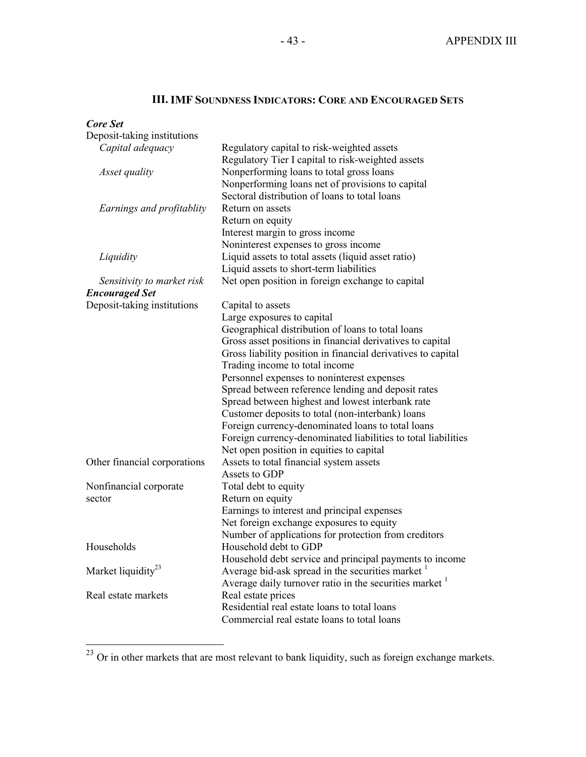### III. IMF Soundness Indicators: Core and Encouraged Sets

| | |
|---|---|
| ***Core Set*** | |
| Deposit-taking institutions | |
| *Capital adequacy* | Regulatory capital to risk-weighted assets |
| | Regulatory Tier I capital to risk-weighted assets |
| *Asset quality* | Nonperforming loans to total gross loans |
| | Nonperforming loans net of provisions to capital |
| | Sectoral distribution of loans to total loans |
| *Earnings and profitablity* | Return on assets |
| | Return on equity |
| | Interest margin to gross income |
| | Noninterest expenses to gross income |
| *Liquidity* | Liquid assets to total assets (liquid asset ratio) |
| | Liquid assets to short-term liabilities |
| *Sensitivity to market risk* | Net open position in foreign exchange to capital |
| ***Encouraged Set*** | |
| Deposit-taking institutions | Capital to assets |
| | Large exposures to capital |
| | Geographical distribution of loans to total loans |
| | Gross asset positions in financial derivatives to capital |
| | Gross liability position in financial derivatives to capital |
| | Trading income to total income |
| | Personnel expenses to noninterest expenses |
| | Spread between reference lending and deposit rates |
| | Spread between highest and lowest interbank rate |
| | Customer deposits to total (non-interbank) loans |
| | Foreign currency-denominated loans to total loans |
| | Foreign currency-denominated liabilities to total liabilities |
| | Net open position in equities to capital |
| Other financial corporations | Assets to total financial system assets |
| | Assets to GDP |
| Nonfinancial corporate sector | Total debt to equity |
| | Return on equity |
| | Earnings to interest and principal expenses |
| | Net foreign exchange exposures to equity |
| | Number of applications for protection from creditors |
| Households | Household debt to GDP |
| | Household debt service and principal payments to income |
| Market liquidity[23] | Average bid-ask spread in the securities market [1] |
| | Average daily turnover ratio in the securities market [1] |
| Real estate markets | Real estate prices |
| | Residential real estate loans to total loans |
| | Commercial real estate loans to total loans |

[23] Or in other markets that are most relevant to bank liquidity, such as foreign exchange markets.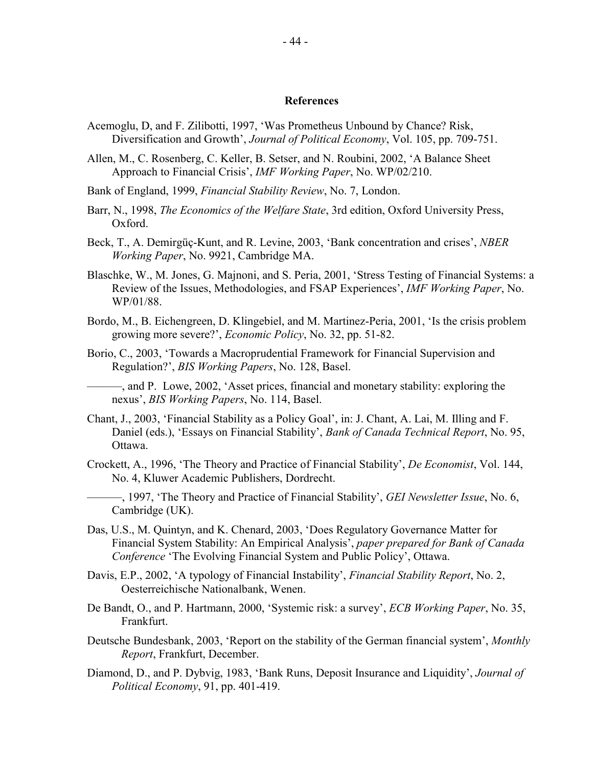## References

Acemoglu, D, and F. Zilibotti, 1997, 'Was Prometheus Unbound by Chance? Risk, Diversification and Growth', *Journal of Political Economy*, Vol. 105, pp. 709-751.

Allen, M., C. Rosenberg, C. Keller, B. Setser, and N. Roubini, 2002, 'A Balance Sheet Approach to Financial Crisis', *IMF Working Paper*, No. WP/02/210.

Bank of England, 1999, *Financial Stability Review*, No. 7, London.

Barr, N., 1998, *The Economics of the Welfare State*, 3rd edition, Oxford University Press, Oxford.

Beck, T., A. Demirgüç-Kunt, and R. Levine, 2003, 'Bank concentration and crises', *NBER Working Paper*, No. 9921, Cambridge MA.

Blaschke, W., M. Jones, G. Majnoni, and S. Peria, 2001, 'Stress Testing of Financial Systems: a Review of the Issues, Methodologies, and FSAP Experiences', *IMF Working Paper*, No. WP/01/88.

Bordo, M., B. Eichengreen, D. Klingebiel, and M. Martinez-Peria, 2001, 'Is the crisis problem growing more severe?', *Economic Policy*, No. 32, pp. 51-82.

Borio, C., 2003, 'Towards a Macroprudential Framework for Financial Supervision and Regulation?', *BIS Working Papers*, No. 128, Basel.

———, and P. Lowe, 2002, 'Asset prices, financial and monetary stability: exploring the nexus', *BIS Working Papers*, No. 114, Basel.

Chant, J., 2003, 'Financial Stability as a Policy Goal', in: J. Chant, A. Lai, M. Illing and F. Daniel (eds.), 'Essays on Financial Stability', *Bank of Canada Technical Report*, No. 95, Ottawa.

Crockett, A., 1996, 'The Theory and Practice of Financial Stability', *De Economist*, Vol. 144, No. 4, Kluwer Academic Publishers, Dordrecht.

———, 1997, 'The Theory and Practice of Financial Stability', *GEI Newsletter Issue*, No. 6, Cambridge (UK).

Das, U.S., M. Quintyn, and K. Chenard, 2003, 'Does Regulatory Governance Matter for Financial System Stability: An Empirical Analysis', *paper prepared for Bank of Canada Conference* 'The Evolving Financial System and Public Policy', Ottawa.

Davis, E.P., 2002, 'A typology of Financial Instability', *Financial Stability Report*, No. 2, Oesterreichische Nationalbank, Wenen.

De Bandt, O., and P. Hartmann, 2000, 'Systemic risk: a survey', *ECB Working Paper*, No. 35, Frankfurt.

Deutsche Bundesbank, 2003, 'Report on the stability of the German financial system', *Monthly Report*, Frankfurt, December.

Diamond, D., and P. Dybvig, 1983, 'Bank Runs, Deposit Insurance and Liquidity', *Journal of Political Economy*, 91, pp. 401-419.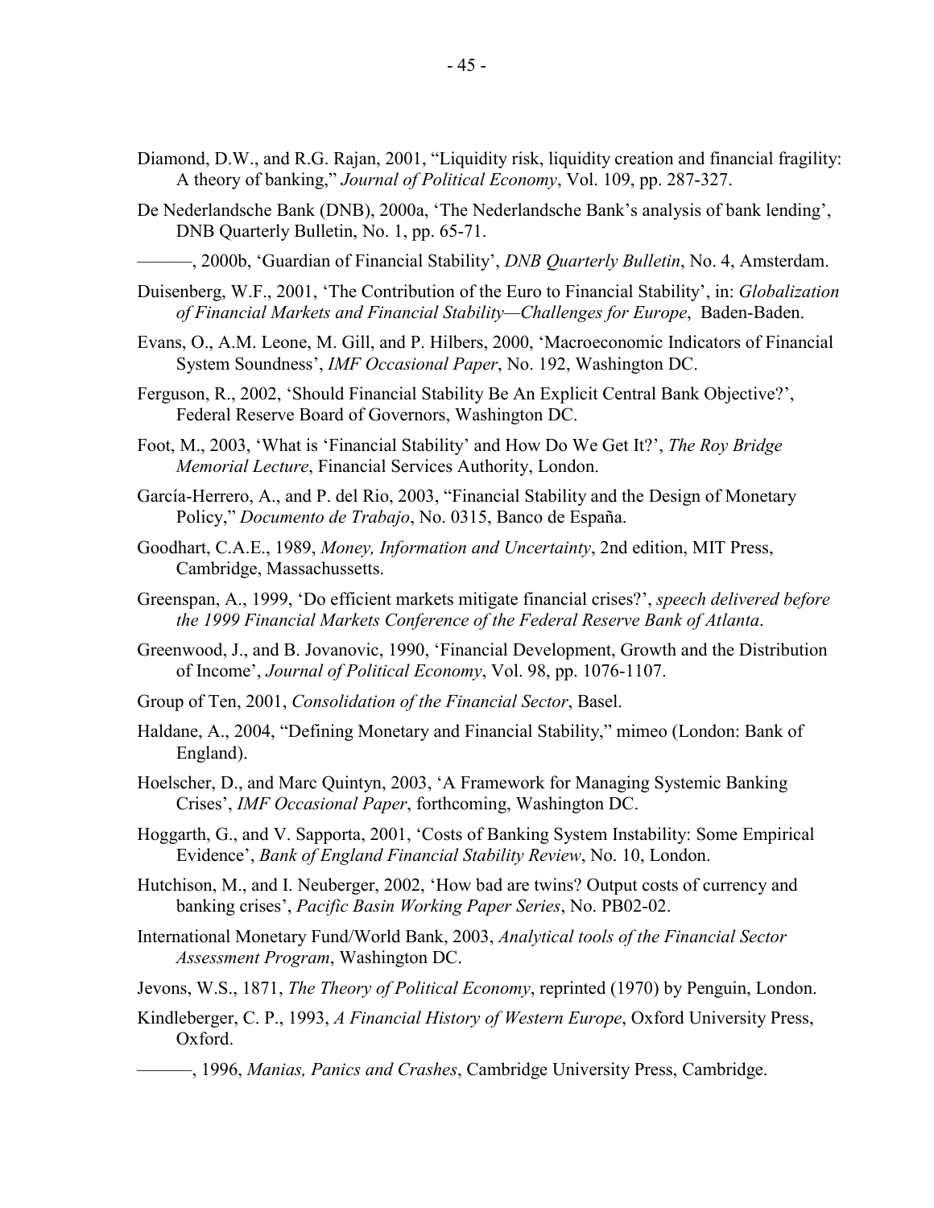Diamond, D.W., and R.G. Rajan, 2001, "Liquidity risk, liquidity creation and financial fragility: A theory of banking," *Journal of Political Economy*, Vol. 109, pp. 287-327.

De Nederlandsche Bank (DNB), 2000a, 'The Nederlandsche Bank's analysis of bank lending', DNB Quarterly Bulletin, No. 1, pp. 65-71.

———, 2000b, 'Guardian of Financial Stability', *DNB Quarterly Bulletin*, No. 4, Amsterdam.

Duisenberg, W.F., 2001, 'The Contribution of the Euro to Financial Stability', in: *Globalization of Financial Markets and Financial Stability—Challenges for Europe*, Baden-Baden.

Evans, O., A.M. Leone, M. Gill, and P. Hilbers, 2000, 'Macroeconomic Indicators of Financial System Soundness', *IMF Occasional Paper*, No. 192, Washington DC.

Ferguson, R., 2002, 'Should Financial Stability Be An Explicit Central Bank Objective?', Federal Reserve Board of Governors, Washington DC.

Foot, M., 2003, 'What is 'Financial Stability' and How Do We Get It?', *The Roy Bridge Memorial Lecture*, Financial Services Authority, London.

García-Herrero, A., and P. del Rio, 2003, "Financial Stability and the Design of Monetary Policy," *Documento de Trabajo*, No. 0315, Banco de España.

Goodhart, C.A.E., 1989, *Money, Information and Uncertainty*, 2nd edition, MIT Press, Cambridge, Massachussetts.

Greenspan, A., 1999, 'Do efficient markets mitigate financial crises?', *speech delivered before the 1999 Financial Markets Conference of the Federal Reserve Bank of Atlanta*.

Greenwood, J., and B. Jovanovic, 1990, 'Financial Development, Growth and the Distribution of Income', *Journal of Political Economy*, Vol. 98, pp. 1076-1107.

Group of Ten, 2001, *Consolidation of the Financial Sector*, Basel.

Haldane, A., 2004, "Defining Monetary and Financial Stability," mimeo (London: Bank of England).

Hoelscher, D., and Marc Quintyn, 2003, 'A Framework for Managing Systemic Banking Crises', *IMF Occasional Paper*, forthcoming, Washington DC.

Hoggarth, G., and V. Sapporta, 2001, 'Costs of Banking System Instability: Some Empirical Evidence', *Bank of England Financial Stability Review*, No. 10, London.

Hutchison, M., and I. Neuberger, 2002, 'How bad are twins? Output costs of currency and banking crises', *Pacific Basin Working Paper Series*, No. PB02-02.

International Monetary Fund/World Bank, 2003, *Analytical tools of the Financial Sector Assessment Program*, Washington DC.

Jevons, W.S., 1871, *The Theory of Political Economy*, reprinted (1970) by Penguin, London.

Kindleberger, C. P., 1993, *A Financial History of Western Europe*, Oxford University Press, Oxford.

———, 1996, *Manias, Panics and Crashes*, Cambridge University Press, Cambridge.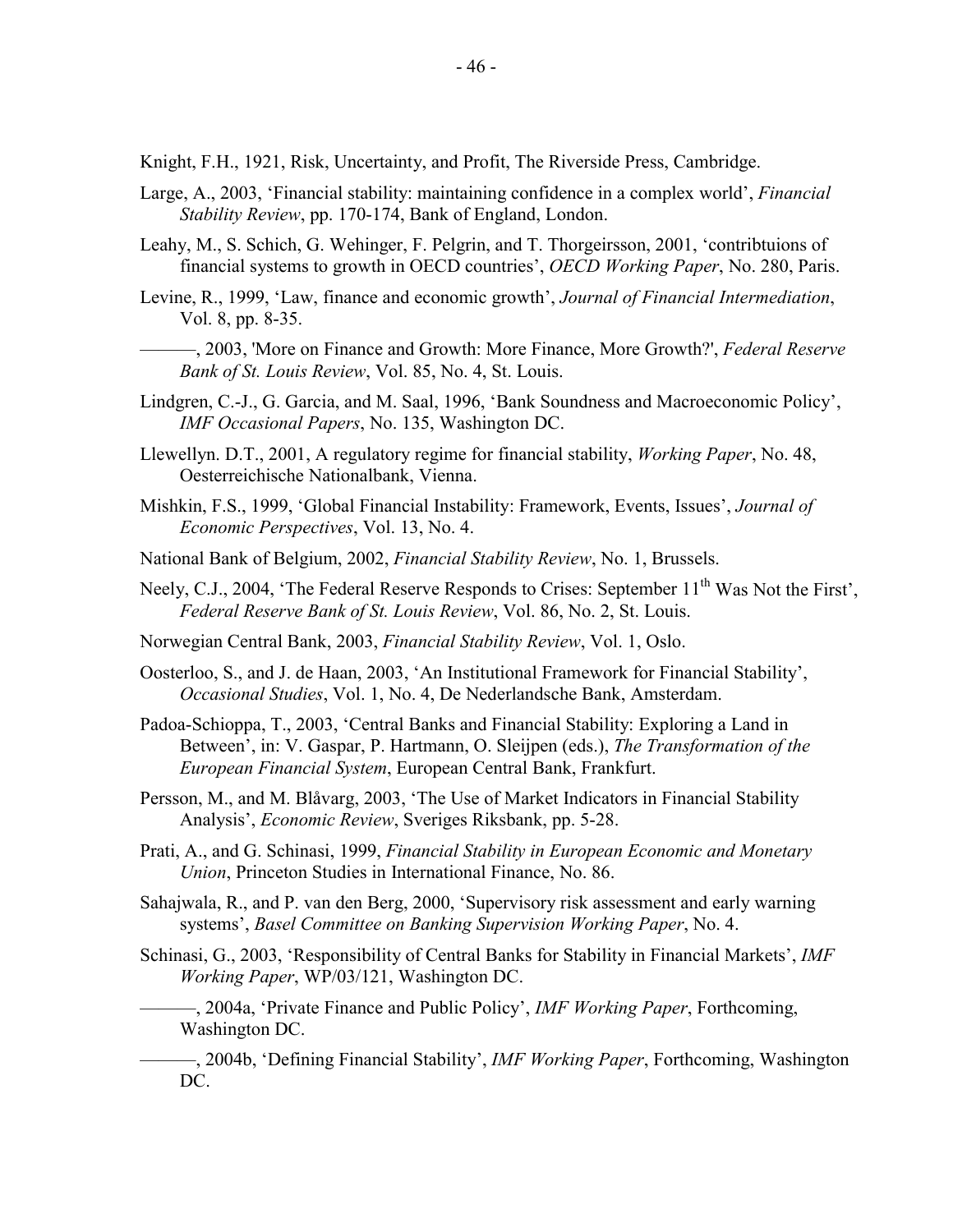Knight, F.H., 1921, Risk, Uncertainty, and Profit, The Riverside Press, Cambridge.

Large, A., 2003, 'Financial stability: maintaining confidence in a complex world', *Financial Stability Review*, pp. 170-174, Bank of England, London.

Leahy, M., S. Schich, G. Wehinger, F. Pelgrin, and T. Thorgeirsson, 2001, 'contribtuions of financial systems to growth in OECD countries', *OECD Working Paper*, No. 280, Paris.

Levine, R., 1999, 'Law, finance and economic growth', *Journal of Financial Intermediation*, Vol. 8, pp. 8-35.

———, 2003, 'More on Finance and Growth: More Finance, More Growth?', *Federal Reserve Bank of St. Louis Review*, Vol. 85, No. 4, St. Louis.

Lindgren, C.-J., G. Garcia, and M. Saal, 1996, 'Bank Soundness and Macroeconomic Policy', *IMF Occasional Papers*, No. 135, Washington DC.

Llewellyn. D.T., 2001, A regulatory regime for financial stability, *Working Paper*, No. 48, Oesterreichische Nationalbank, Vienna.

Mishkin, F.S., 1999, 'Global Financial Instability: Framework, Events, Issues', *Journal of Economic Perspectives*, Vol. 13, No. 4.

National Bank of Belgium, 2002, *Financial Stability Review*, No. 1, Brussels.

Neely, C.J., 2004, 'The Federal Reserve Responds to Crises: September 11th Was Not the First', *Federal Reserve Bank of St. Louis Review*, Vol. 86, No. 2, St. Louis.

Norwegian Central Bank, 2003, *Financial Stability Review*, Vol. 1, Oslo.

Oosterloo, S., and J. de Haan, 2003, 'An Institutional Framework for Financial Stability', *Occasional Studies*, Vol. 1, No. 4, De Nederlandsche Bank, Amsterdam.

Padoa-Schioppa, T., 2003, 'Central Banks and Financial Stability: Exploring a Land in Between', in: V. Gaspar, P. Hartmann, O. Sleijpen (eds.), *The Transformation of the European Financial System*, European Central Bank, Frankfurt.

Persson, M., and M. Blåvarg, 2003, 'The Use of Market Indicators in Financial Stability Analysis', *Economic Review*, Sveriges Riksbank, pp. 5-28.

Prati, A., and G. Schinasi, 1999, *Financial Stability in European Economic and Monetary Union*, Princeton Studies in International Finance, No. 86.

Sahajwala, R., and P. van den Berg, 2000, 'Supervisory risk assessment and early warning systems', *Basel Committee on Banking Supervision Working Paper*, No. 4.

Schinasi, G., 2003, 'Responsibility of Central Banks for Stability in Financial Markets', *IMF Working Paper*, WP/03/121, Washington DC.

———, 2004a, 'Private Finance and Public Policy', *IMF Working Paper*, Forthcoming, Washington DC.

———, 2004b, 'Defining Financial Stability', *IMF Working Paper*, Forthcoming, Washington DC.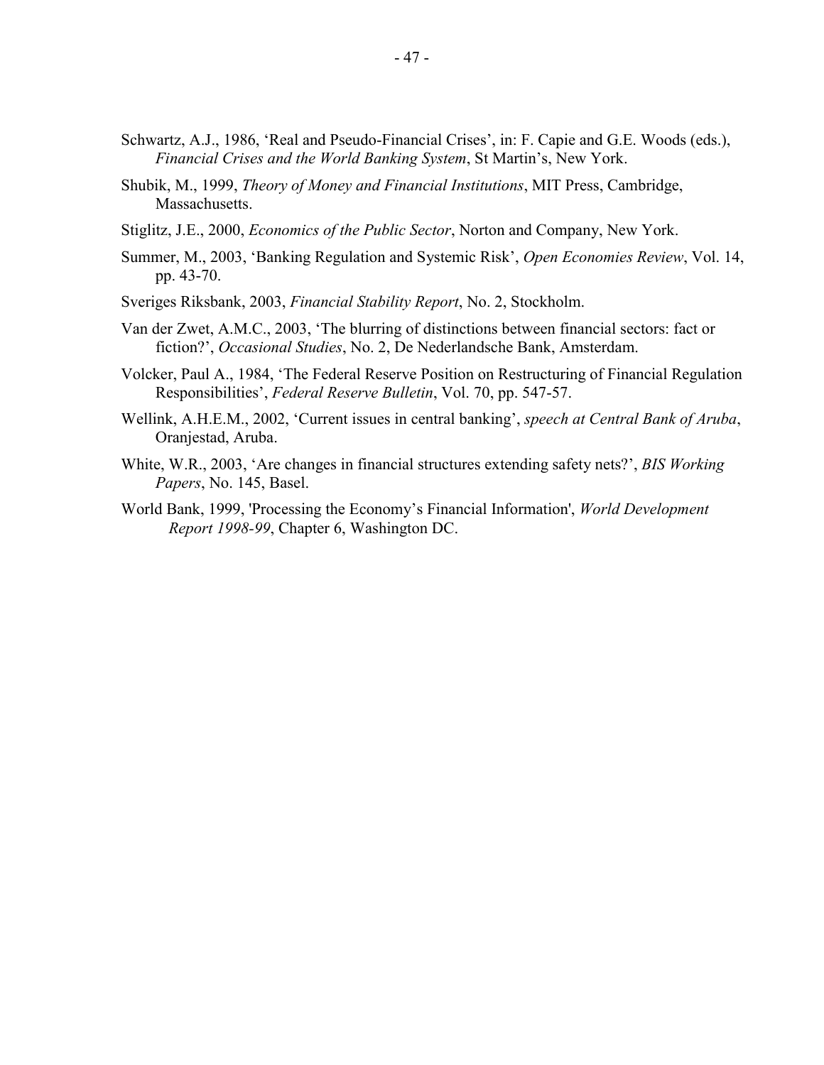Schwartz, A.J., 1986, 'Real and Pseudo-Financial Crises', in: F. Capie and G.E. Woods (eds.), *Financial Crises and the World Banking System*, St Martin's, New York.

Shubik, M., 1999, *Theory of Money and Financial Institutions*, MIT Press, Cambridge, Massachusetts.

Stiglitz, J.E., 2000, *Economics of the Public Sector*, Norton and Company, New York.

Summer, M., 2003, 'Banking Regulation and Systemic Risk', *Open Economies Review*, Vol. 14, pp. 43-70.

Sveriges Riksbank, 2003, *Financial Stability Report*, No. 2, Stockholm.

Van der Zwet, A.M.C., 2003, 'The blurring of distinctions between financial sectors: fact or fiction?', *Occasional Studies*, No. 2, De Nederlandsche Bank, Amsterdam.

Volcker, Paul A., 1984, 'The Federal Reserve Position on Restructuring of Financial Regulation Responsibilities', *Federal Reserve Bulletin*, Vol. 70, pp. 547-57.

Wellink, A.H.E.M., 2002, 'Current issues in central banking', *speech at Central Bank of Aruba*, Oranjestad, Aruba.

White, W.R., 2003, 'Are changes in financial structures extending safety nets?', *BIS Working Papers*, No. 145, Basel.

World Bank, 1999, 'Processing the Economy's Financial Information', *World Development Report 1998-99*, Chapter 6, Washington DC.